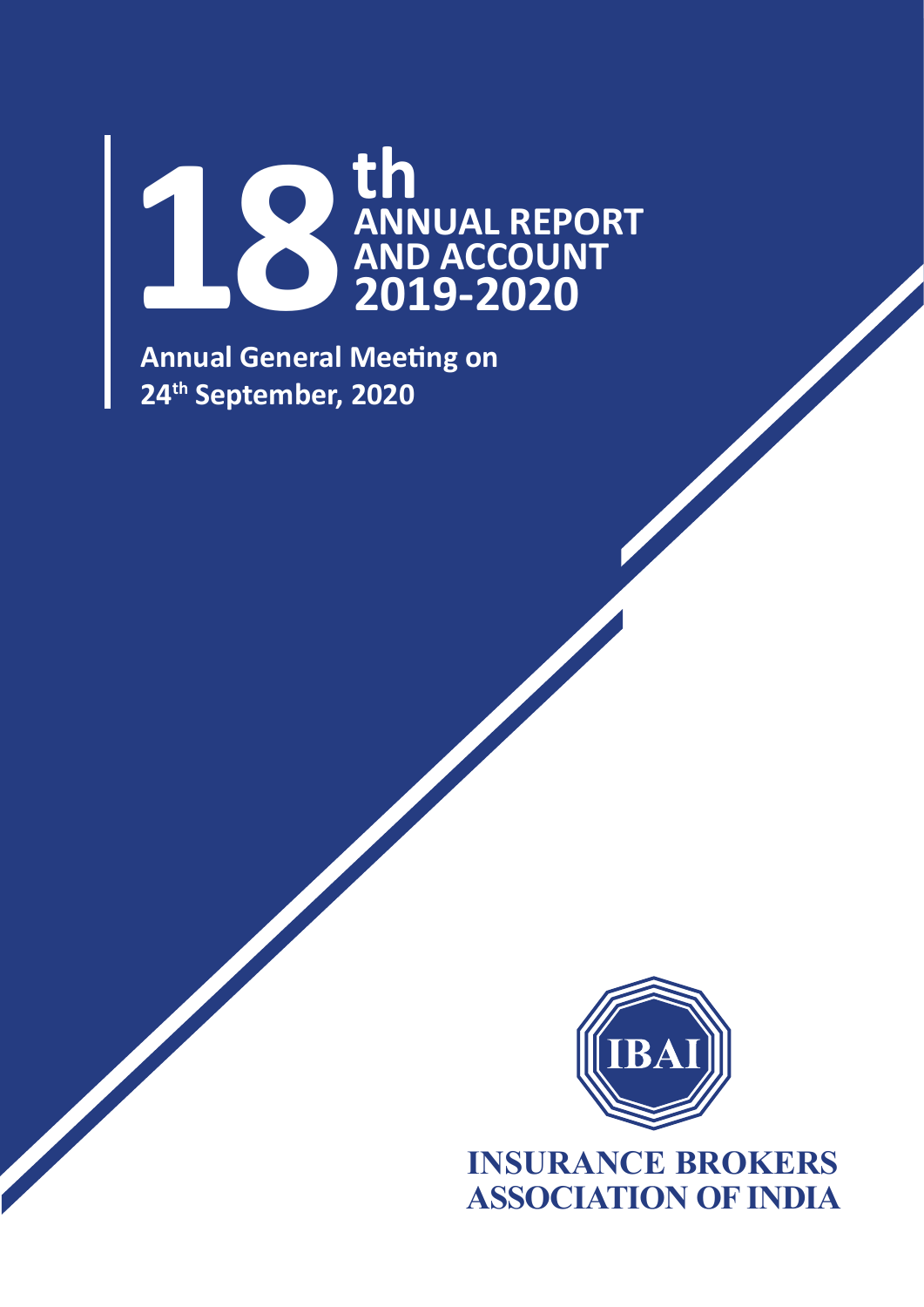# 18th ANNUAL REPORT AND ACCOUNT 2019-2020

**Annual General Meeting on 24th September, 2020**

IBAI

**INSURANCE BROKERS ASSOCIATION OF INDIA**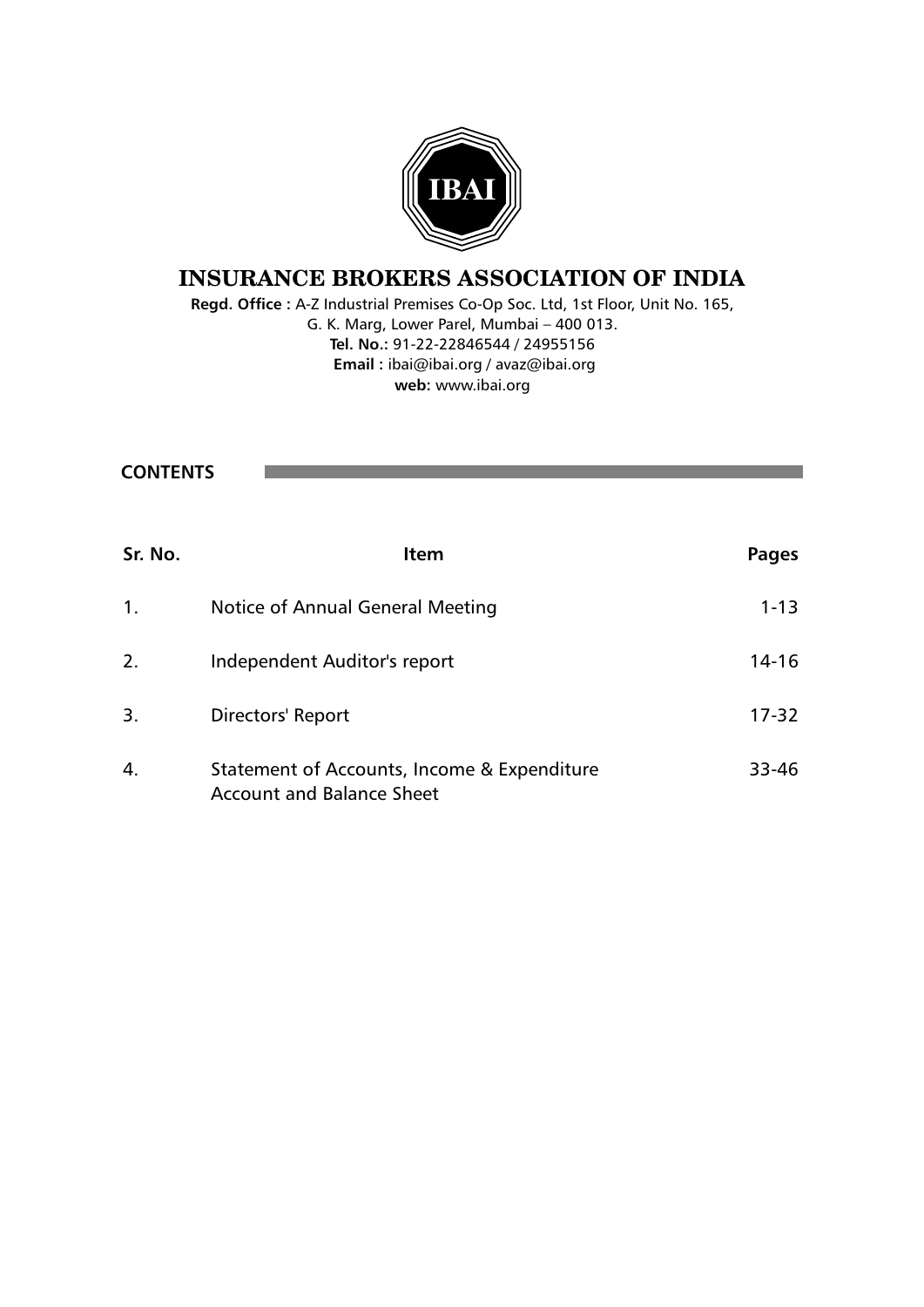IBAI

# INSURANCE BROKERS ASSOCIATION OF INDIA

**Regd. Office :** A-Z Industrial Premises Co-Op Soc. Ltd, 1st Floor, Unit No. 165, G. K. Marg, Lower Parel, Mumbai – 400 013.
**Tel. No.:** 91-22-22846544 / 24955156
**Email :** ibai@ibai.org / avaz@ibai.org
**web:** www.ibai.org

## CONTENTS

| Sr. No. | Item | Pages |
|---|---|---|
| 1. | Notice of Annual General Meeting | 1-13 |
| 2. | Independent Auditor's report | 14-16 |
| 3. | Directors' Report | 17-32 |
| 4. | Statement of Accounts, Income & Expenditure Account and Balance Sheet | 33-46 |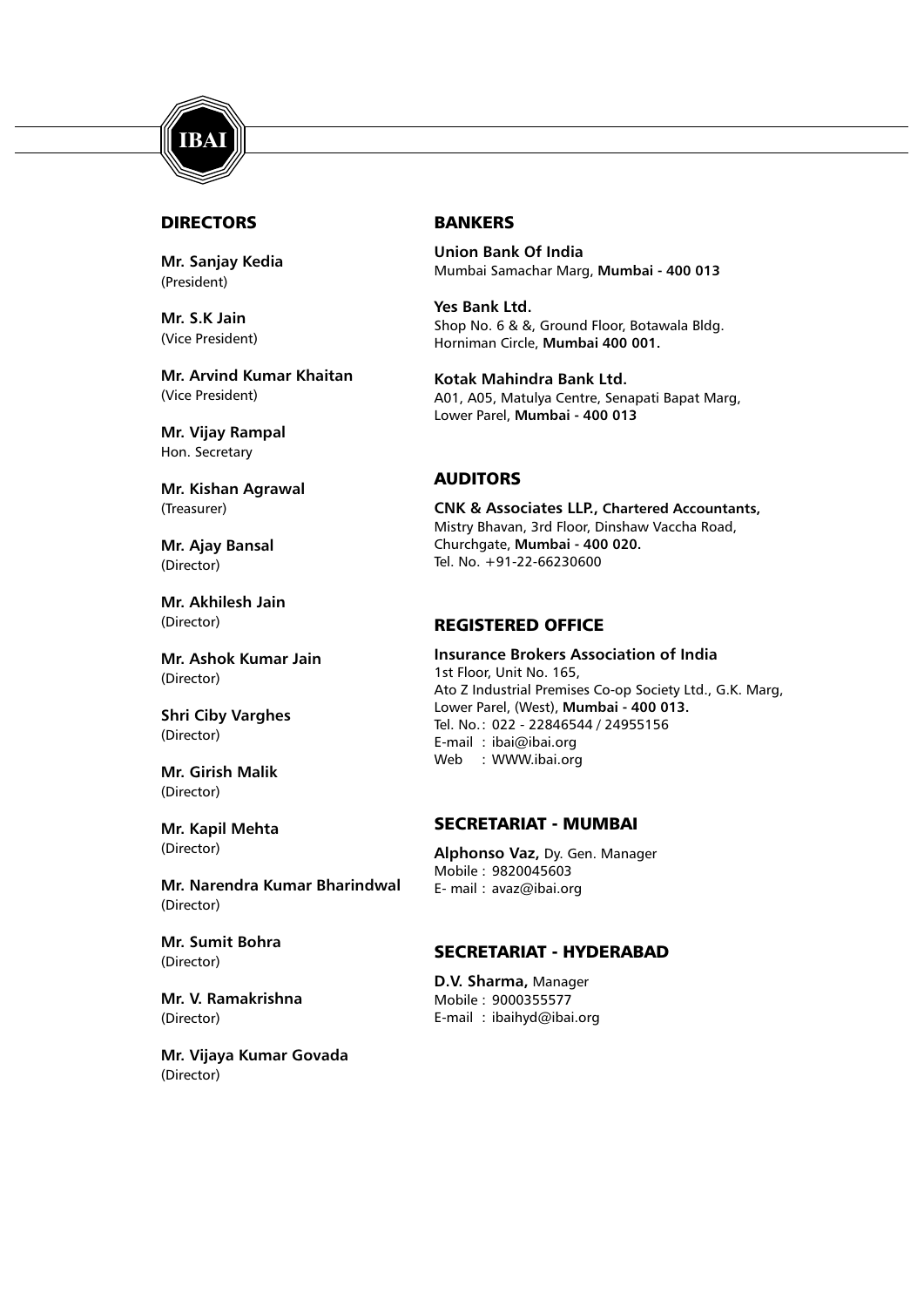IBAI

## DIRECTORS

**Mr. Sanjay Kedia**
(President)

**Mr. S.K Jain**
(Vice President)

**Mr. Arvind Kumar Khaitan**
(Vice President)

**Mr. Vijay Rampal**
Hon. Secretary

**Mr. Kishan Agrawal**
(Treasurer)

**Mr. Ajay Bansal**
(Director)

**Mr. Akhilesh Jain**
(Director)

**Mr. Ashok Kumar Jain**
(Director)

**Shri Ciby Varghes**
(Director)

**Mr. Girish Malik**
(Director)

**Mr. Kapil Mehta**
(Director)

**Mr. Narendra Kumar Bharindwal**
(Director)

**Mr. Sumit Bohra**
(Director)

**Mr. V. Ramakrishna**
(Director)

**Mr. Vijaya Kumar Govada**
(Director)

## BANKERS

**Union Bank Of India**
Mumbai Samachar Marg, **Mumbai - 400 013**

**Yes Bank Ltd.**
Shop No. 6 & &, Ground Floor, Botawala Bldg.
Horniman Circle, **Mumbai 400 001.**

**Kotak Mahindra Bank Ltd.**
A01, A05, Matulya Centre, Senapati Bapat Marg,
Lower Parel, **Mumbai - 400 013**

## AUDITORS

**CNK & Associates LLP., Chartered Accountants,**
Mistry Bhavan, 3rd Floor, Dinshaw Vaccha Road,
Churchgate, **Mumbai - 400 020.**
Tel. No. +91-22-66230600

## REGISTERED OFFICE

**Insurance Brokers Association of India**
1st Floor, Unit No. 165,
Ato Z Industrial Premises Co-op Society Ltd., G.K. Marg,
Lower Parel, (West), **Mumbai - 400 013.**
Tel. No.: 022 - 22846544 / 24955156
E-mail : ibai@ibai.org
Web : WWW.ibai.org

## SECRETARIAT - MUMBAI

**Alphonso Vaz,** Dy. Gen. Manager
Mobile : 9820045603
E- mail : avaz@ibai.org

## SECRETARIAT - HYDERABAD

**D.V. Sharma,** Manager
Mobile : 9000355577
E-mail : ibaihyd@ibai.org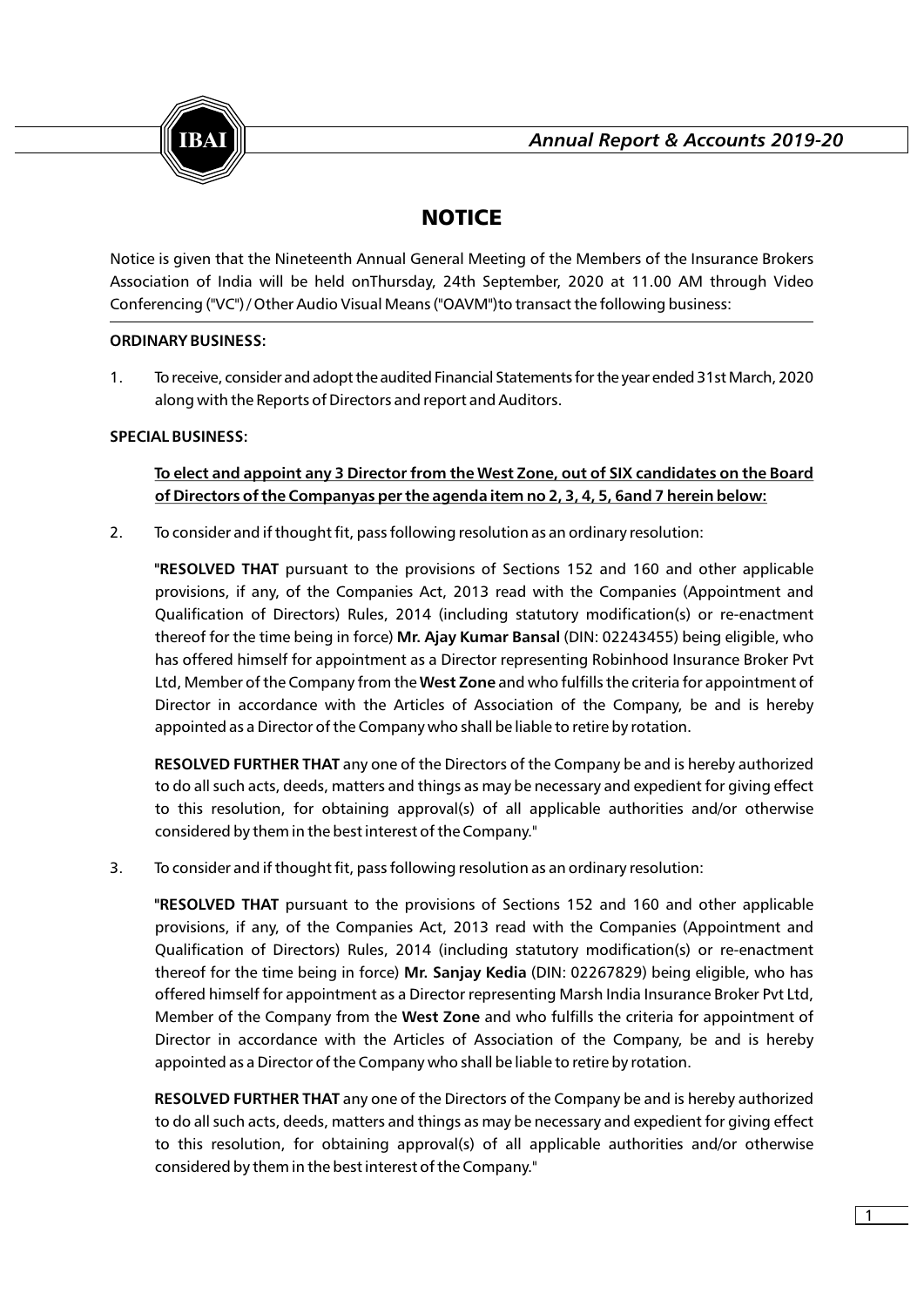# NOTICE

Notice is given that the Nineteenth Annual General Meeting of the Members of the Insurance Brokers Association of India will be held onThursday, 24th September, 2020 at 11.00 AM through Video Conferencing ("VC") / Other Audio Visual Means ("OAVM")to transact the following business:

**ORDINARY BUSINESS:**

1. To receive, consider and adopt the audited Financial Statements for the year ended 31st March, 2020 along with the Reports of Directors and report and Auditors.

**SPECIAL BUSINESS:**

**To elect and appoint any 3 Director from the West Zone, out of SIX candidates on the Board of Directors of the Companyas per the agenda item no 2, 3, 4, 5, 6and 7 herein below:**

2. To consider and if thought fit, pass following resolution as an ordinary resolution:

   "**RESOLVED THAT** pursuant to the provisions of Sections 152 and 160 and other applicable provisions, if any, of the Companies Act, 2013 read with the Companies (Appointment and Qualification of Directors) Rules, 2014 (including statutory modification(s) or re-enactment thereof for the time being in force) **Mr. Ajay Kumar Bansal** (DIN: 02243455) being eligible, who has offered himself for appointment as a Director representing Robinhood Insurance Broker Pvt Ltd, Member of the Company from the **West Zone** and who fulfills the criteria for appointment of Director in accordance with the Articles of Association of the Company, be and is hereby appointed as a Director of the Company who shall be liable to retire by rotation.

   **RESOLVED FURTHER THAT** any one of the Directors of the Company be and is hereby authorized to do all such acts, deeds, matters and things as may be necessary and expedient for giving effect to this resolution, for obtaining approval(s) of all applicable authorities and/or otherwise considered by them in the best interest of the Company."

3. To consider and if thought fit, pass following resolution as an ordinary resolution:

   "**RESOLVED THAT** pursuant to the provisions of Sections 152 and 160 and other applicable provisions, if any, of the Companies Act, 2013 read with the Companies (Appointment and Qualification of Directors) Rules, 2014 (including statutory modification(s) or re-enactment thereof for the time being in force) **Mr. Sanjay Kedia** (DIN: 02267829) being eligible, who has offered himself for appointment as a Director representing Marsh India Insurance Broker Pvt Ltd, Member of the Company from the **West Zone** and who fulfills the criteria for appointment of Director in accordance with the Articles of Association of the Company, be and is hereby appointed as a Director of the Company who shall be liable to retire by rotation.

   **RESOLVED FURTHER THAT** any one of the Directors of the Company be and is hereby authorized to do all such acts, deeds, matters and things as may be necessary and expedient for giving effect to this resolution, for obtaining approval(s) of all applicable authorities and/or otherwise considered by them in the best interest of the Company."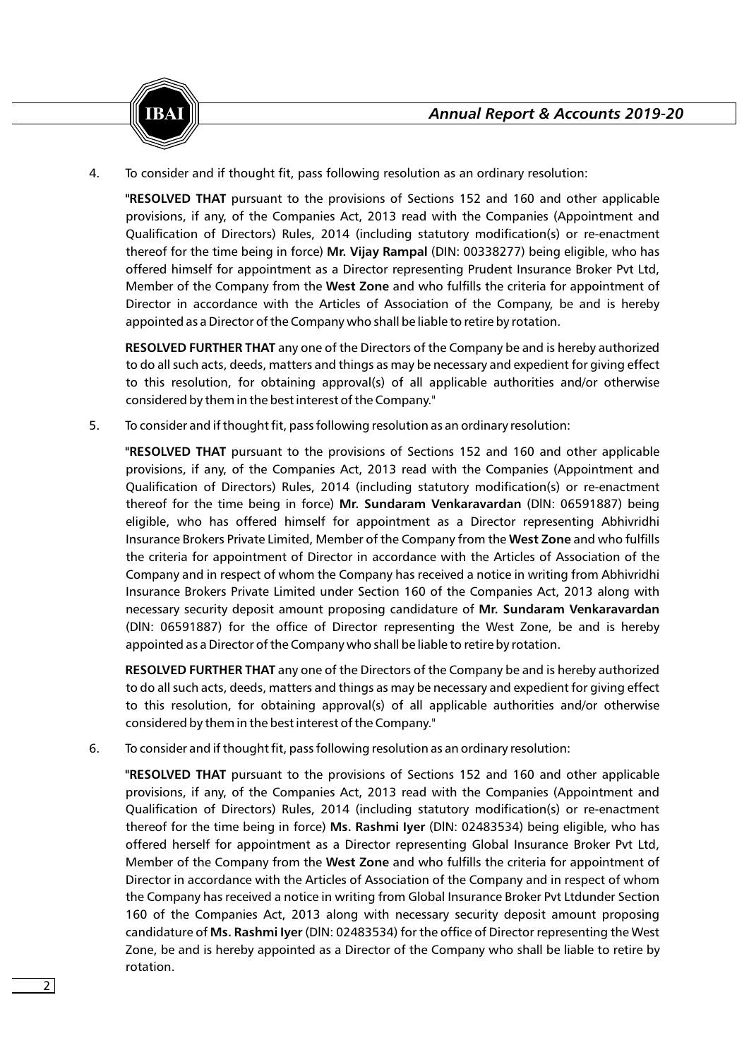4. To consider and if thought fit, pass following resolution as an ordinary resolution:

   "**RESOLVED THAT** pursuant to the provisions of Sections 152 and 160 and other applicable provisions, if any, of the Companies Act, 2013 read with the Companies (Appointment and Qualification of Directors) Rules, 2014 (including statutory modification(s) or re-enactment thereof for the time being in force) **Mr. Vijay Rampal** (DIN: 00338277) being eligible, who has offered himself for appointment as a Director representing Prudent Insurance Broker Pvt Ltd, Member of the Company from the **West Zone** and who fulfills the criteria for appointment of Director in accordance with the Articles of Association of the Company, be and is hereby appointed as a Director of the Company who shall be liable to retire by rotation.

   **RESOLVED FURTHER THAT** any one of the Directors of the Company be and is hereby authorized to do all such acts, deeds, matters and things as may be necessary and expedient for giving effect to this resolution, for obtaining approval(s) of all applicable authorities and/or otherwise considered by them in the best interest of the Company."

5. To consider and if thought fit, pass following resolution as an ordinary resolution:

   "**RESOLVED THAT** pursuant to the provisions of Sections 152 and 160 and other applicable provisions, if any, of the Companies Act, 2013 read with the Companies (Appointment and Qualification of Directors) Rules, 2014 (including statutory modification(s) or re-enactment thereof for the time being in force) **Mr. Sundaram Venkaravardan** (DIN: 06591887) being eligible, who has offered himself for appointment as a Director representing Abhivridhi Insurance Brokers Private Limited, Member of the Company from the **West Zone** and who fulfills the criteria for appointment of Director in accordance with the Articles of Association of the Company and in respect of whom the Company has received a notice in writing from Abhivridhi Insurance Brokers Private Limited under Section 160 of the Companies Act, 2013 along with necessary security deposit amount proposing candidature of **Mr. Sundaram Venkaravardan** (DIN: 06591887) for the office of Director representing the West Zone, be and is hereby appointed as a Director of the Company who shall be liable to retire by rotation.

   **RESOLVED FURTHER THAT** any one of the Directors of the Company be and is hereby authorized to do all such acts, deeds, matters and things as may be necessary and expedient for giving effect to this resolution, for obtaining approval(s) of all applicable authorities and/or otherwise considered by them in the best interest of the Company."

6. To consider and if thought fit, pass following resolution as an ordinary resolution:

   "**RESOLVED THAT** pursuant to the provisions of Sections 152 and 160 and other applicable provisions, if any, of the Companies Act, 2013 read with the Companies (Appointment and Qualification of Directors) Rules, 2014 (including statutory modification(s) or re-enactment thereof for the time being in force) **Ms. Rashmi Iyer** (DIN: 02483534) being eligible, who has offered herself for appointment as a Director representing Global Insurance Broker Pvt Ltd, Member of the Company from the **West Zone** and who fulfills the criteria for appointment of Director in accordance with the Articles of Association of the Company and in respect of whom the Company has received a notice in writing from Global Insurance Broker Pvt Ltdunder Section 160 of the Companies Act, 2013 along with necessary security deposit amount proposing candidature of **Ms. Rashmi Iyer** (DIN: 02483534) for the office of Director representing the West Zone, be and is hereby appointed as a Director of the Company who shall be liable to retire by rotation.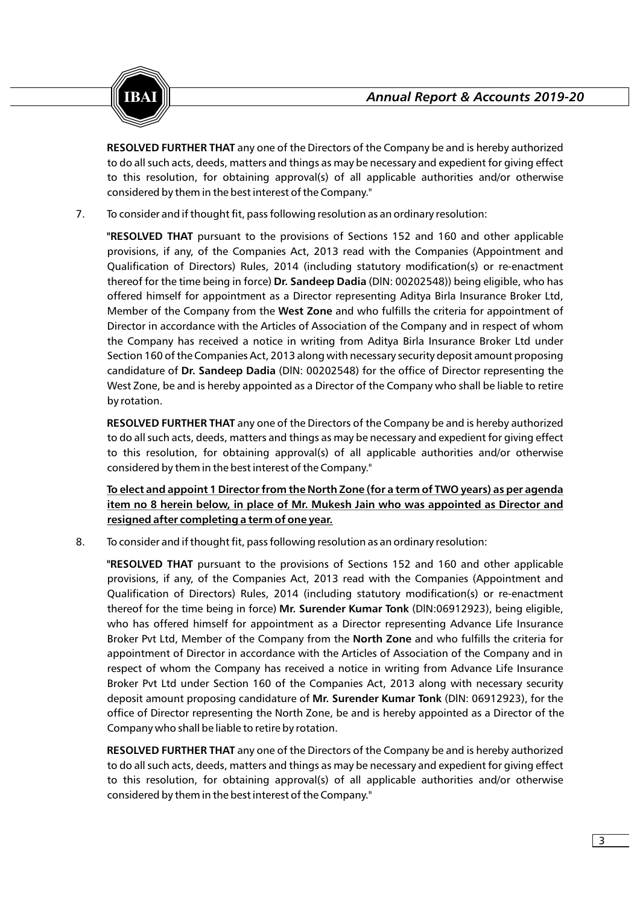**RESOLVED FURTHER THAT** any one of the Directors of the Company be and is hereby authorized to do all such acts, deeds, matters and things as may be necessary and expedient for giving effect to this resolution, for obtaining approval(s) of all applicable authorities and/or otherwise considered by them in the best interest of the Company."

7. To consider and if thought fit, pass following resolution as an ordinary resolution:

   "**RESOLVED THAT** pursuant to the provisions of Sections 152 and 160 and other applicable provisions, if any, of the Companies Act, 2013 read with the Companies (Appointment and Qualification of Directors) Rules, 2014 (including statutory modification(s) or re-enactment thereof for the time being in force) **Dr. Sandeep Dadia** (DIN: 00202548)) being eligible, who has offered himself for appointment as a Director representing Aditya Birla Insurance Broker Ltd, Member of the Company from the **West Zone** and who fulfills the criteria for appointment of Director in accordance with the Articles of Association of the Company and in respect of whom the Company has received a notice in writing from Aditya Birla Insurance Broker Ltd under Section 160 of the Companies Act, 2013 along with necessary security deposit amount proposing candidature of **Dr. Sandeep Dadia** (DIN: 00202548) for the office of Director representing the West Zone, be and is hereby appointed as a Director of the Company who shall be liable to retire by rotation.

   **RESOLVED FURTHER THAT** any one of the Directors of the Company be and is hereby authorized to do all such acts, deeds, matters and things as may be necessary and expedient for giving effect to this resolution, for obtaining approval(s) of all applicable authorities and/or otherwise considered by them in the best interest of the Company."

   **To elect and appoint 1 Director from the North Zone (for a term of TWO years) as per agenda item no 8 herein below, in place of Mr. Mukesh Jain who was appointed as Director and resigned after completing a term of one year.**

8. To consider and if thought fit, pass following resolution as an ordinary resolution:

   "**RESOLVED THAT** pursuant to the provisions of Sections 152 and 160 and other applicable provisions, if any, of the Companies Act, 2013 read with the Companies (Appointment and Qualification of Directors) Rules, 2014 (including statutory modification(s) or re-enactment thereof for the time being in force) **Mr. Surender Kumar Tonk** (DIN:06912923), being eligible, who has offered himself for appointment as a Director representing Advance Life Insurance Broker Pvt Ltd, Member of the Company from the **North Zone** and who fulfills the criteria for appointment of Director in accordance with the Articles of Association of the Company and in respect of whom the Company has received a notice in writing from Advance Life Insurance Broker Pvt Ltd under Section 160 of the Companies Act, 2013 along with necessary security deposit amount proposing candidature of **Mr. Surender Kumar Tonk** (DIN: 06912923), for the office of Director representing the North Zone, be and is hereby appointed as a Director of the Company who shall be liable to retire by rotation.

   **RESOLVED FURTHER THAT** any one of the Directors of the Company be and is hereby authorized to do all such acts, deeds, matters and things as may be necessary and expedient for giving effect to this resolution, for obtaining approval(s) of all applicable authorities and/or otherwise considered by them in the best interest of the Company."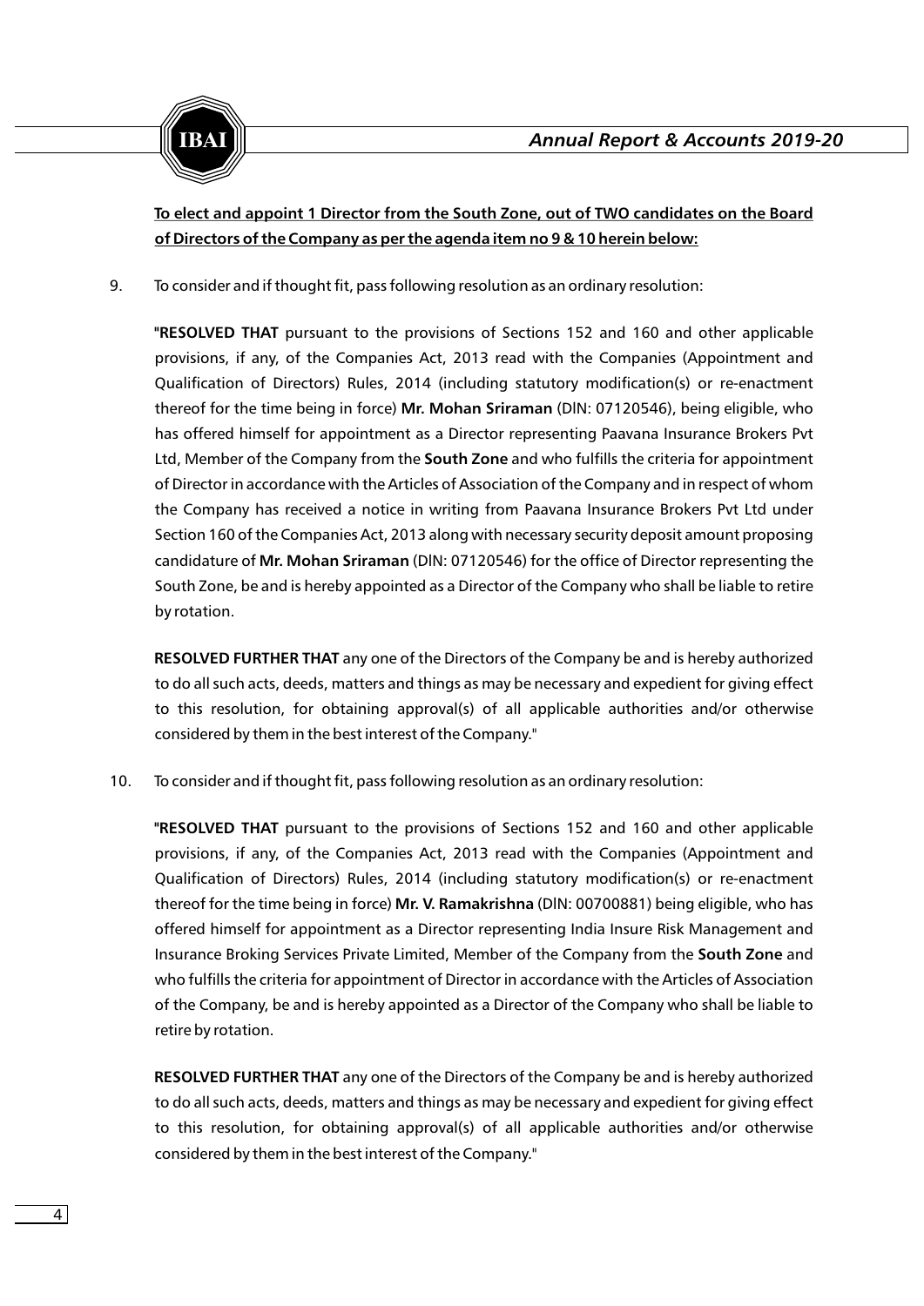**To elect and appoint 1 Director from the South Zone, out of TWO candidates on the Board of Directors of the Company as per the agenda item no 9 & 10 herein below:**

9. To consider and if thought fit, pass following resolution as an ordinary resolution:

   "**RESOLVED THAT** pursuant to the provisions of Sections 152 and 160 and other applicable provisions, if any, of the Companies Act, 2013 read with the Companies (Appointment and Qualification of Directors) Rules, 2014 (including statutory modification(s) or re-enactment thereof for the time being in force) **Mr. Mohan Sriraman** (DIN: 07120546), being eligible, who has offered himself for appointment as a Director representing Paavana Insurance Brokers Pvt Ltd, Member of the Company from the **South Zone** and who fulfills the criteria for appointment of Director in accordance with the Articles of Association of the Company and in respect of whom the Company has received a notice in writing from Paavana Insurance Brokers Pvt Ltd under Section 160 of the Companies Act, 2013 along with necessary security deposit amount proposing candidature of **Mr. Mohan Sriraman** (DIN: 07120546) for the office of Director representing the South Zone, be and is hereby appointed as a Director of the Company who shall be liable to retire by rotation.

   **RESOLVED FURTHER THAT** any one of the Directors of the Company be and is hereby authorized to do all such acts, deeds, matters and things as may be necessary and expedient for giving effect to this resolution, for obtaining approval(s) of all applicable authorities and/or otherwise considered by them in the best interest of the Company."

10. To consider and if thought fit, pass following resolution as an ordinary resolution:

    "**RESOLVED THAT** pursuant to the provisions of Sections 152 and 160 and other applicable provisions, if any, of the Companies Act, 2013 read with the Companies (Appointment and Qualification of Directors) Rules, 2014 (including statutory modification(s) or re-enactment thereof for the time being in force) **Mr. V. Ramakrishna** (DIN: 00700881) being eligible, who has offered himself for appointment as a Director representing India Insure Risk Management and Insurance Broking Services Private Limited, Member of the Company from the **South Zone** and who fulfills the criteria for appointment of Director in accordance with the Articles of Association of the Company, be and is hereby appointed as a Director of the Company who shall be liable to retire by rotation.

    **RESOLVED FURTHER THAT** any one of the Directors of the Company be and is hereby authorized to do all such acts, deeds, matters and things as may be necessary and expedient for giving effect to this resolution, for obtaining approval(s) of all applicable authorities and/or otherwise considered by them in the best interest of the Company."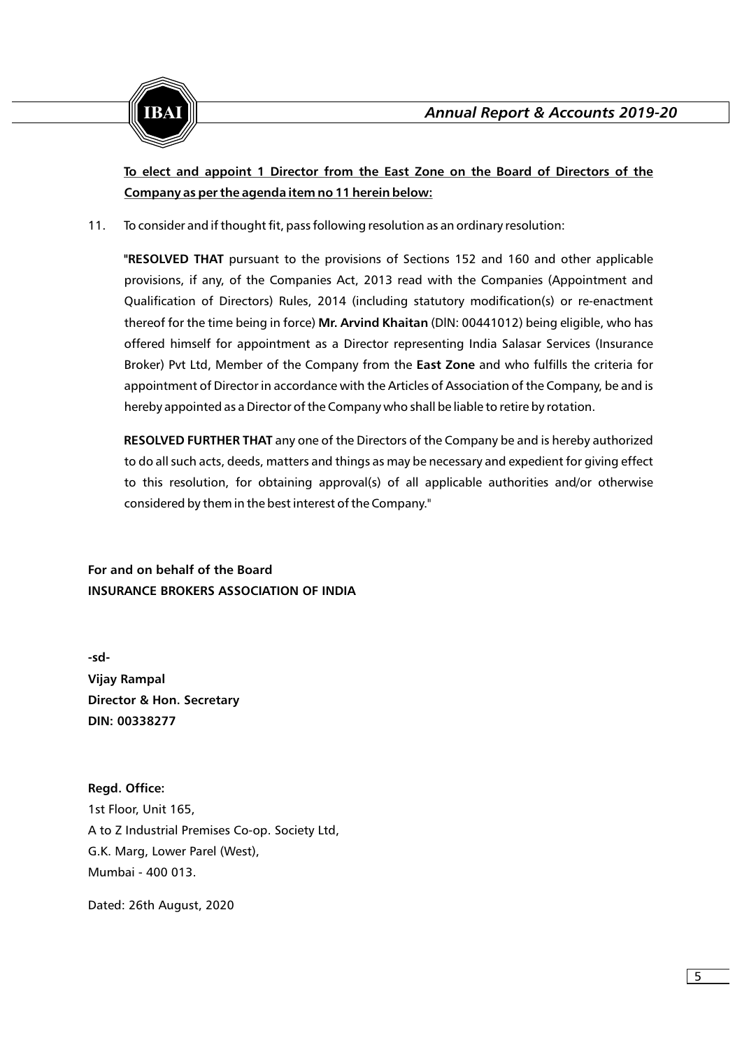**To elect and appoint 1 Director from the East Zone on the Board of Directors of the Company as per the agenda item no 11 herein below:**

11. To consider and if thought fit, pass following resolution as an ordinary resolution:

    "**RESOLVED THAT** pursuant to the provisions of Sections 152 and 160 and other applicable provisions, if any, of the Companies Act, 2013 read with the Companies (Appointment and Qualification of Directors) Rules, 2014 (including statutory modification(s) or re-enactment thereof for the time being in force) **Mr. Arvind Khaitan** (DIN: 00441012) being eligible, who has offered himself for appointment as a Director representing India Salasar Services (Insurance Broker) Pvt Ltd, Member of the Company from the **East Zone** and who fulfills the criteria for appointment of Director in accordance with the Articles of Association of the Company, be and is hereby appointed as a Director of the Company who shall be liable to retire by rotation.

    **RESOLVED FURTHER THAT** any one of the Directors of the Company be and is hereby authorized to do all such acts, deeds, matters and things as may be necessary and expedient for giving effect to this resolution, for obtaining approval(s) of all applicable authorities and/or otherwise considered by them in the best interest of the Company."

**For and on behalf of the Board**
**INSURANCE BROKERS ASSOCIATION OF INDIA**

**-sd-**
**Vijay Rampal**
**Director & Hon. Secretary**
**DIN: 00338277**

**Regd. Office:**
1st Floor, Unit 165,
A to Z Industrial Premises Co-op. Society Ltd,
G.K. Marg, Lower Parel (West),
Mumbai - 400 013.

Dated: 26th August, 2020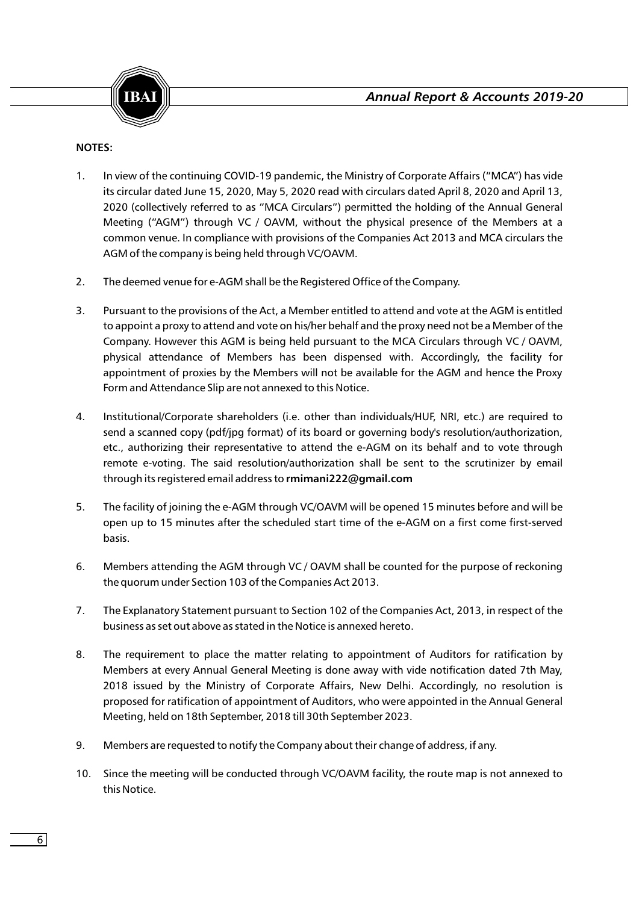**NOTES:**

1. In view of the continuing COVID-19 pandemic, the Ministry of Corporate Affairs ("MCA") has vide its circular dated June 15, 2020, May 5, 2020 read with circulars dated April 8, 2020 and April 13, 2020 (collectively referred to as "MCA Circulars") permitted the holding of the Annual General Meeting ("AGM") through VC / OAVM, without the physical presence of the Members at a common venue. In compliance with provisions of the Companies Act 2013 and MCA circulars the AGM of the company is being held through VC/OAVM.

2. The deemed venue for e-AGM shall be the Registered Office of the Company.

3. Pursuant to the provisions of the Act, a Member entitled to attend and vote at the AGM is entitled to appoint a proxy to attend and vote on his/her behalf and the proxy need not be a Member of the Company. However this AGM is being held pursuant to the MCA Circulars through VC / OAVM, physical attendance of Members has been dispensed with. Accordingly, the facility for appointment of proxies by the Members will not be available for the AGM and hence the Proxy Form and Attendance Slip are not annexed to this Notice.

4. Institutional/Corporate shareholders (i.e. other than individuals/HUF, NRI, etc.) are required to send a scanned copy (pdf/jpg format) of its board or governing body's resolution/authorization, etc., authorizing their representative to attend the e-AGM on its behalf and to vote through remote e-voting. The said resolution/authorization shall be sent to the scrutinizer by email through its registered email address to **rmimani222@gmail.com**

5. The facility of joining the e-AGM through VC/OAVM will be opened 15 minutes before and will be open up to 15 minutes after the scheduled start time of the e-AGM on a first come first-served basis.

6. Members attending the AGM through VC / OAVM shall be counted for the purpose of reckoning the quorum under Section 103 of the Companies Act 2013.

7. The Explanatory Statement pursuant to Section 102 of the Companies Act, 2013, in respect of the business as set out above as stated in the Notice is annexed hereto.

8. The requirement to place the matter relating to appointment of Auditors for ratification by Members at every Annual General Meeting is done away with vide notification dated 7th May, 2018 issued by the Ministry of Corporate Affairs, New Delhi. Accordingly, no resolution is proposed for ratification of appointment of Auditors, who were appointed in the Annual General Meeting, held on 18th September, 2018 till 30th September 2023.

9. Members are requested to notify the Company about their change of address, if any.

10. Since the meeting will be conducted through VC/OAVM facility, the route map is not annexed to this Notice.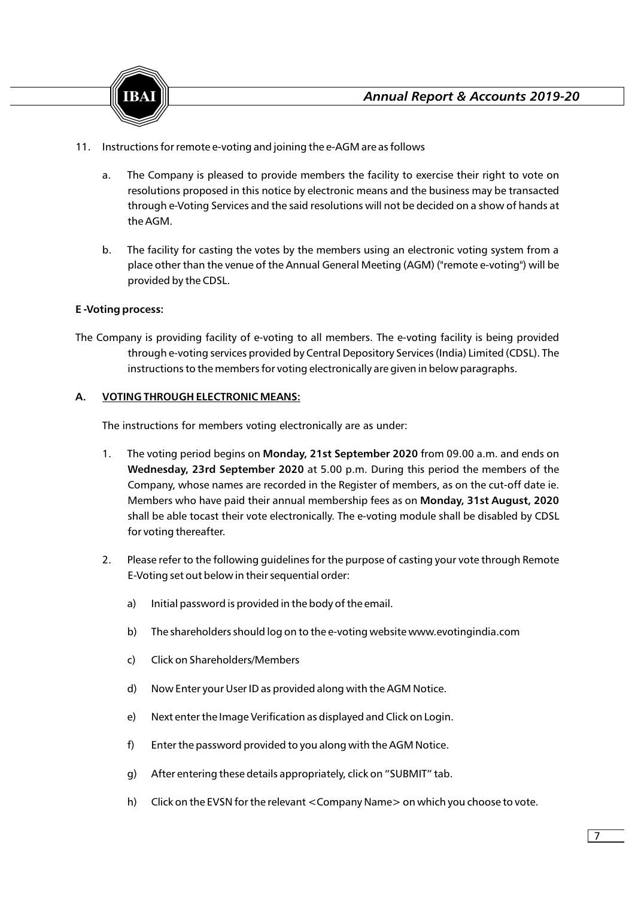11. Instructions for remote e-voting and joining the e-AGM are as follows

    a. The Company is pleased to provide members the facility to exercise their right to vote on resolutions proposed in this notice by electronic means and the business may be transacted through e-Voting Services and the said resolutions will not be decided on a show of hands at the AGM.

    b. The facility for casting the votes by the members using an electronic voting system from a place other than the venue of the Annual General Meeting (AGM) ("remote e-voting") will be provided by the CDSL.

**E -Voting process:**

The Company is providing facility of e-voting to all members. The e-voting facility is being provided through e-voting services provided by Central Depository Services (India) Limited (CDSL). The instructions to the members for voting electronically are given in below paragraphs.

**A. VOTING THROUGH ELECTRONIC MEANS:**

The instructions for members voting electronically are as under:

1. The voting period begins on **Monday, 21st September 2020** from 09.00 a.m. and ends on **Wednesday, 23rd September 2020** at 5.00 p.m. During this period the members of the Company, whose names are recorded in the Register of members, as on the cut-off date ie. Members who have paid their annual membership fees as on **Monday, 31st August, 2020** shall be able tocast their vote electronically. The e-voting module shall be disabled by CDSL for voting thereafter.

2. Please refer to the following guidelines for the purpose of casting your vote through Remote E-Voting set out below in their sequential order:

    a) Initial password is provided in the body of the email.

    b) The shareholders should log on to the e-voting website www.evotingindia.com

    c) Click on Shareholders/Members

    d) Now Enter your User ID as provided along with the AGM Notice.

    e) Next enter the Image Verification as displayed and Click on Login.

    f) Enter the password provided to you along with the AGM Notice.

    g) After entering these details appropriately, click on "SUBMIT" tab.

    h) Click on the EVSN for the relevant <Company Name> on which you choose to vote.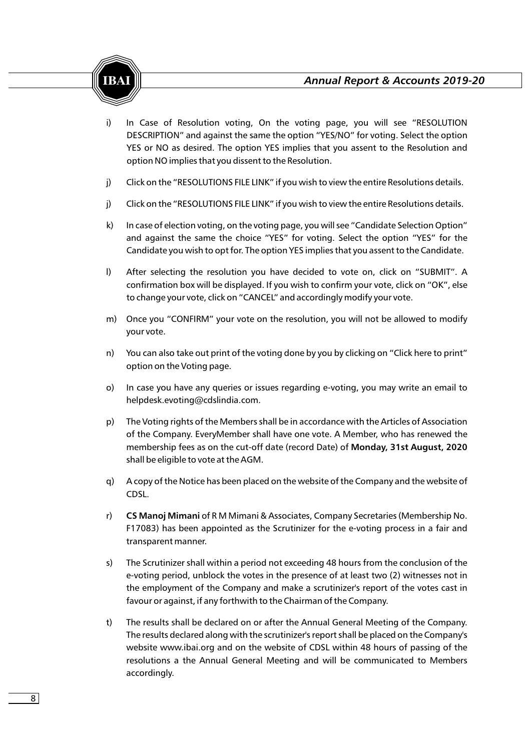i) In Case of Resolution voting, On the voting page, you will see "RESOLUTION DESCRIPTION" and against the same the option "YES/NO" for voting. Select the option YES or NO as desired. The option YES implies that you assent to the Resolution and option NO implies that you dissent to the Resolution.

j) Click on the "RESOLUTIONS FILE LINK" if you wish to view the entire Resolutions details.

j) Click on the "RESOLUTIONS FILE LINK" if you wish to view the entire Resolutions details.

k) In case of election voting, on the voting page, you will see "Candidate Selection Option" and against the same the choice "YES" for voting. Select the option "YES" for the Candidate you wish to opt for. The option YES implies that you assent to the Candidate.

l) After selecting the resolution you have decided to vote on, click on "SUBMIT". A confirmation box will be displayed. If you wish to confirm your vote, click on "OK", else to change your vote, click on "CANCEL" and accordingly modify your vote.

m) Once you "CONFIRM" your vote on the resolution, you will not be allowed to modify your vote.

n) You can also take out print of the voting done by you by clicking on "Click here to print" option on the Voting page.

o) In case you have any queries or issues regarding e-voting, you may write an email to helpdesk.evoting@cdslindia.com.

p) The Voting rights of the Members shall be in accordance with the Articles of Association of the Company. EveryMember shall have one vote. A Member, who has renewed the membership fees as on the cut-off date (record Date) of **Monday, 31st August, 2020** shall be eligible to vote at the AGM.

q) A copy of the Notice has been placed on the website of the Company and the website of CDSL.

r) **CS Manoj Mimani** of R M Mimani & Associates, Company Secretaries (Membership No. F17083) has been appointed as the Scrutinizer for the e-voting process in a fair and transparent manner.

s) The Scrutinizer shall within a period not exceeding 48 hours from the conclusion of the e-voting period, unblock the votes in the presence of at least two (2) witnesses not in the employment of the Company and make a scrutinizer's report of the votes cast in favour or against, if any forthwith to the Chairman of the Company.

t) The results shall be declared on or after the Annual General Meeting of the Company. The results declared along with the scrutinizer's report shall be placed on the Company's website www.ibai.org and on the website of CDSL within 48 hours of passing of the resolutions a the Annual General Meeting and will be communicated to Members accordingly.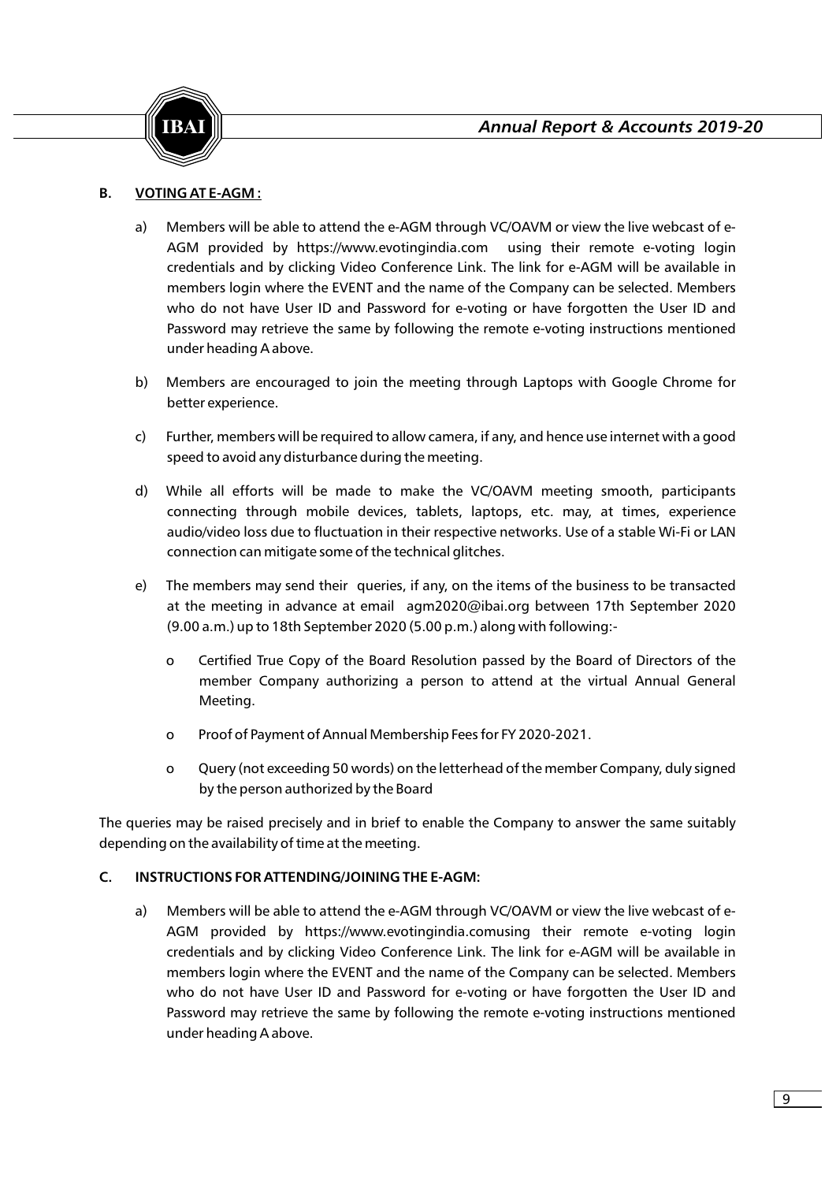**B. VOTING AT E-AGM :**

a) Members will be able to attend the e-AGM through VC/OAVM or view the live webcast of e-AGM provided by https://www.evotingindia.com using their remote e-voting login credentials and by clicking Video Conference Link. The link for e-AGM will be available in members login where the EVENT and the name of the Company can be selected. Members who do not have User ID and Password for e-voting or have forgotten the User ID and Password may retrieve the same by following the remote e-voting instructions mentioned under heading A above.

b) Members are encouraged to join the meeting through Laptops with Google Chrome for better experience.

c) Further, members will be required to allow camera, if any, and hence use internet with a good speed to avoid any disturbance during the meeting.

d) While all efforts will be made to make the VC/OAVM meeting smooth, participants connecting through mobile devices, tablets, laptops, etc. may, at times, experience audio/video loss due to fluctuation in their respective networks. Use of a stable Wi-Fi or LAN connection can mitigate some of the technical glitches.

e) The members may send their queries, if any, on the items of the business to be transacted at the meeting in advance at email agm2020@ibai.org between 17th September 2020 (9.00 a.m.) up to 18th September 2020 (5.00 p.m.) along with following:-

   o Certified True Copy of the Board Resolution passed by the Board of Directors of the member Company authorizing a person to attend at the virtual Annual General Meeting.

   o Proof of Payment of Annual Membership Fees for FY 2020-2021.

   o Query (not exceeding 50 words) on the letterhead of the member Company, duly signed by the person authorized by the Board

The queries may be raised precisely and in brief to enable the Company to answer the same suitably depending on the availability of time at the meeting.

**C. INSTRUCTIONS FOR ATTENDING/JOINING THE E-AGM:**

a) Members will be able to attend the e-AGM through VC/OAVM or view the live webcast of e-AGM provided by https://www.evotingindia.comusing their remote e-voting login credentials and by clicking Video Conference Link. The link for e-AGM will be available in members login where the EVENT and the name of the Company can be selected. Members who do not have User ID and Password for e-voting or have forgotten the User ID and Password may retrieve the same by following the remote e-voting instructions mentioned under heading A above.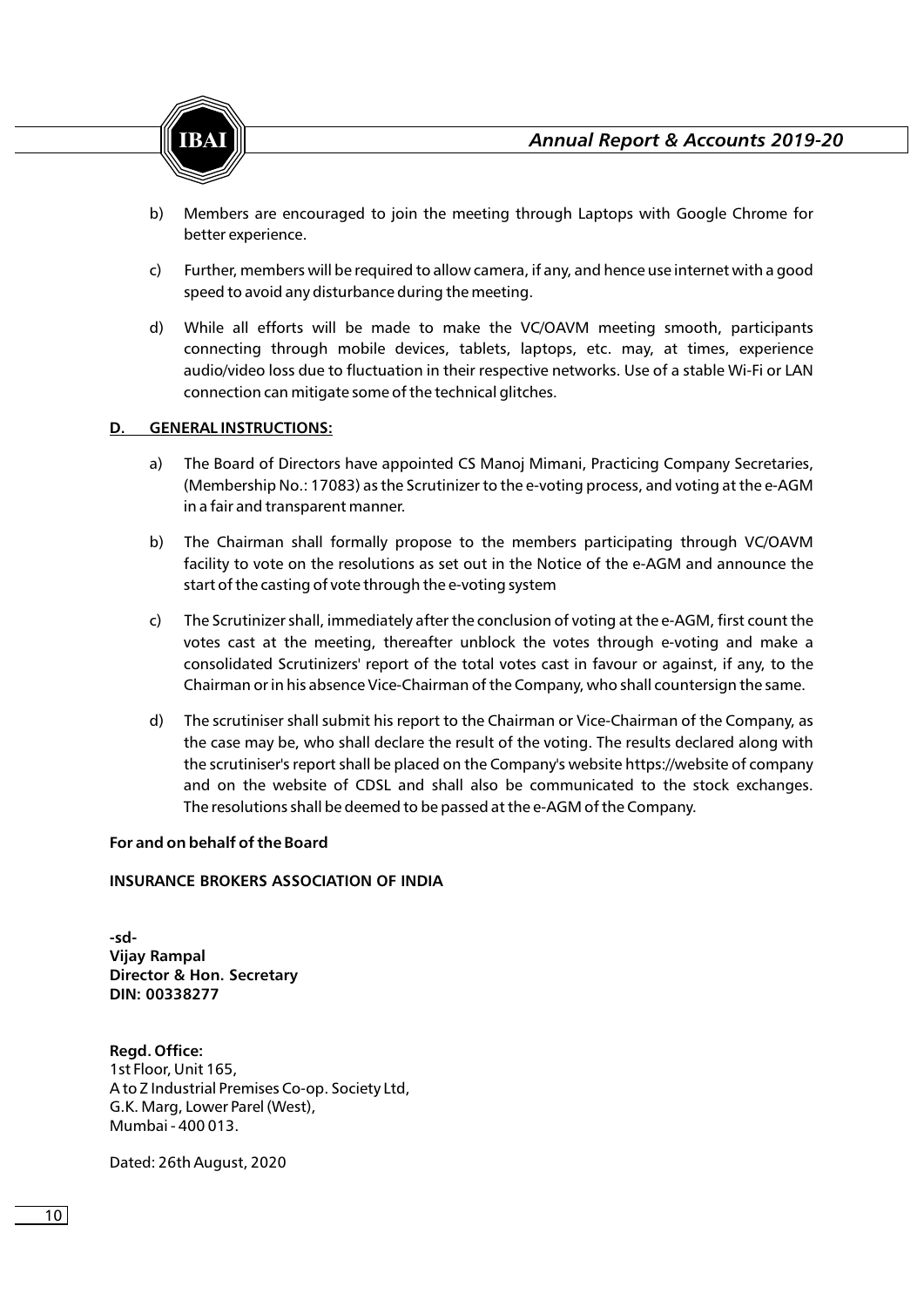b) Members are encouraged to join the meeting through Laptops with Google Chrome for better experience.

c) Further, members will be required to allow camera, if any, and hence use internet with a good speed to avoid any disturbance during the meeting.

d) While all efforts will be made to make the VC/OAVM meeting smooth, participants connecting through mobile devices, tablets, laptops, etc. may, at times, experience audio/video loss due to fluctuation in their respective networks. Use of a stable Wi-Fi or LAN connection can mitigate some of the technical glitches.

**D. GENERAL INSTRUCTIONS:**

a) The Board of Directors have appointed CS Manoj Mimani, Practicing Company Secretaries, (Membership No.: 17083) as the Scrutinizer to the e-voting process, and voting at the e-AGM in a fair and transparent manner.

b) The Chairman shall formally propose to the members participating through VC/OAVM facility to vote on the resolutions as set out in the Notice of the e-AGM and announce the start of the casting of vote through the e-voting system

c) The Scrutinizer shall, immediately after the conclusion of voting at the e-AGM, first count the votes cast at the meeting, thereafter unblock the votes through e-voting and make a consolidated Scrutinizers' report of the total votes cast in favour or against, if any, to the Chairman or in his absence Vice-Chairman of the Company, who shall countersign the same.

d) The scrutiniser shall submit his report to the Chairman or Vice-Chairman of the Company, as the case may be, who shall declare the result of the voting. The results declared along with the scrutiniser's report shall be placed on the Company's website https://website of company and on the website of CDSL and shall also be communicated to the stock exchanges. The resolutions shall be deemed to be passed at the e-AGM of the Company.

**For and on behalf of the Board**

**INSURANCE BROKERS ASSOCIATION OF INDIA**

**-sd-**
**Vijay Rampal**
**Director & Hon. Secretary**
**DIN: 00338277**

**Regd. Office:**
1st Floor, Unit 165,
A to Z Industrial Premises Co-op. Society Ltd,
G.K. Marg, Lower Parel (West),
Mumbai - 400 013.

Dated: 26th August, 2020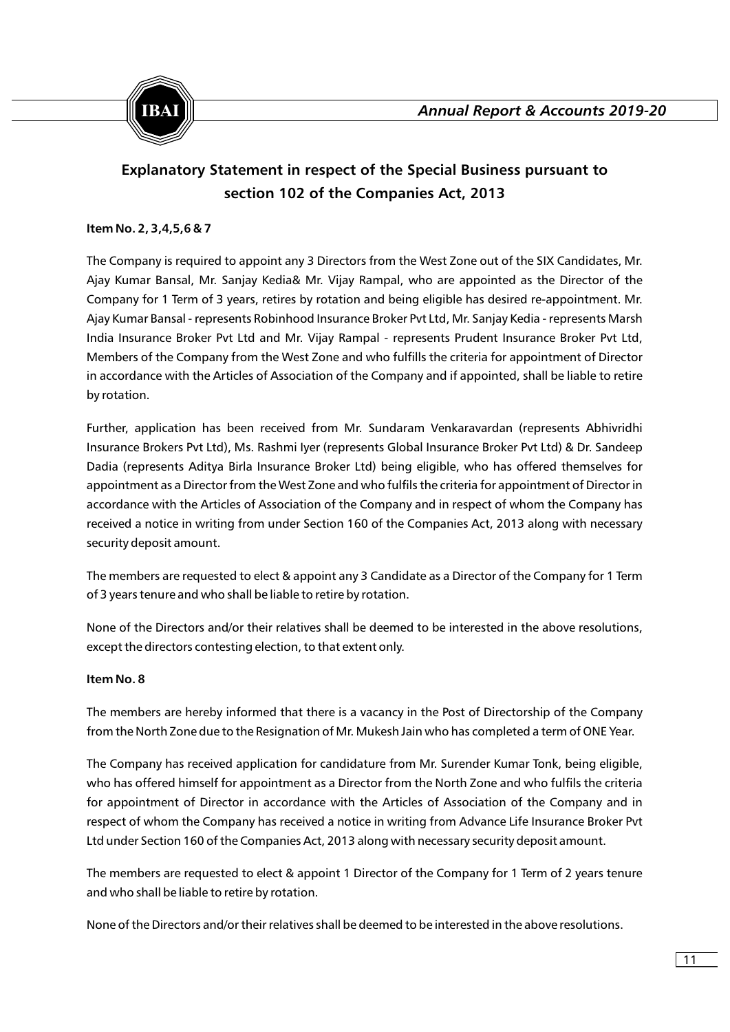## Explanatory Statement in respect of the Special Business pursuant to section 102 of the Companies Act, 2013

**Item No. 2, 3,4,5,6 & 7**

The Company is required to appoint any 3 Directors from the West Zone out of the SIX Candidates, Mr. Ajay Kumar Bansal, Mr. Sanjay Kedia& Mr. Vijay Rampal, who are appointed as the Director of the Company for 1 Term of 3 years, retires by rotation and being eligible has desired re-appointment. Mr. Ajay Kumar Bansal - represents Robinhood Insurance Broker Pvt Ltd, Mr. Sanjay Kedia - represents Marsh India Insurance Broker Pvt Ltd and Mr. Vijay Rampal - represents Prudent Insurance Broker Pvt Ltd, Members of the Company from the West Zone and who fulfills the criteria for appointment of Director in accordance with the Articles of Association of the Company and if appointed, shall be liable to retire by rotation.

Further, application has been received from Mr. Sundaram Venkaravardan (represents Abhivridhi Insurance Brokers Pvt Ltd), Ms. Rashmi Iyer (represents Global Insurance Broker Pvt Ltd) & Dr. Sandeep Dadia (represents Aditya Birla Insurance Broker Ltd) being eligible, who has offered themselves for appointment as a Director from the West Zone and who fulfils the criteria for appointment of Director in accordance with the Articles of Association of the Company and in respect of whom the Company has received a notice in writing from under Section 160 of the Companies Act, 2013 along with necessary security deposit amount.

The members are requested to elect & appoint any 3 Candidate as a Director of the Company for 1 Term of 3 years tenure and who shall be liable to retire by rotation.

None of the Directors and/or their relatives shall be deemed to be interested in the above resolutions, except the directors contesting election, to that extent only.

**Item No. 8**

The members are hereby informed that there is a vacancy in the Post of Directorship of the Company from the North Zone due to the Resignation of Mr. Mukesh Jain who has completed a term of ONE Year.

The Company has received application for candidature from Mr. Surender Kumar Tonk, being eligible, who has offered himself for appointment as a Director from the North Zone and who fulfils the criteria for appointment of Director in accordance with the Articles of Association of the Company and in respect of whom the Company has received a notice in writing from Advance Life Insurance Broker Pvt Ltd under Section 160 of the Companies Act, 2013 along with necessary security deposit amount.

The members are requested to elect & appoint 1 Director of the Company for 1 Term of 2 years tenure and who shall be liable to retire by rotation.

None of the Directors and/or their relatives shall be deemed to be interested in the above resolutions.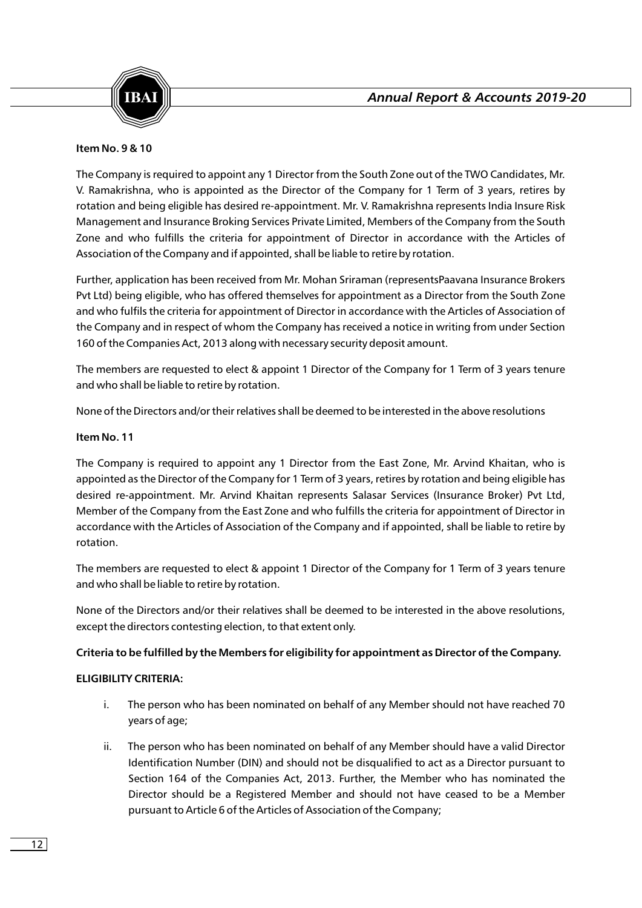**Item No. 9 & 10**

The Company is required to appoint any 1 Director from the South Zone out of the TWO Candidates, Mr. V. Ramakrishna, who is appointed as the Director of the Company for 1 Term of 3 years, retires by rotation and being eligible has desired re-appointment. Mr. V. Ramakrishna represents India Insure Risk Management and Insurance Broking Services Private Limited, Members of the Company from the South Zone and who fulfills the criteria for appointment of Director in accordance with the Articles of Association of the Company and if appointed, shall be liable to retire by rotation.

Further, application has been received from Mr. Mohan Sriraman (representsPaavana Insurance Brokers Pvt Ltd) being eligible, who has offered themselves for appointment as a Director from the South Zone and who fulfils the criteria for appointment of Director in accordance with the Articles of Association of the Company and in respect of whom the Company has received a notice in writing from under Section 160 of the Companies Act, 2013 along with necessary security deposit amount.

The members are requested to elect & appoint 1 Director of the Company for 1 Term of 3 years tenure and who shall be liable to retire by rotation.

None of the Directors and/or their relatives shall be deemed to be interested in the above resolutions

**Item No. 11**

The Company is required to appoint any 1 Director from the East Zone, Mr. Arvind Khaitan, who is appointed as the Director of the Company for 1 Term of 3 years, retires by rotation and being eligible has desired re-appointment. Mr. Arvind Khaitan represents Salasar Services (Insurance Broker) Pvt Ltd, Member of the Company from the East Zone and who fulfills the criteria for appointment of Director in accordance with the Articles of Association of the Company and if appointed, shall be liable to retire by rotation.

The members are requested to elect & appoint 1 Director of the Company for 1 Term of 3 years tenure and who shall be liable to retire by rotation.

None of the Directors and/or their relatives shall be deemed to be interested in the above resolutions, except the directors contesting election, to that extent only.

**Criteria to be fulfilled by the Members for eligibility for appointment as Director of the Company.**

**ELIGIBILITY CRITERIA:**

i. The person who has been nominated on behalf of any Member should not have reached 70 years of age;

ii. The person who has been nominated on behalf of any Member should have a valid Director Identification Number (DIN) and should not be disqualified to act as a Director pursuant to Section 164 of the Companies Act, 2013. Further, the Member who has nominated the Director should be a Registered Member and should not have ceased to be a Member pursuant to Article 6 of the Articles of Association of the Company;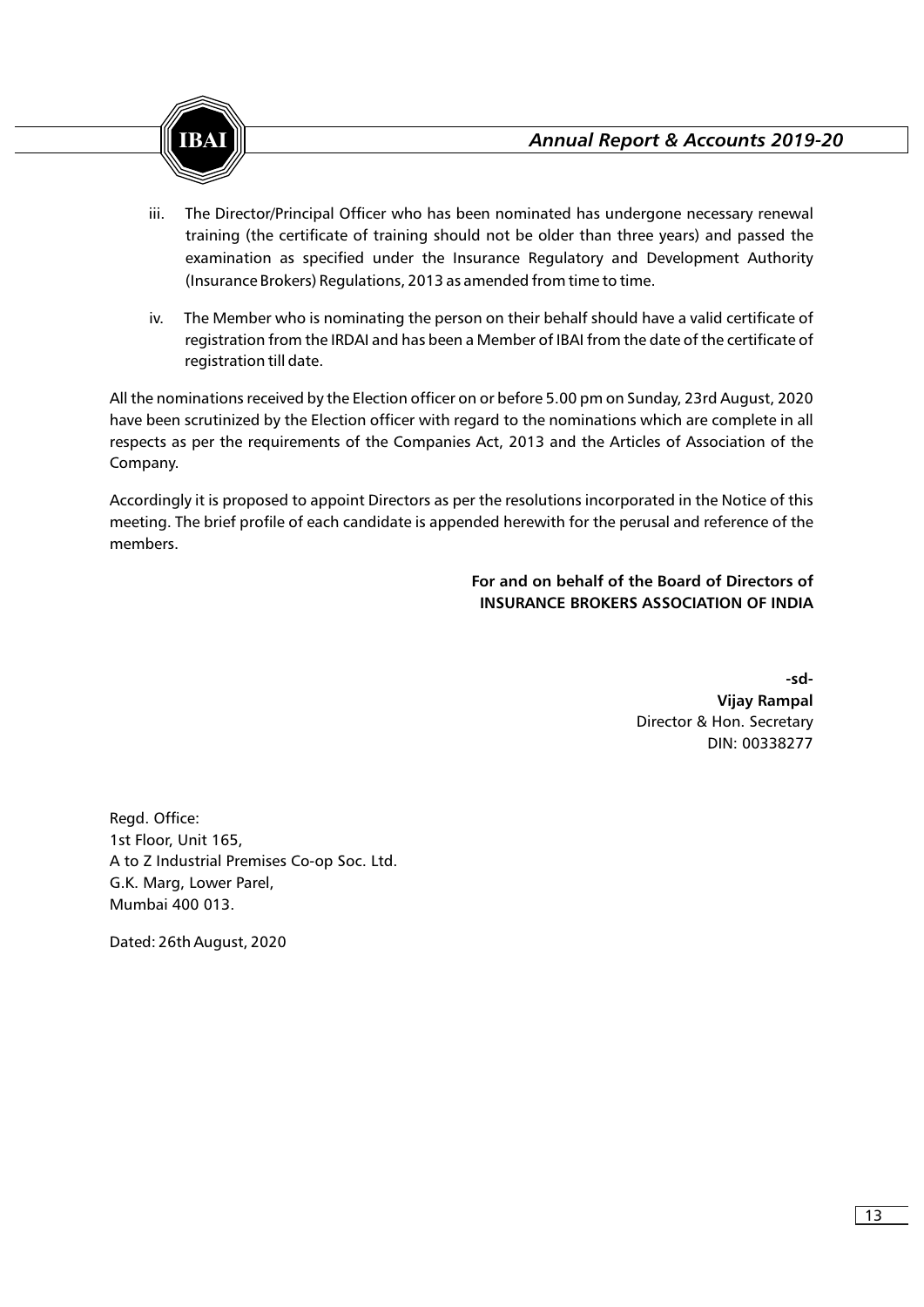iii. The Director/Principal Officer who has been nominated has undergone necessary renewal training (the certificate of training should not be older than three years) and passed the examination as specified under the Insurance Regulatory and Development Authority (Insurance Brokers) Regulations, 2013 as amended from time to time.

iv. The Member who is nominating the person on their behalf should have a valid certificate of registration from the IRDAI and has been a Member of IBAI from the date of the certificate of registration till date.

All the nominations received by the Election officer on or before 5.00 pm on Sunday, 23rd August, 2020 have been scrutinized by the Election officer with regard to the nominations which are complete in all respects as per the requirements of the Companies Act, 2013 and the Articles of Association of the Company.

Accordingly it is proposed to appoint Directors as per the resolutions incorporated in the Notice of this meeting. The brief profile of each candidate is appended herewith for the perusal and reference of the members.

**For and on behalf of the Board of Directors of**
**INSURANCE BROKERS ASSOCIATION OF INDIA**

**-sd-**
**Vijay Rampal**
Director & Hon. Secretary
DIN: 00338277

Regd. Office:
1st Floor, Unit 165,
A to Z Industrial Premises Co-op Soc. Ltd.
G.K. Marg, Lower Parel,
Mumbai 400 013.

Dated: 26th August, 2020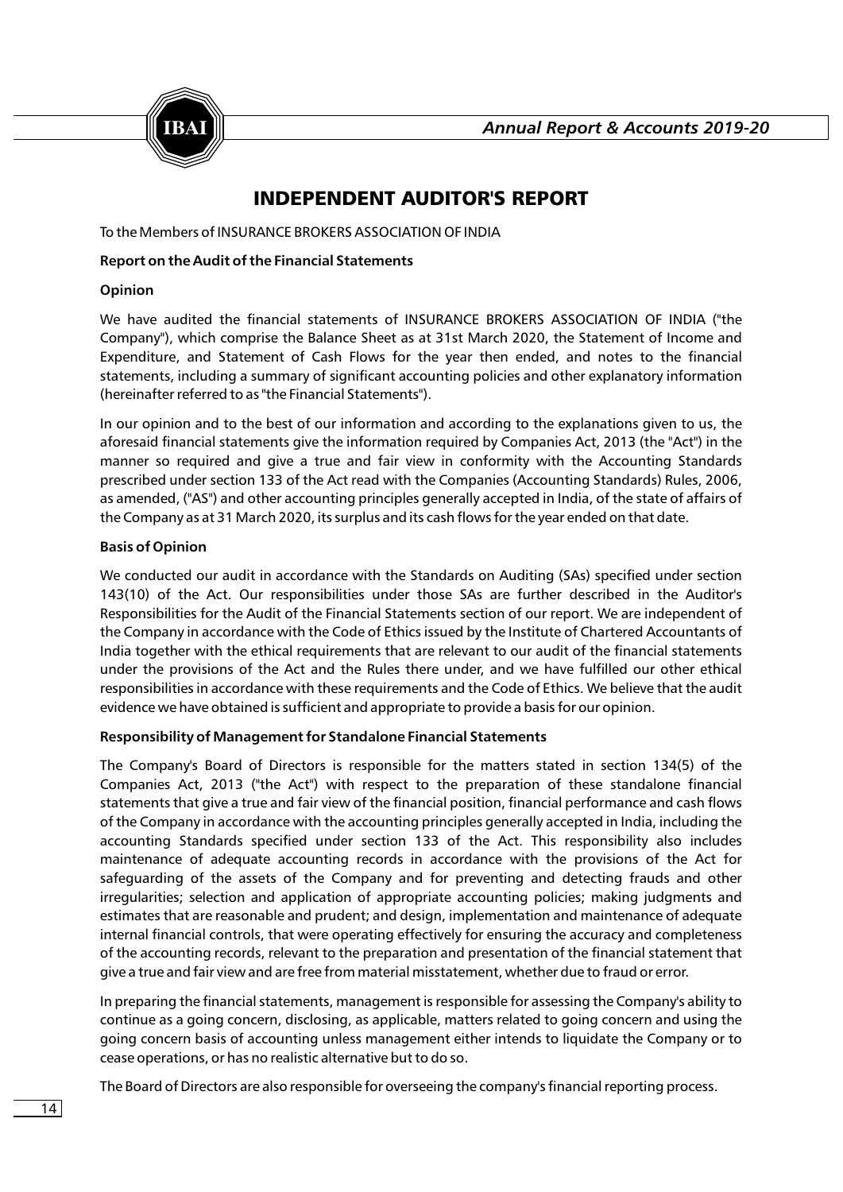# INDEPENDENT AUDITOR'S REPORT

To the Members of INSURANCE BROKERS ASSOCIATION OF INDIA

**Report on the Audit of the Financial Statements**

**Opinion**

We have audited the financial statements of INSURANCE BROKERS ASSOCIATION OF INDIA ("the Company"), which comprise the Balance Sheet as at 31st March 2020, the Statement of Income and Expenditure, and Statement of Cash Flows for the year then ended, and notes to the financial statements, including a summary of significant accounting policies and other explanatory information (hereinafter referred to as "the Financial Statements").

In our opinion and to the best of our information and according to the explanations given to us, the aforesaid financial statements give the information required by Companies Act, 2013 (the "Act") in the manner so required and give a true and fair view in conformity with the Accounting Standards prescribed under section 133 of the Act read with the Companies (Accounting Standards) Rules, 2006, as amended, ("AS") and other accounting principles generally accepted in India, of the state of affairs of the Company as at 31 March 2020, its surplus and its cash flows for the year ended on that date.

**Basis of Opinion**

We conducted our audit in accordance with the Standards on Auditing (SAs) specified under section 143(10) of the Act. Our responsibilities under those SAs are further described in the Auditor's Responsibilities for the Audit of the Financial Statements section of our report. We are independent of the Company in accordance with the Code of Ethics issued by the Institute of Chartered Accountants of India together with the ethical requirements that are relevant to our audit of the financial statements under the provisions of the Act and the Rules there under, and we have fulfilled our other ethical responsibilities in accordance with these requirements and the Code of Ethics. We believe that the audit evidence we have obtained is sufficient and appropriate to provide a basis for our opinion.

**Responsibility of Management for Standalone Financial Statements**

The Company's Board of Directors is responsible for the matters stated in section 134(5) of the Companies Act, 2013 ("the Act") with respect to the preparation of these standalone financial statements that give a true and fair view of the financial position, financial performance and cash flows of the Company in accordance with the accounting principles generally accepted in India, including the accounting Standards specified under section 133 of the Act. This responsibility also includes maintenance of adequate accounting records in accordance with the provisions of the Act for safeguarding of the assets of the Company and for preventing and detecting frauds and other irregularities; selection and application of appropriate accounting policies; making judgments and estimates that are reasonable and prudent; and design, implementation and maintenance of adequate internal financial controls, that were operating effectively for ensuring the accuracy and completeness of the accounting records, relevant to the preparation and presentation of the financial statement that give a true and fair view and are free from material misstatement, whether due to fraud or error.

In preparing the financial statements, management is responsible for assessing the Company's ability to continue as a going concern, disclosing, as applicable, matters related to going concern and using the going concern basis of accounting unless management either intends to liquidate the Company or to cease operations, or has no realistic alternative but to do so.

The Board of Directors are also responsible for overseeing the company's financial reporting process.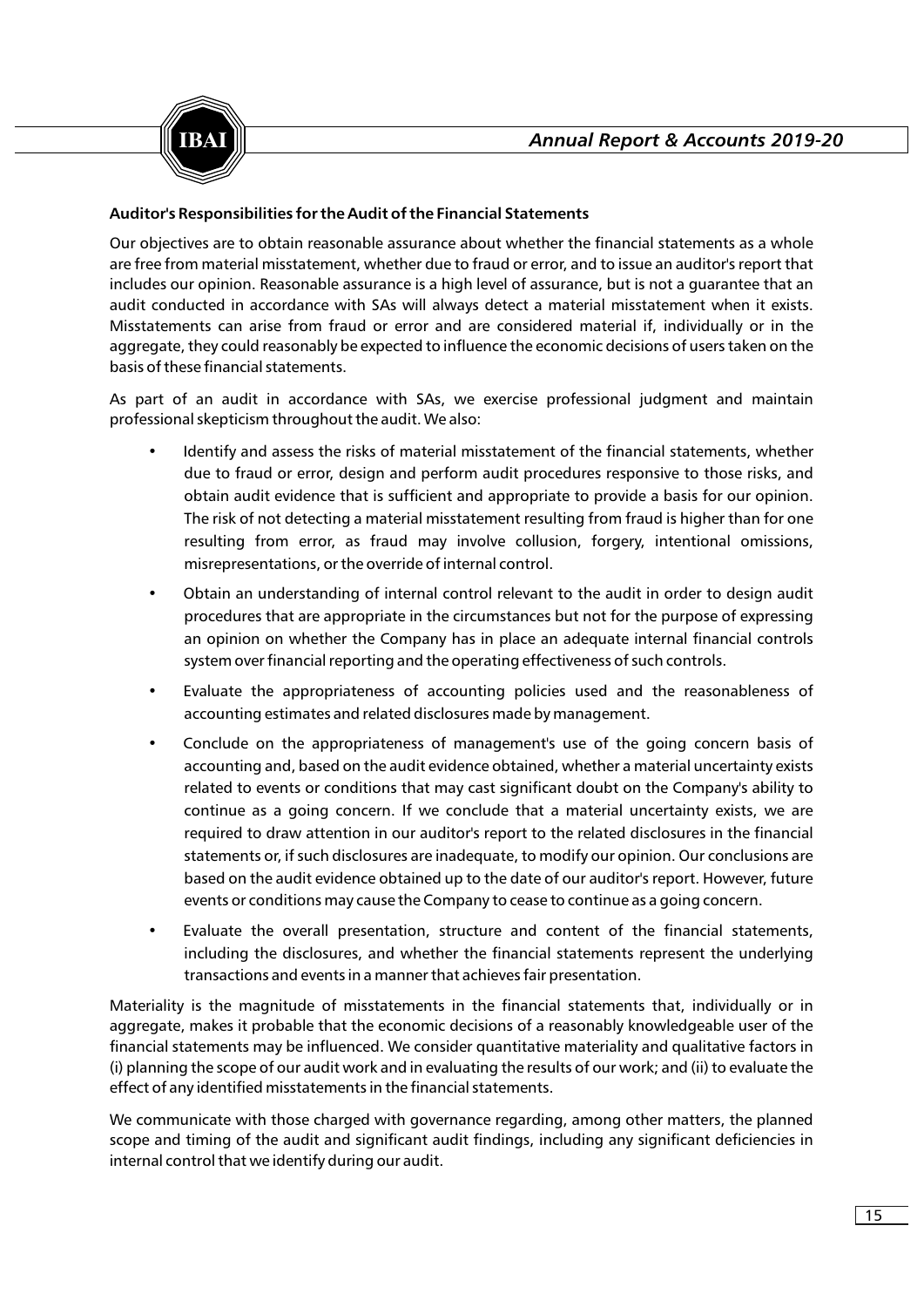**Auditor's Responsibilities for the Audit of the Financial Statements**

Our objectives are to obtain reasonable assurance about whether the financial statements as a whole are free from material misstatement, whether due to fraud or error, and to issue an auditor's report that includes our opinion. Reasonable assurance is a high level of assurance, but is not a guarantee that an audit conducted in accordance with SAs will always detect a material misstatement when it exists. Misstatements can arise from fraud or error and are considered material if, individually or in the aggregate, they could reasonably be expected to influence the economic decisions of users taken on the basis of these financial statements.

As part of an audit in accordance with SAs, we exercise professional judgment and maintain professional skepticism throughout the audit. We also:

- Identify and assess the risks of material misstatement of the financial statements, whether due to fraud or error, design and perform audit procedures responsive to those risks, and obtain audit evidence that is sufficient and appropriate to provide a basis for our opinion. The risk of not detecting a material misstatement resulting from fraud is higher than for one resulting from error, as fraud may involve collusion, forgery, intentional omissions, misrepresentations, or the override of internal control.
- Obtain an understanding of internal control relevant to the audit in order to design audit procedures that are appropriate in the circumstances but not for the purpose of expressing an opinion on whether the Company has in place an adequate internal financial controls system over financial reporting and the operating effectiveness of such controls.
- Evaluate the appropriateness of accounting policies used and the reasonableness of accounting estimates and related disclosures made by management.
- Conclude on the appropriateness of management's use of the going concern basis of accounting and, based on the audit evidence obtained, whether a material uncertainty exists related to events or conditions that may cast significant doubt on the Company's ability to continue as a going concern. If we conclude that a material uncertainty exists, we are required to draw attention in our auditor's report to the related disclosures in the financial statements or, if such disclosures are inadequate, to modify our opinion. Our conclusions are based on the audit evidence obtained up to the date of our auditor's report. However, future events or conditions may cause the Company to cease to continue as a going concern.
- Evaluate the overall presentation, structure and content of the financial statements, including the disclosures, and whether the financial statements represent the underlying transactions and events in a manner that achieves fair presentation.

Materiality is the magnitude of misstatements in the financial statements that, individually or in aggregate, makes it probable that the economic decisions of a reasonably knowledgeable user of the financial statements may be influenced. We consider quantitative materiality and qualitative factors in (i) planning the scope of our audit work and in evaluating the results of our work; and (ii) to evaluate the effect of any identified misstatements in the financial statements.

We communicate with those charged with governance regarding, among other matters, the planned scope and timing of the audit and significant audit findings, including any significant deficiencies in internal control that we identify during our audit.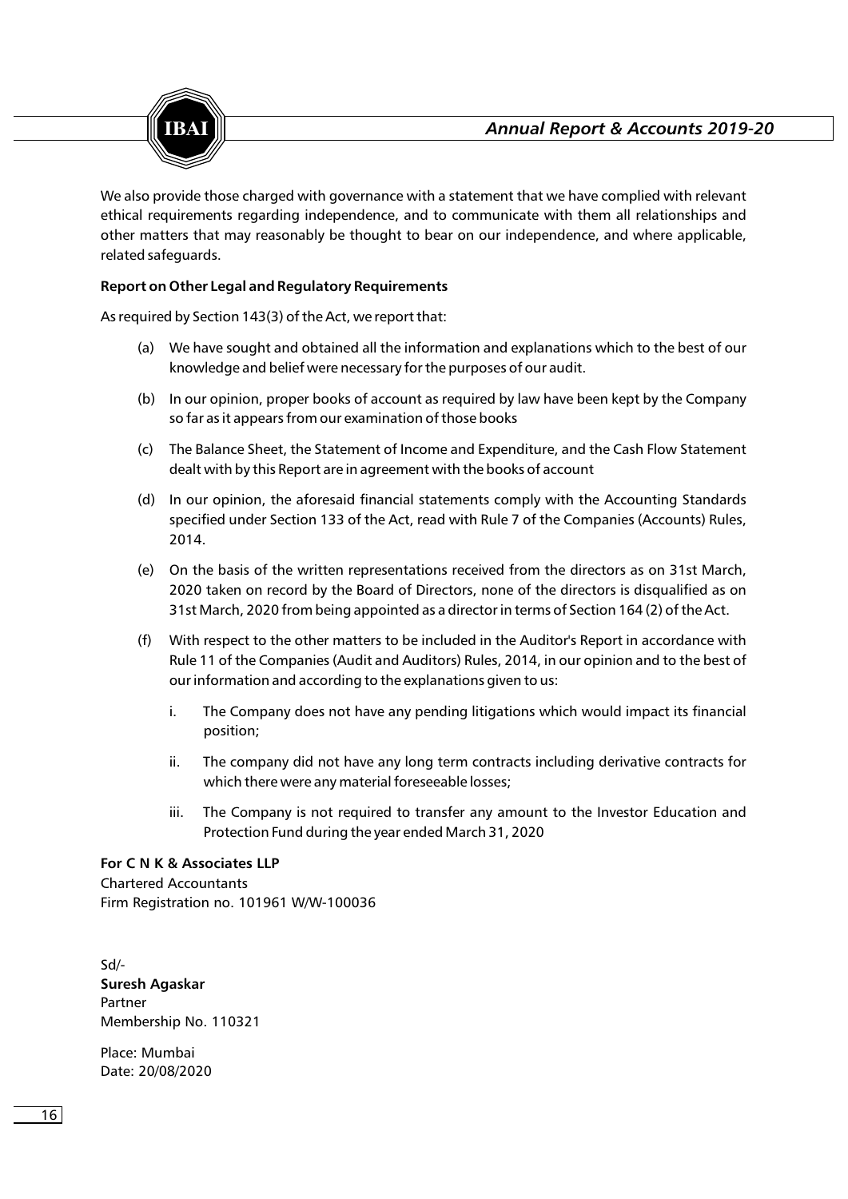We also provide those charged with governance with a statement that we have complied with relevant ethical requirements regarding independence, and to communicate with them all relationships and other matters that may reasonably be thought to bear on our independence, and where applicable, related safeguards.

**Report on Other Legal and Regulatory Requirements**

As required by Section 143(3) of the Act, we report that:

(a) We have sought and obtained all the information and explanations which to the best of our knowledge and belief were necessary for the purposes of our audit.

(b) In our opinion, proper books of account as required by law have been kept by the Company so far as it appears from our examination of those books

(c) The Balance Sheet, the Statement of Income and Expenditure, and the Cash Flow Statement dealt with by this Report are in agreement with the books of account

(d) In our opinion, the aforesaid financial statements comply with the Accounting Standards specified under Section 133 of the Act, read with Rule 7 of the Companies (Accounts) Rules, 2014.

(e) On the basis of the written representations received from the directors as on 31st March, 2020 taken on record by the Board of Directors, none of the directors is disqualified as on 31st March, 2020 from being appointed as a director in terms of Section 164 (2) of the Act.

(f) With respect to the other matters to be included in the Auditor's Report in accordance with Rule 11 of the Companies (Audit and Auditors) Rules, 2014, in our opinion and to the best of our information and according to the explanations given to us:

   i. The Company does not have any pending litigations which would impact its financial position;

   ii. The company did not have any long term contracts including derivative contracts for which there were any material foreseeable losses;

   iii. The Company is not required to transfer any amount to the Investor Education and Protection Fund during the year ended March 31, 2020

**For C N K & Associates LLP**
Chartered Accountants
Firm Registration no. 101961 W/W-100036

Sd/-
**Suresh Agaskar**
Partner
Membership No. 110321

Place: Mumbai
Date: 20/08/2020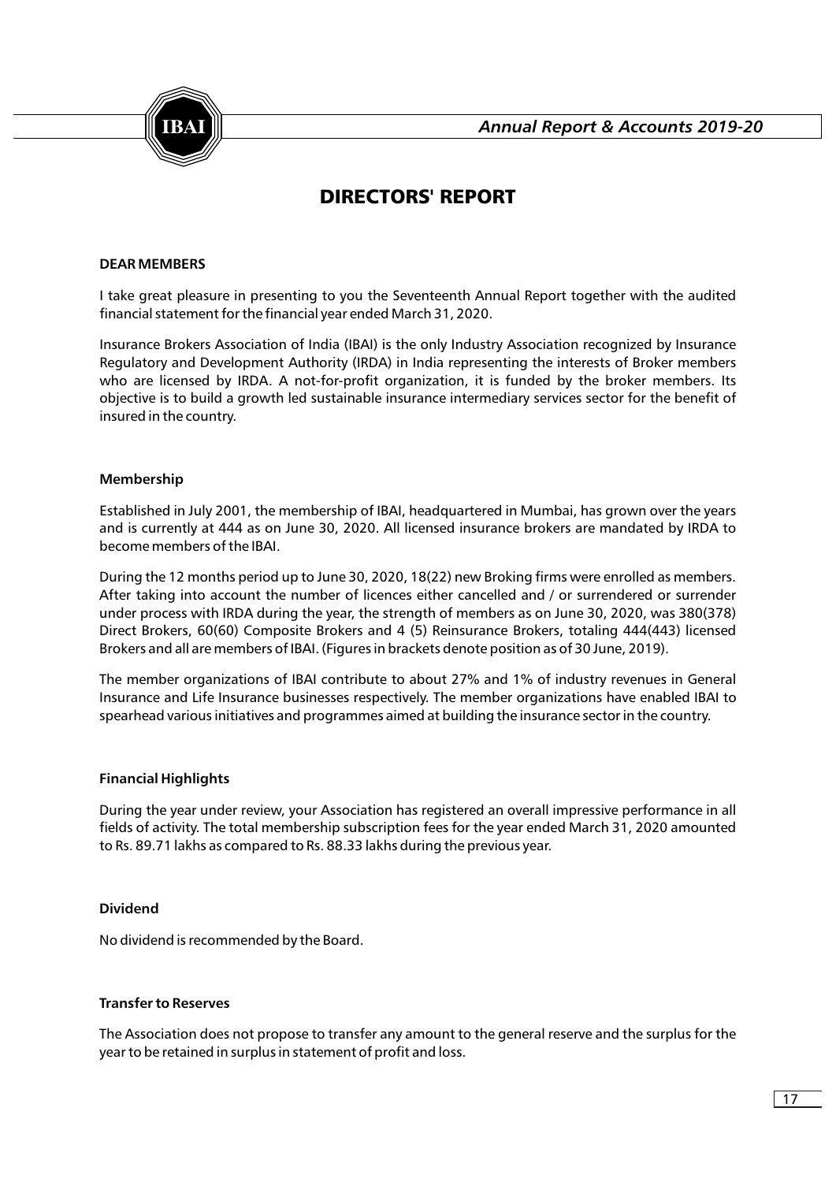# DIRECTORS' REPORT

**DEAR MEMBERS**

I take great pleasure in presenting to you the Seventeenth Annual Report together with the audited financial statement for the financial year ended March 31, 2020.

Insurance Brokers Association of India (IBAI) is the only Industry Association recognized by Insurance Regulatory and Development Authority (IRDA) in India representing the interests of Broker members who are licensed by IRDA. A not-for-profit organization, it is funded by the broker members. Its objective is to build a growth led sustainable insurance intermediary services sector for the benefit of insured in the country.

**Membership**

Established in July 2001, the membership of IBAI, headquartered in Mumbai, has grown over the years and is currently at 444 as on June 30, 2020. All licensed insurance brokers are mandated by IRDA to become members of the IBAI.

During the 12 months period up to June 30, 2020, 18(22) new Broking firms were enrolled as members. After taking into account the number of licences either cancelled and / or surrendered or surrender under process with IRDA during the year, the strength of members as on June 30, 2020, was 380(378) Direct Brokers, 60(60) Composite Brokers and 4 (5) Reinsurance Brokers, totaling 444(443) licensed Brokers and all are members of IBAI. (Figures in brackets denote position as of 30 June, 2019).

The member organizations of IBAI contribute to about 27% and 1% of industry revenues in General Insurance and Life Insurance businesses respectively. The member organizations have enabled IBAI to spearhead various initiatives and programmes aimed at building the insurance sector in the country.

**Financial Highlights**

During the year under review, your Association has registered an overall impressive performance in all fields of activity. The total membership subscription fees for the year ended March 31, 2020 amounted to Rs. 89.71 lakhs as compared to Rs. 88.33 lakhs during the previous year.

**Dividend**

No dividend is recommended by the Board.

**Transfer to Reserves**

The Association does not propose to transfer any amount to the general reserve and the surplus for the year to be retained in surplus in statement of profit and loss.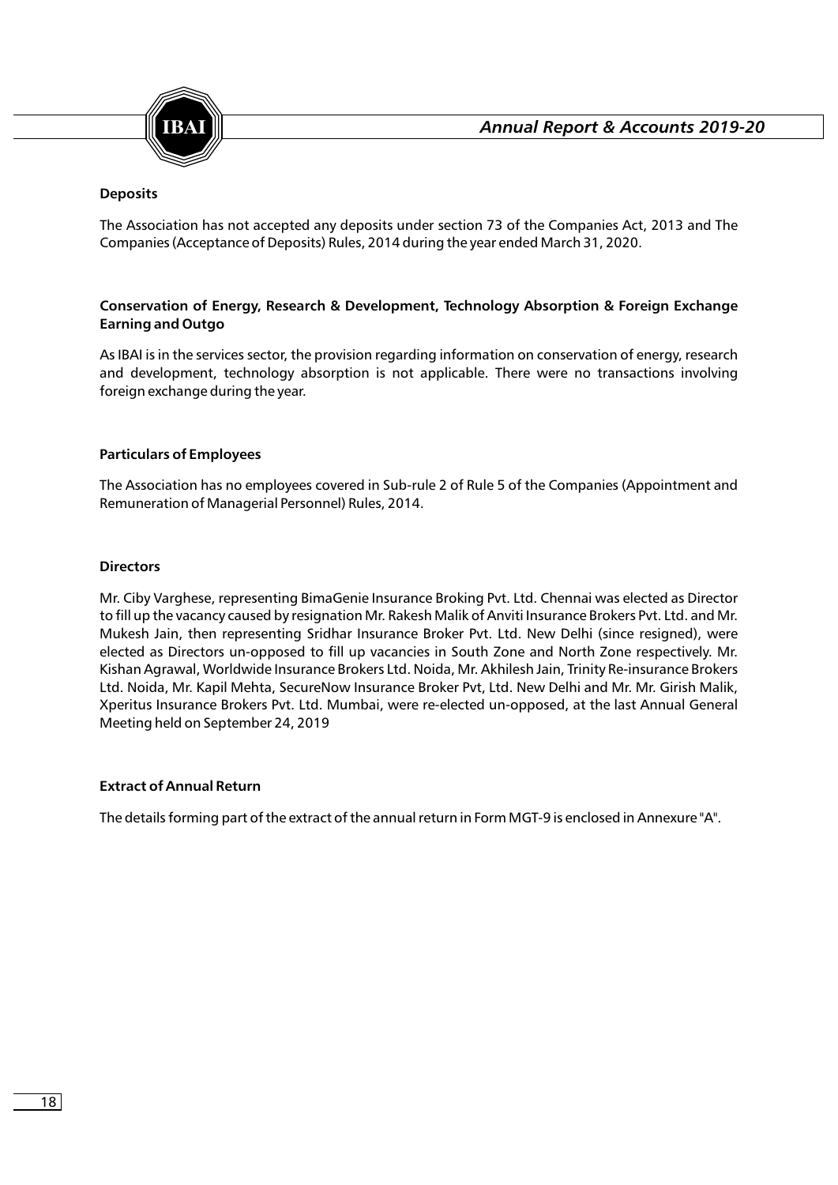**Deposits**

The Association has not accepted any deposits under section 73 of the Companies Act, 2013 and The Companies (Acceptance of Deposits) Rules, 2014 during the year ended March 31, 2020.

**Conservation of Energy, Research & Development, Technology Absorption & Foreign Exchange Earning and Outgo**

As IBAI is in the services sector, the provision regarding information on conservation of energy, research and development, technology absorption is not applicable. There were no transactions involving foreign exchange during the year.

**Particulars of Employees**

The Association has no employees covered in Sub-rule 2 of Rule 5 of the Companies (Appointment and Remuneration of Managerial Personnel) Rules, 2014.

**Directors**

Mr. Ciby Varghese, representing BimaGenie Insurance Broking Pvt. Ltd. Chennai was elected as Director to fill up the vacancy caused by resignation Mr. Rakesh Malik of Anviti Insurance Brokers Pvt. Ltd. and Mr. Mukesh Jain, then representing Sridhar Insurance Broker Pvt. Ltd. New Delhi (since resigned), were elected as Directors un-opposed to fill up vacancies in South Zone and North Zone respectively. Mr. Kishan Agrawal, Worldwide Insurance Brokers Ltd. Noida, Mr. Akhilesh Jain, Trinity Re-insurance Brokers Ltd. Noida, Mr. Kapil Mehta, SecureNow Insurance Broker Pvt, Ltd. New Delhi and Mr. Mr. Girish Malik, Xperitus Insurance Brokers Pvt. Ltd. Mumbai, were re-elected un-opposed, at the last Annual General Meeting held on September 24, 2019

**Extract of Annual Return**

The details forming part of the extract of the annual return in Form MGT-9 is enclosed in Annexure "A".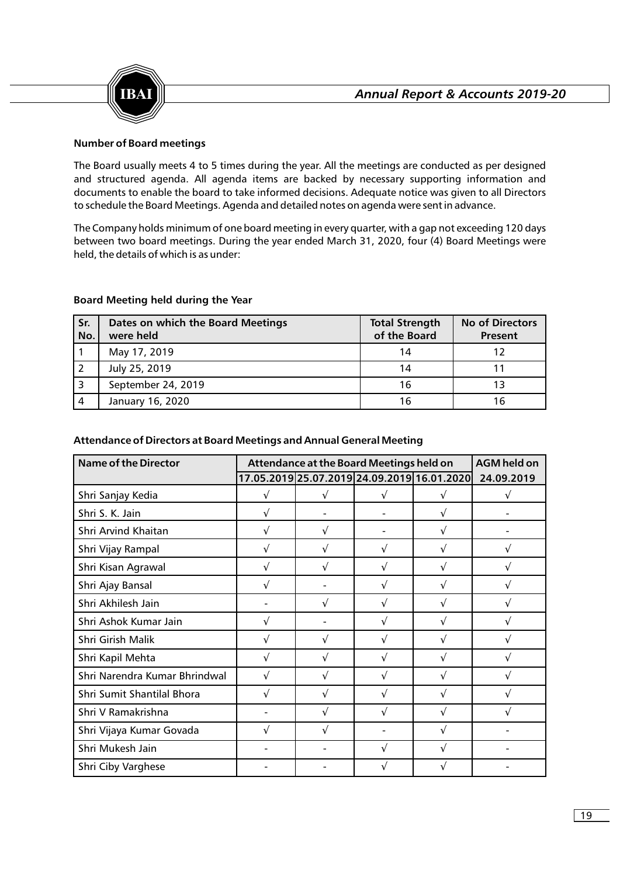**Number of Board meetings**

The Board usually meets 4 to 5 times during the year. All the meetings are conducted as per designed and structured agenda. All agenda items are backed by necessary supporting information and documents to enable the board to take informed decisions. Adequate notice was given to all Directors to schedule the Board Meetings. Agenda and detailed notes on agenda were sent in advance.

The Company holds minimum of one board meeting in every quarter, with a gap not exceeding 120 days between two board meetings. During the year ended March 31, 2020, four (4) Board Meetings were held, the details of which is as under:

**Board Meeting held during the Year**

| Sr. No. | Dates on which the Board Meetings were held | Total Strength of the Board | No of Directors Present |
|---|---|---|---|
| 1 | May 17, 2019 | 14 | 12 |
| 2 | July 25, 2019 | 14 | 11 |
| 3 | September 24, 2019 | 16 | 13 |
| 4 | January 16, 2020 | 16 | 16 |

**Attendance of Directors at Board Meetings and Annual General Meeting**

| Name of the Director | Attendance at the Board Meetings held on | | | | AGM held on |
|---|---|---|---|---|---|
| | 17.05.2019 | 25.07.2019 | 24.09.2019 | 16.01.2020 | 24.09.2019 |
| Shri Sanjay Kedia | √ | √ | √ | √ | √ |
| Shri S. K. Jain | √ | - | - | √ | - |
| Shri Arvind Khaitan | √ | √ | - | √ | - |
| Shri Vijay Rampal | √ | √ | √ | √ | √ |
| Shri Kisan Agrawal | √ | √ | √ | √ | √ |
| Shri Ajay Bansal | √ | - | √ | √ | √ |
| Shri Akhilesh Jain | - | √ | √ | √ | √ |
| Shri Ashok Kumar Jain | √ | - | √ | √ | √ |
| Shri Girish Malik | √ | √ | √ | √ | √ |
| Shri Kapil Mehta | √ | √ | √ | √ | √ |
| Shri Narendra Kumar Bhrindwal | √ | √ | √ | √ | √ |
| Shri Sumit Shantilal Bhora | √ | √ | √ | √ | √ |
| Shri V Ramakrishna | - | √ | √ | √ | √ |
| Shri Vijaya Kumar Govada | √ | √ | - | √ | - |
| Shri Mukesh Jain | - | - | √ | √ | - |
| Shri Ciby Varghese | - | - | √ | √ | - |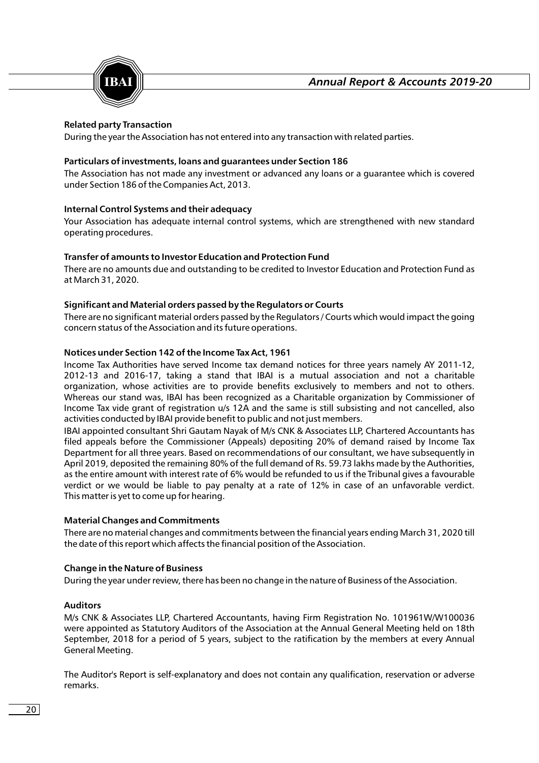**Related party Transaction**

During the year the Association has not entered into any transaction with related parties.

**Particulars of investments, loans and guarantees under Section 186**

The Association has not made any investment or advanced any loans or a guarantee which is covered under Section 186 of the Companies Act, 2013.

**Internal Control Systems and their adequacy**

Your Association has adequate internal control systems, which are strengthened with new standard operating procedures.

**Transfer of amounts to Investor Education and Protection Fund**

There are no amounts due and outstanding to be credited to Investor Education and Protection Fund as at March 31, 2020.

**Significant and Material orders passed by the Regulators or Courts**

There are no significant material orders passed by the Regulators / Courts which would impact the going concern status of the Association and its future operations.

**Notices under Section 142 of the Income Tax Act, 1961**

Income Tax Authorities have served Income tax demand notices for three years namely AY 2011-12, 2012-13 and 2016-17, taking a stand that IBAI is a mutual association and not a charitable organization, whose activities are to provide benefits exclusively to members and not to others. Whereas our stand was, IBAI has been recognized as a Charitable organization by Commissioner of Income Tax vide grant of registration u/s 12A and the same is still subsisting and not cancelled, also activities conducted by IBAI provide benefit to public and not just members.

IBAI appointed consultant Shri Gautam Nayak of M/s CNK & Associates LLP, Chartered Accountants has filed appeals before the Commissioner (Appeals) depositing 20% of demand raised by Income Tax Department for all three years. Based on recommendations of our consultant, we have subsequently in April 2019, deposited the remaining 80% of the full demand of Rs. 59.73 lakhs made by the Authorities, as the entire amount with interest rate of 6% would be refunded to us if the Tribunal gives a favourable verdict or we would be liable to pay penalty at a rate of 12% in case of an unfavorable verdict. This matter is yet to come up for hearing.

**Material Changes and Commitments**

There are no material changes and commitments between the financial years ending March 31, 2020 till the date of this report which affects the financial position of the Association.

**Change in the Nature of Business**

During the year under review, there has been no change in the nature of Business of the Association.

**Auditors**

M/s CNK & Associates LLP, Chartered Accountants, having Firm Registration No. 101961W/W100036 were appointed as Statutory Auditors of the Association at the Annual General Meeting held on 18th September, 2018 for a period of 5 years, subject to the ratification by the members at every Annual General Meeting.

The Auditor's Report is self-explanatory and does not contain any qualification, reservation or adverse remarks.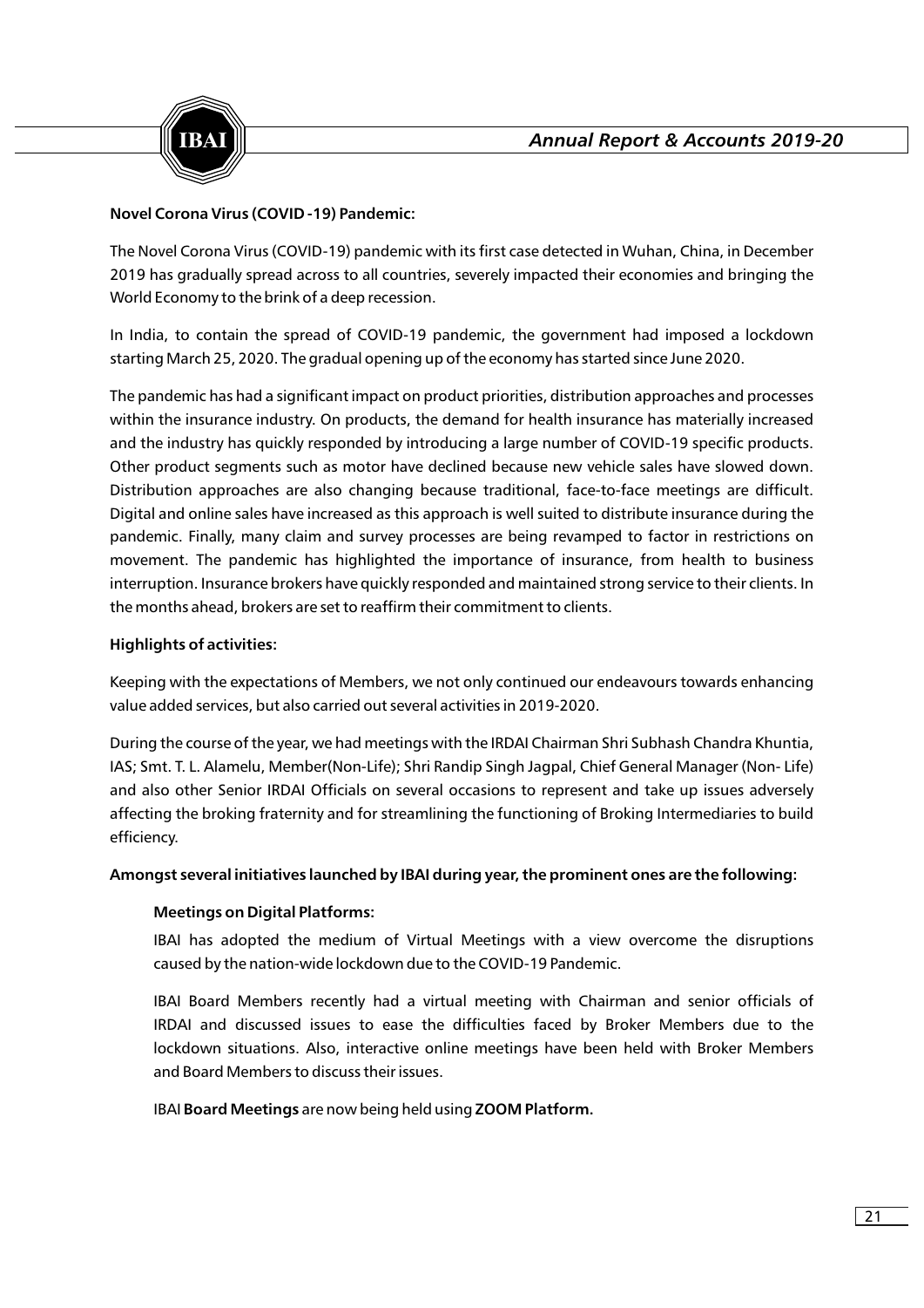**Novel Corona Virus (COVID -19) Pandemic:**

The Novel Corona Virus (COVID-19) pandemic with its first case detected in Wuhan, China, in December 2019 has gradually spread across to all countries, severely impacted their economies and bringing the World Economy to the brink of a deep recession.

In India, to contain the spread of COVID-19 pandemic, the government had imposed a lockdown starting March 25, 2020. The gradual opening up of the economy has started since June 2020.

The pandemic has had a significant impact on product priorities, distribution approaches and processes within the insurance industry. On products, the demand for health insurance has materially increased and the industry has quickly responded by introducing a large number of COVID-19 specific products. Other product segments such as motor have declined because new vehicle sales have slowed down. Distribution approaches are also changing because traditional, face-to-face meetings are difficult. Digital and online sales have increased as this approach is well suited to distribute insurance during the pandemic. Finally, many claim and survey processes are being revamped to factor in restrictions on movement. The pandemic has highlighted the importance of insurance, from health to business interruption. Insurance brokers have quickly responded and maintained strong service to their clients. In the months ahead, brokers are set to reaffirm their commitment to clients.

**Highlights of activities:**

Keeping with the expectations of Members, we not only continued our endeavours towards enhancing value added services, but also carried out several activities in 2019-2020.

During the course of the year, we had meetings with the IRDAI Chairman Shri Subhash Chandra Khuntia, IAS; Smt. T. L. Alamelu, Member(Non-Life); Shri Randip Singh Jagpal, Chief General Manager (Non- Life) and also other Senior IRDAI Officials on several occasions to represent and take up issues adversely affecting the broking fraternity and for streamlining the functioning of Broking Intermediaries to build efficiency.

**Amongst several initiatives launched by IBAI during year, the prominent ones are the following:**

**Meetings on Digital Platforms:**

IBAI has adopted the medium of Virtual Meetings with a view overcome the disruptions caused by the nation-wide lockdown due to the COVID-19 Pandemic.

IBAI Board Members recently had a virtual meeting with Chairman and senior officials of IRDAI and discussed issues to ease the difficulties faced by Broker Members due to the lockdown situations. Also, interactive online meetings have been held with Broker Members and Board Members to discuss their issues.

IBAI **Board Meetings** are now being held using **ZOOM Platform.**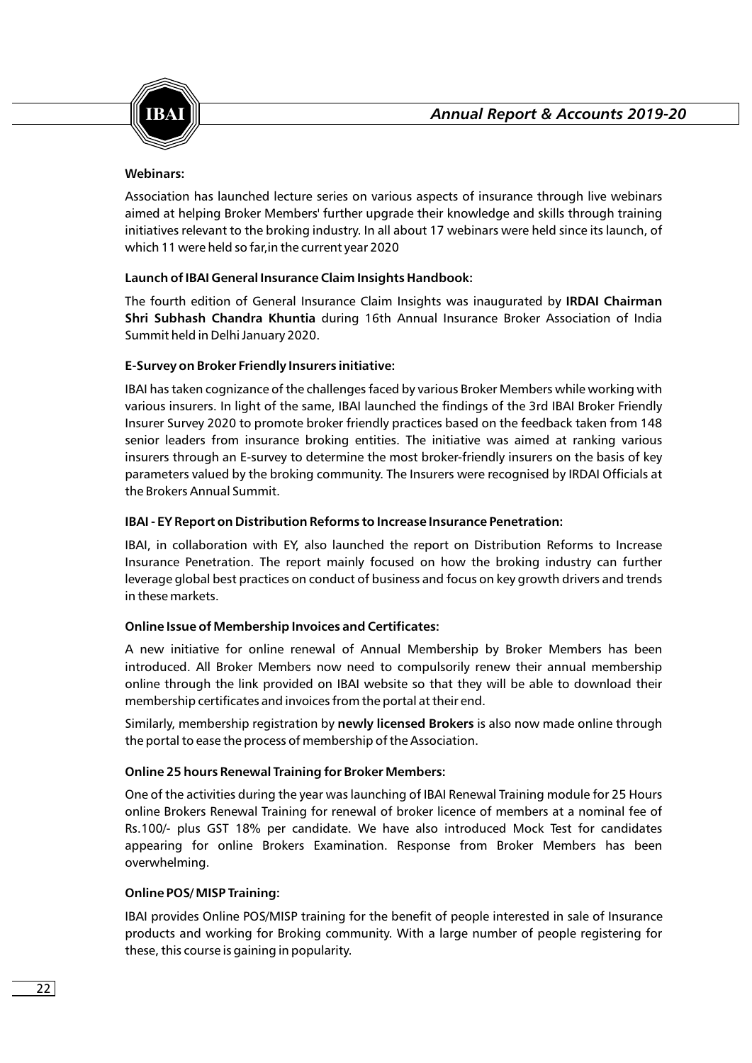**Webinars:**

Association has launched lecture series on various aspects of insurance through live webinars aimed at helping Broker Members' further upgrade their knowledge and skills through training initiatives relevant to the broking industry. In all about 17 webinars were held since its launch, of which 11 were held so far,in the current year 2020

**Launch of IBAI General Insurance Claim Insights Handbook:**

The fourth edition of General Insurance Claim Insights was inaugurated by **IRDAI Chairman Shri Subhash Chandra Khuntia** during 16th Annual Insurance Broker Association of India Summit held in Delhi January 2020.

**E-Survey on Broker Friendly Insurers initiative:**

IBAI has taken cognizance of the challenges faced by various Broker Members while working with various insurers. In light of the same, IBAI launched the findings of the 3rd IBAI Broker Friendly Insurer Survey 2020 to promote broker friendly practices based on the feedback taken from 148 senior leaders from insurance broking entities. The initiative was aimed at ranking various insurers through an E-survey to determine the most broker-friendly insurers on the basis of key parameters valued by the broking community. The Insurers were recognised by IRDAI Officials at the Brokers Annual Summit.

**IBAI - EY Report on Distribution Reforms to Increase Insurance Penetration:**

IBAI, in collaboration with EY, also launched the report on Distribution Reforms to Increase Insurance Penetration. The report mainly focused on how the broking industry can further leverage global best practices on conduct of business and focus on key growth drivers and trends in these markets.

**Online Issue of Membership Invoices and Certificates:**

A new initiative for online renewal of Annual Membership by Broker Members has been introduced. All Broker Members now need to compulsorily renew their annual membership online through the link provided on IBAI website so that they will be able to download their membership certificates and invoices from the portal at their end.

Similarly, membership registration by **newly licensed Brokers** is also now made online through the portal to ease the process of membership of the Association.

**Online 25 hours Renewal Training for Broker Members:**

One of the activities during the year was launching of IBAI Renewal Training module for 25 Hours online Brokers Renewal Training for renewal of broker licence of members at a nominal fee of Rs.100/- plus GST 18% per candidate. We have also introduced Mock Test for candidates appearing for online Brokers Examination. Response from Broker Members has been overwhelming.

**Online POS/ MISP Training:**

IBAI provides Online POS/MISP training for the benefit of people interested in sale of Insurance products and working for Broking community. With a large number of people registering for these, this course is gaining in popularity.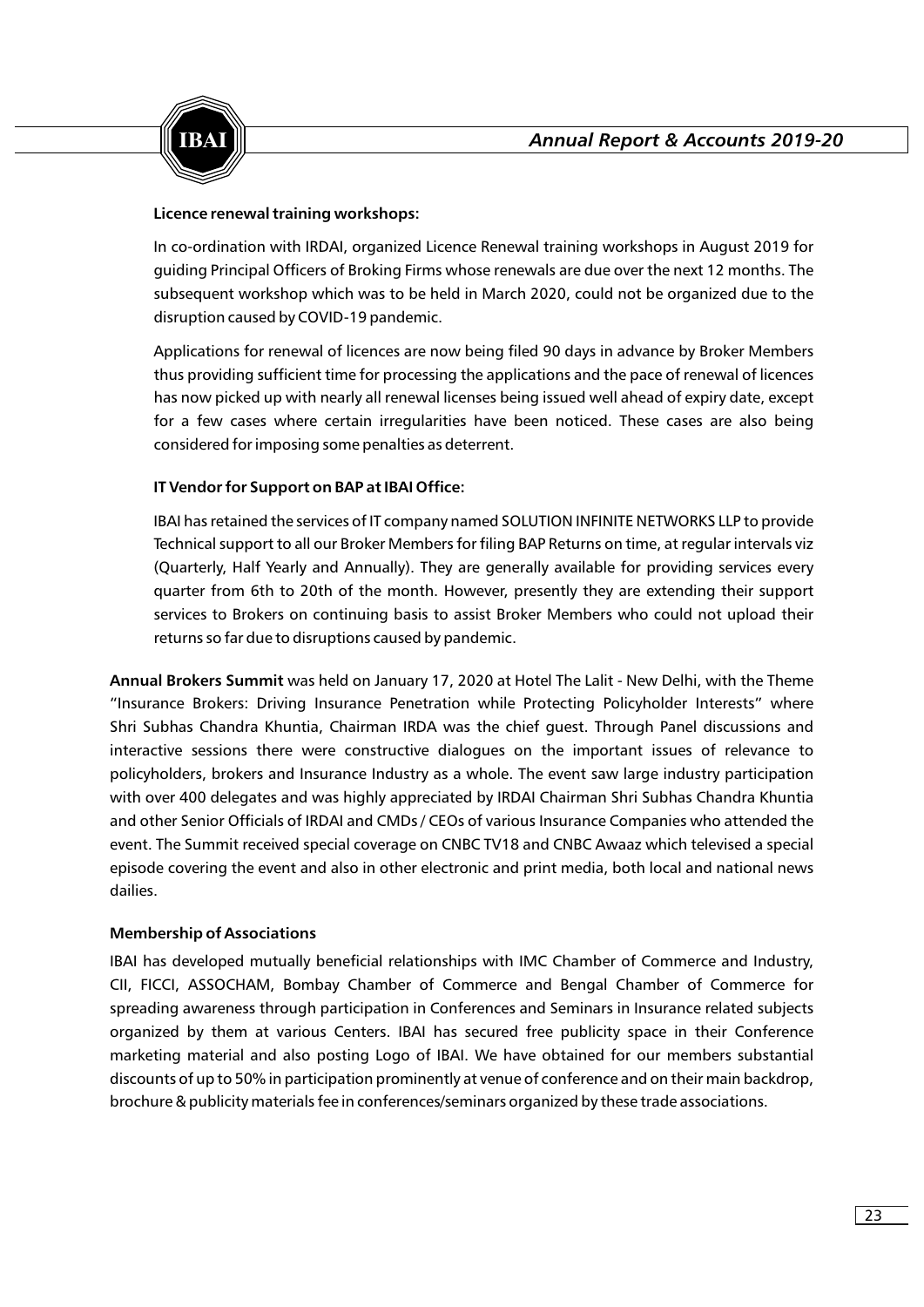**Licence renewal training workshops:**

In co-ordination with IRDAI, organized Licence Renewal training workshops in August 2019 for guiding Principal Officers of Broking Firms whose renewals are due over the next 12 months. The subsequent workshop which was to be held in March 2020, could not be organized due to the disruption caused by COVID-19 pandemic.

Applications for renewal of licences are now being filed 90 days in advance by Broker Members thus providing sufficient time for processing the applications and the pace of renewal of licences has now picked up with nearly all renewal licenses being issued well ahead of expiry date, except for a few cases where certain irregularities have been noticed. These cases are also being considered for imposing some penalties as deterrent.

**IT Vendor for Support on BAP at IBAI Office:**

IBAI has retained the services of IT company named SOLUTION INFINITE NETWORKS LLP to provide Technical support to all our Broker Members for filing BAP Returns on time, at regular intervals viz (Quarterly, Half Yearly and Annually). They are generally available for providing services every quarter from 6th to 20th of the month. However, presently they are extending their support services to Brokers on continuing basis to assist Broker Members who could not upload their returns so far due to disruptions caused by pandemic.

**Annual Brokers Summit** was held on January 17, 2020 at Hotel The Lalit - New Delhi, with the Theme "Insurance Brokers: Driving Insurance Penetration while Protecting Policyholder Interests" where Shri Subhas Chandra Khuntia, Chairman IRDA was the chief guest. Through Panel discussions and interactive sessions there were constructive dialogues on the important issues of relevance to policyholders, brokers and Insurance Industry as a whole. The event saw large industry participation with over 400 delegates and was highly appreciated by IRDAI Chairman Shri Subhas Chandra Khuntia and other Senior Officials of IRDAI and CMDs / CEOs of various Insurance Companies who attended the event. The Summit received special coverage on CNBC TV18 and CNBC Awaaz which televised a special episode covering the event and also in other electronic and print media, both local and national news dailies.

**Membership of Associations**

IBAI has developed mutually beneficial relationships with IMC Chamber of Commerce and Industry, CII, FICCI, ASSOCHAM, Bombay Chamber of Commerce and Bengal Chamber of Commerce for spreading awareness through participation in Conferences and Seminars in Insurance related subjects organized by them at various Centers. IBAI has secured free publicity space in their Conference marketing material and also posting Logo of IBAI. We have obtained for our members substantial discounts of up to 50% in participation prominently at venue of conference and on their main backdrop, brochure & publicity materials fee in conferences/seminars organized by these trade associations.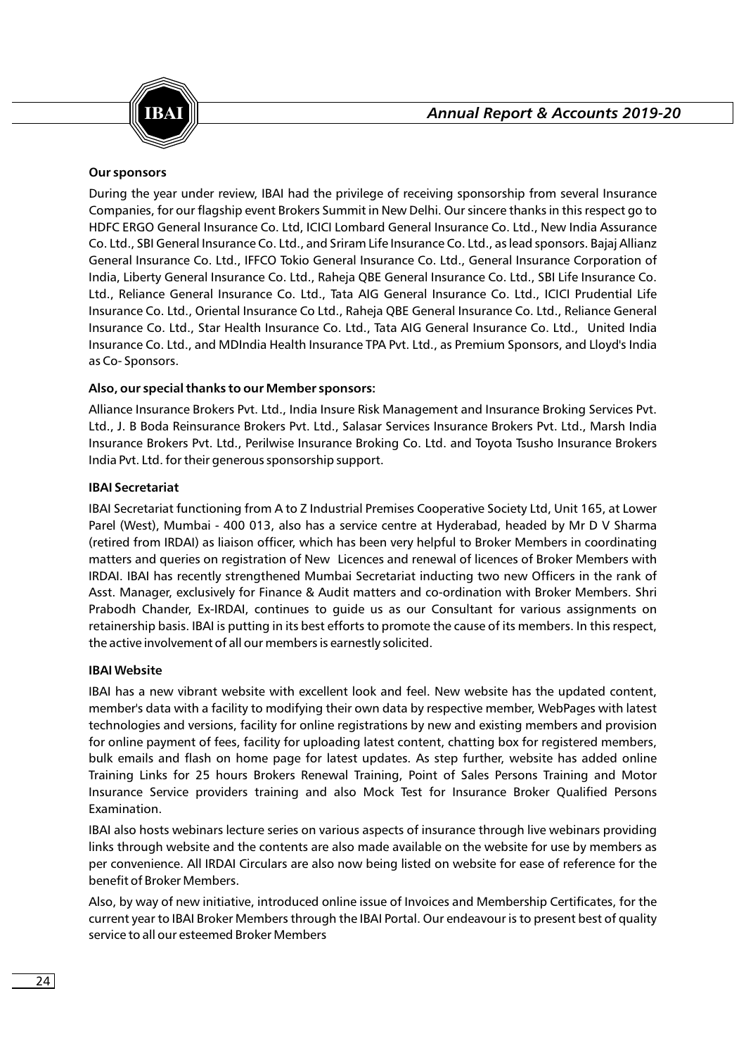**Our sponsors**

During the year under review, IBAI had the privilege of receiving sponsorship from several Insurance Companies, for our flagship event Brokers Summit in New Delhi. Our sincere thanks in this respect go to HDFC ERGO General Insurance Co. Ltd, ICICI Lombard General Insurance Co. Ltd., New India Assurance Co. Ltd., SBI General Insurance Co. Ltd., and Sriram Life Insurance Co. Ltd., as lead sponsors. Bajaj Allianz General Insurance Co. Ltd., IFFCO Tokio General Insurance Co. Ltd., General Insurance Corporation of India, Liberty General Insurance Co. Ltd., Raheja QBE General Insurance Co. Ltd., SBI Life Insurance Co. Ltd., Reliance General Insurance Co. Ltd., Tata AIG General Insurance Co. Ltd., ICICI Prudential Life Insurance Co. Ltd., Oriental Insurance Co Ltd., Raheja QBE General Insurance Co. Ltd., Reliance General Insurance Co. Ltd., Star Health Insurance Co. Ltd., Tata AIG General Insurance Co. Ltd., United India Insurance Co. Ltd., and MDIndia Health Insurance TPA Pvt. Ltd., as Premium Sponsors, and Lloyd's India as Co- Sponsors.

**Also, our special thanks to our Member sponsors:**

Alliance Insurance Brokers Pvt. Ltd., India Insure Risk Management and Insurance Broking Services Pvt. Ltd., J. B Boda Reinsurance Brokers Pvt. Ltd., Salasar Services Insurance Brokers Pvt. Ltd., Marsh India Insurance Brokers Pvt. Ltd., Perilwise Insurance Broking Co. Ltd. and Toyota Tsusho Insurance Brokers India Pvt. Ltd. for their generous sponsorship support.

**IBAI Secretariat**

IBAI Secretariat functioning from A to Z Industrial Premises Cooperative Society Ltd, Unit 165, at Lower Parel (West), Mumbai - 400 013, also has a service centre at Hyderabad, headed by Mr D V Sharma (retired from IRDAI) as liaison officer, which has been very helpful to Broker Members in coordinating matters and queries on registration of New Licences and renewal of licences of Broker Members with IRDAI. IBAI has recently strengthened Mumbai Secretariat inducting two new Officers in the rank of Asst. Manager, exclusively for Finance & Audit matters and co-ordination with Broker Members. Shri Prabodh Chander, Ex-IRDAI, continues to guide us as our Consultant for various assignments on retainership basis. IBAI is putting in its best efforts to promote the cause of its members. In this respect, the active involvement of all our members is earnestly solicited.

**IBAI Website**

IBAI has a new vibrant website with excellent look and feel. New website has the updated content, member's data with a facility to modifying their own data by respective member, WebPages with latest technologies and versions, facility for online registrations by new and existing members and provision for online payment of fees, facility for uploading latest content, chatting box for registered members, bulk emails and flash on home page for latest updates. As step further, website has added online Training Links for 25 hours Brokers Renewal Training, Point of Sales Persons Training and Motor Insurance Service providers training and also Mock Test for Insurance Broker Qualified Persons Examination.

IBAI also hosts webinars lecture series on various aspects of insurance through live webinars providing links through website and the contents are also made available on the website for use by members as per convenience. All IRDAI Circulars are also now being listed on website for ease of reference for the benefit of Broker Members.

Also, by way of new initiative, introduced online issue of Invoices and Membership Certificates, for the current year to IBAI Broker Members through the IBAI Portal. Our endeavour is to present best of quality service to all our esteemed Broker Members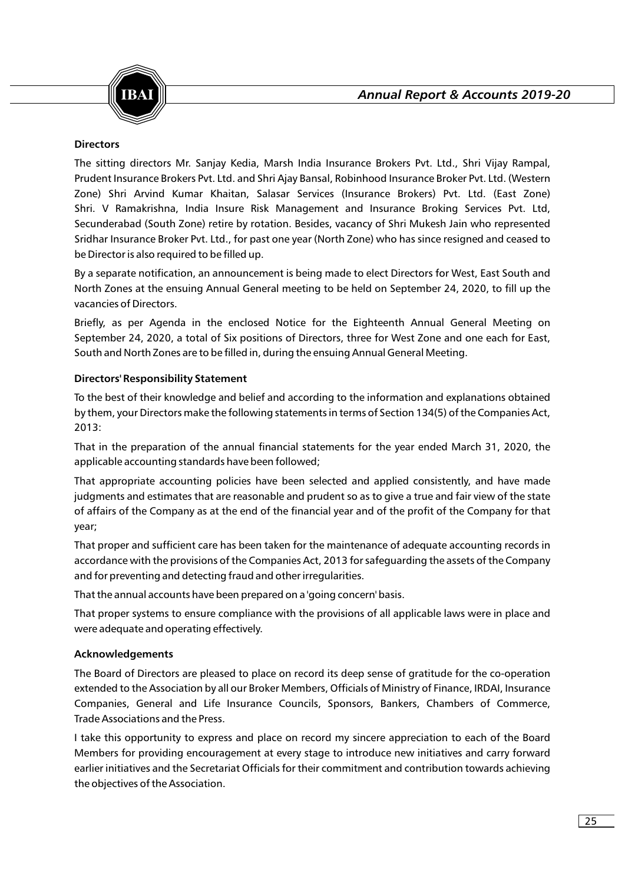**Directors**

The sitting directors Mr. Sanjay Kedia, Marsh India Insurance Brokers Pvt. Ltd., Shri Vijay Rampal, Prudent Insurance Brokers Pvt. Ltd. and Shri Ajay Bansal, Robinhood Insurance Broker Pvt. Ltd. (Western Zone) Shri Arvind Kumar Khaitan, Salasar Services (Insurance Brokers) Pvt. Ltd. (East Zone) Shri. V Ramakrishna, India Insure Risk Management and Insurance Broking Services Pvt. Ltd, Secunderabad (South Zone) retire by rotation. Besides, vacancy of Shri Mukesh Jain who represented Sridhar Insurance Broker Pvt. Ltd., for past one year (North Zone) who has since resigned and ceased to be Director is also required to be filled up.

By a separate notification, an announcement is being made to elect Directors for West, East South and North Zones at the ensuing Annual General meeting to be held on September 24, 2020, to fill up the vacancies of Directors.

Briefly, as per Agenda in the enclosed Notice for the Eighteenth Annual General Meeting on September 24, 2020, a total of Six positions of Directors, three for West Zone and one each for East, South and North Zones are to be filled in, during the ensuing Annual General Meeting.

**Directors' Responsibility Statement**

To the best of their knowledge and belief and according to the information and explanations obtained by them, your Directors make the following statements in terms of Section 134(5) of the Companies Act, 2013:

That in the preparation of the annual financial statements for the year ended March 31, 2020, the applicable accounting standards have been followed;

That appropriate accounting policies have been selected and applied consistently, and have made judgments and estimates that are reasonable and prudent so as to give a true and fair view of the state of affairs of the Company as at the end of the financial year and of the profit of the Company for that year;

That proper and sufficient care has been taken for the maintenance of adequate accounting records in accordance with the provisions of the Companies Act, 2013 for safeguarding the assets of the Company and for preventing and detecting fraud and other irregularities.

That the annual accounts have been prepared on a 'going concern' basis.

That proper systems to ensure compliance with the provisions of all applicable laws were in place and were adequate and operating effectively.

**Acknowledgements**

The Board of Directors are pleased to place on record its deep sense of gratitude for the co-operation extended to the Association by all our Broker Members, Officials of Ministry of Finance, IRDAI, Insurance Companies, General and Life Insurance Councils, Sponsors, Bankers, Chambers of Commerce, Trade Associations and the Press.

I take this opportunity to express and place on record my sincere appreciation to each of the Board Members for providing encouragement at every stage to introduce new initiatives and carry forward earlier initiatives and the Secretariat Officials for their commitment and contribution towards achieving the objectives of the Association.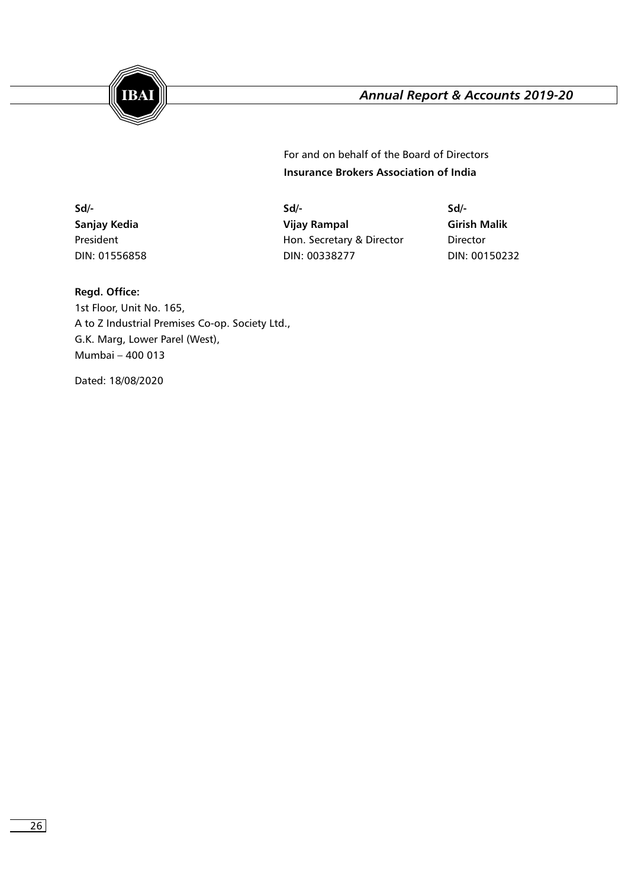For and on behalf of the Board of Directors
**Insurance Brokers Association of India**

| **Sd/-** | **Sd/-** | **Sd/-** |
|---|---|---|
| **Sanjay Kedia** | **Vijay Rampal** | **Girish Malik** |
| President | Hon. Secretary & Director | Director |
| DIN: 01556858 | DIN: 00338277 | DIN: 00150232 |

**Regd. Office:**
1st Floor, Unit No. 165,
A to Z Industrial Premises Co-op. Society Ltd.,
G.K. Marg, Lower Parel (West),
Mumbai – 400 013

Dated: 18/08/2020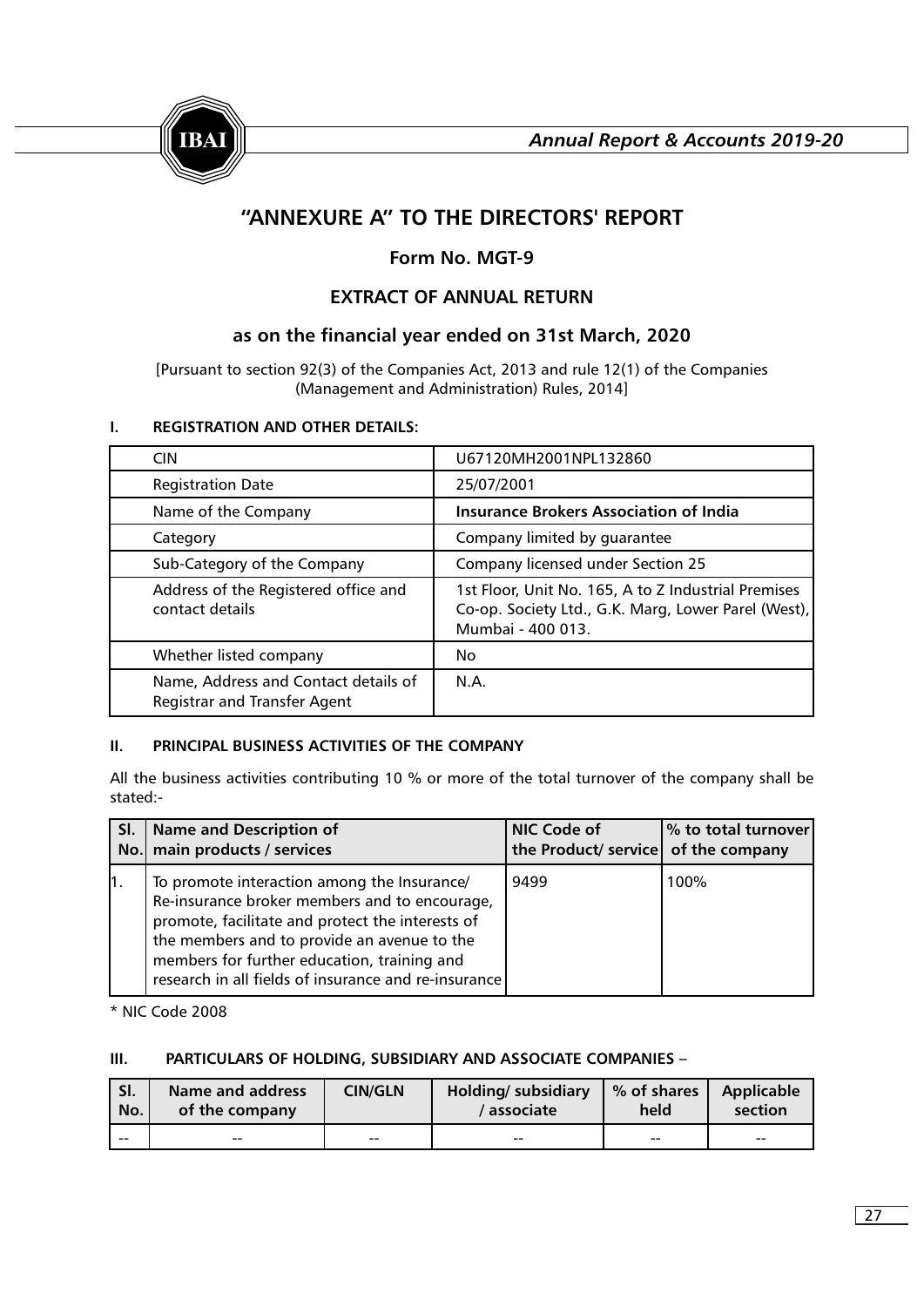# "ANNEXURE A" TO THE DIRECTORS' REPORT

## Form No. MGT-9

## EXTRACT OF ANNUAL RETURN

### as on the financial year ended on 31st March, 2020

[Pursuant to section 92(3) of the Companies Act, 2013 and rule 12(1) of the Companies (Management and Administration) Rules, 2014]

**I. REGISTRATION AND OTHER DETAILS:**

| | |
|---|---|
| CIN | U67120MH2001NPL132860 |
| Registration Date | 25/07/2001 |
| Name of the Company | **Insurance Brokers Association of India** |
| Category | Company limited by guarantee |
| Sub-Category of the Company | Company licensed under Section 25 |
| Address of the Registered office and contact details | 1st Floor, Unit No. 165, A to Z Industrial Premises Co-op. Society Ltd., G.K. Marg, Lower Parel (West), Mumbai - 400 013. |
| Whether listed company | No |
| Name, Address and Contact details of Registrar and Transfer Agent | N.A. |

**II. PRINCIPAL BUSINESS ACTIVITIES OF THE COMPANY**

All the business activities contributing 10 % or more of the total turnover of the company shall be stated:-

| Sl. No. | Name and Description of main products / services | NIC Code of the Product/ service | % to total turnover of the company |
|---|---|---|---|
| 1. | To promote interaction among the Insurance/ Re-insurance broker members and to encourage, promote, facilitate and protect the interests of the members and to provide an avenue to the members for further education, training and research in all fields of insurance and re-insurance | 9499 | 100% |

* NIC Code 2008

**III. PARTICULARS OF HOLDING, SUBSIDIARY AND ASSOCIATE COMPANIES –**

| Sl. No. | Name and address of the company | CIN/GLN | Holding/ subsidiary / associate | % of shares held | Applicable section |
|---|---|---|---|---|---|
| -- | -- | -- | -- | -- | -- |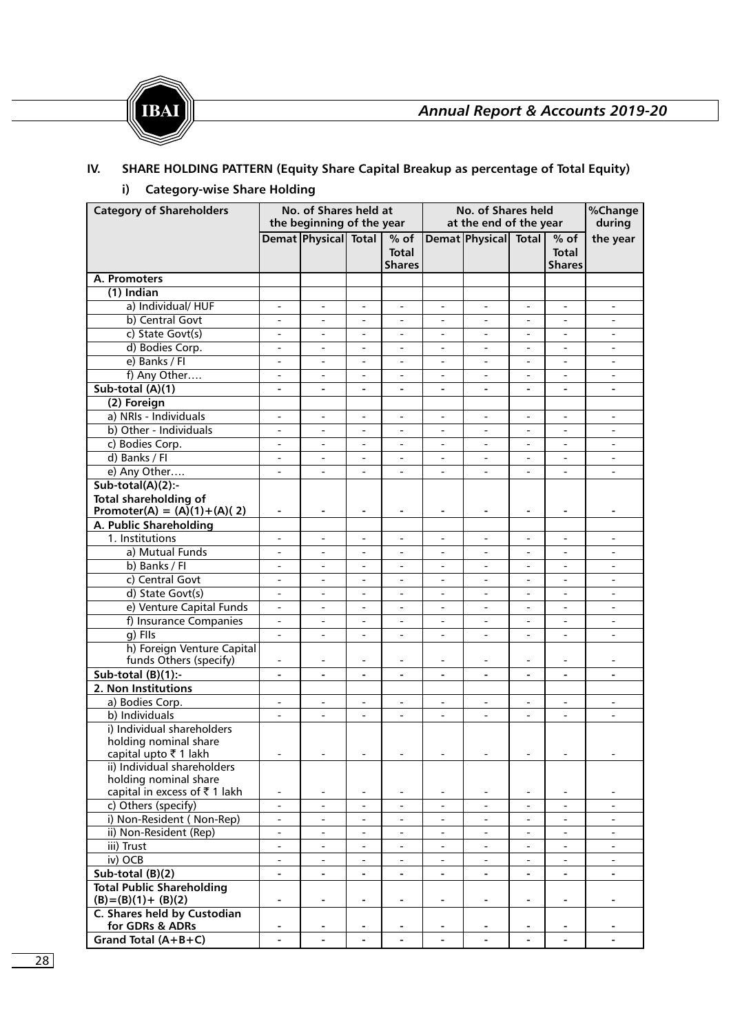## IV. SHARE HOLDING PATTERN (Equity Share Capital Breakup as percentage of Total Equity)

### i) Category-wise Share Holding

| Category of Shareholders | No. of Shares held at the beginning of the year | | | | No. of Shares held at the end of the year | | | | %Change during the year |
|---|---|---|---|---|---|---|---|---|---|
| | Demat | Physical | Total | % of Total Shares | Demat | Physical | Total | % of Total Shares | |
| **A. Promoters** | | | | | | | | | |
| **(1) Indian** | | | | | | | | | |
| a) Individual/ HUF | - | - | - | - | - | - | - | - | - |
| b) Central Govt | - | - | - | - | - | - | - | - | - |
| c) State Govt(s) | - | - | - | - | - | - | - | - | - |
| d) Bodies Corp. | - | - | - | - | - | - | - | - | - |
| e) Banks / FI | - | - | - | - | - | - | - | - | - |
| f) Any Other…. | - | - | - | - | - | - | - | - | - |
| **Sub-total (A)(1)** | - | - | - | - | - | - | - | - | - |
| **(2) Foreign** | | | | | | | | | |
| a) NRIs - Individuals | - | - | - | - | - | - | - | - | - |
| b) Other - Individuals | - | - | - | - | - | - | - | - | - |
| c) Bodies Corp. | - | - | - | - | - | - | - | - | - |
| d) Banks / FI | - | - | - | - | - | - | - | - | - |
| e) Any Other…. | - | - | - | - | - | - | - | - | - |
| **Sub-total(A)(2):- Total shareholding of Promoter(A) = (A)(1)+(A)( 2)** | - | - | - | - | - | - | - | - | - |
| **A. Public Shareholding** | | | | | | | | | |
| 1. Institutions | - | - | - | - | - | - | - | - | - |
| a) Mutual Funds | - | - | - | - | - | - | - | - | - |
| b) Banks / FI | - | - | - | - | - | - | - | - | - |
| c) Central Govt | - | - | - | - | - | - | - | - | - |
| d) State Govt(s) | - | - | - | - | - | - | - | - | - |
| e) Venture Capital Funds | - | - | - | - | - | - | - | - | - |
| f) Insurance Companies | - | - | - | - | - | - | - | - | - |
| g) FIIs | - | - | - | - | - | - | - | - | - |
| h) Foreign Venture Capital funds Others (specify) | - | - | - | - | - | - | - | - | - |
| **Sub-total (B)(1):-** | - | - | - | - | - | - | - | - | - |
| **2. Non Institutions** | | | | | | | | | |
| a) Bodies Corp. | - | - | - | - | - | - | - | - | - |
| b) Individuals | - | - | - | - | - | - | - | - | - |
| i) Individual shareholders holding nominal share capital upto ₹ 1 lakh | - | - | - | - | - | - | - | - | - |
| ii) Individual shareholders holding nominal share capital in excess of ₹ 1 lakh | - | - | - | - | - | - | - | - | - |
| c) Others (specify) | - | - | - | - | - | - | - | - | - |
| i) Non-Resident ( Non-Rep) | - | - | - | - | - | - | - | - | - |
| ii) Non-Resident (Rep) | - | - | - | - | - | - | - | - | - |
| iii) Trust | - | - | - | - | - | - | - | - | - |
| iv) OCB | - | - | - | - | - | - | - | - | - |
| **Sub-total (B)(2)** | - | - | - | - | - | - | - | - | - |
| **Total Public Shareholding (B)=(B)(1)+ (B)(2)** | - | - | - | - | - | - | - | - | - |
| **C. Shares held by Custodian for GDRs & ADRs** | - | - | - | - | - | - | - | - | - |
| **Grand Total (A+B+C)** | - | - | - | - | - | - | - | - | - |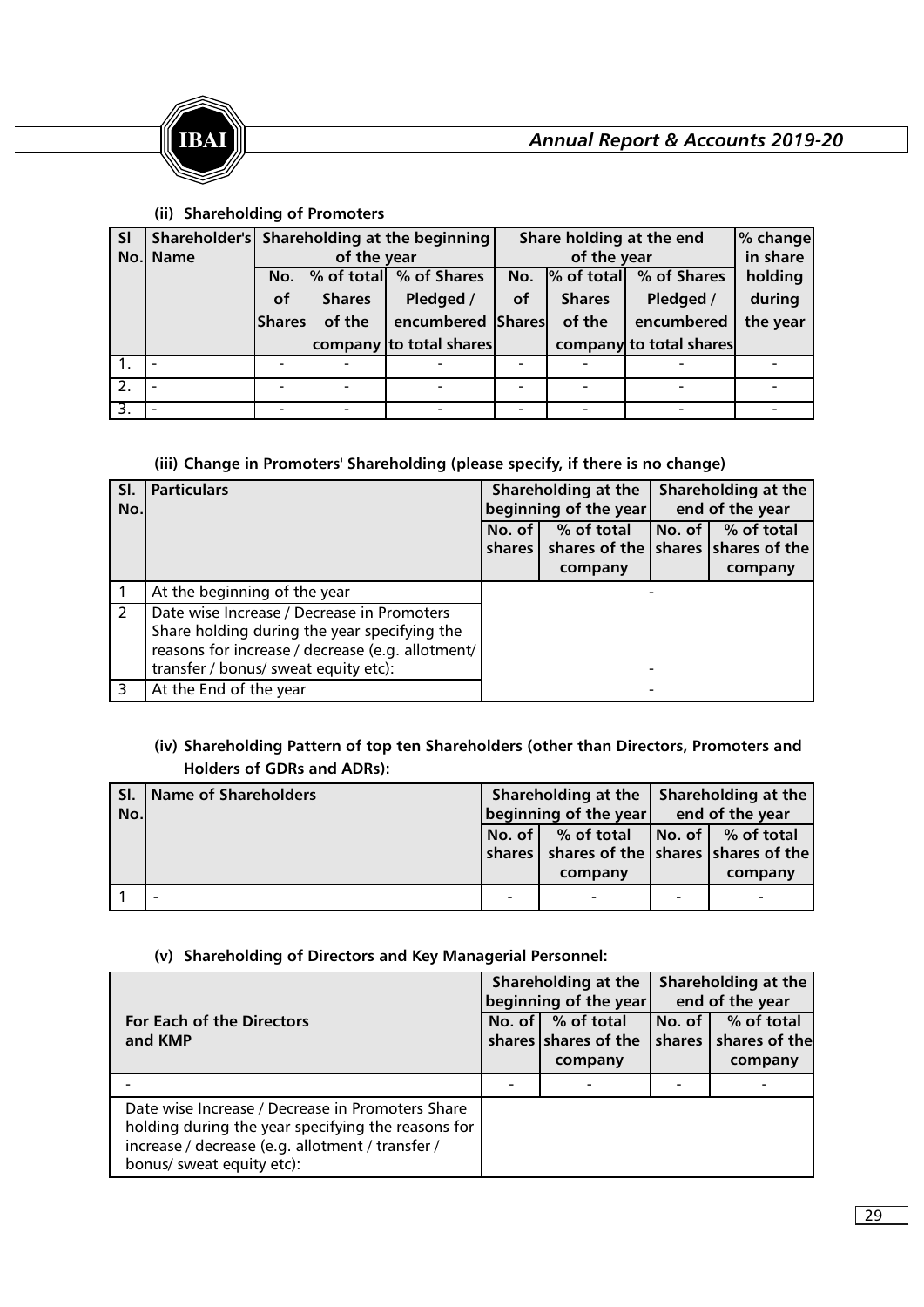### (ii) Shareholding of Promoters

| Sl No. | Shareholder's Name | Shareholding at the beginning of the year | | | Share holding at the end of the year | | | % change in share holding during the year |
|---|---|---|---|---|---|---|---|---|
| | | No. of Shares | % of total Shares of the company | % of Shares Pledged / encumbered to total shares | No. of Shares | % of total Shares of the company | % of Shares Pledged / encumbered to total shares | |
| 1. | - | - | - | - | - | - | - | - |
| 2. | - | - | - | - | - | - | - | - |
| 3. | - | - | - | - | - | - | - | - |

### (iii) Change in Promoters' Shareholding (please specify, if there is no change)

| Sl. No. | Particulars | Shareholding at the beginning of the year | | Shareholding at the end of the year | |
|---|---|---|---|---|---|
| | | No. of shares | % of total shares of the company | No. of shares | % of total shares of the company |
| 1 | At the beginning of the year | | - | | |
| 2 | Date wise Increase / Decrease in Promoters Share holding during the year specifying the reasons for increase / decrease (e.g. allotment/ transfer / bonus/ sweat equity etc): | | - | | |
| 3 | At the End of the year | | - | | |

### (iv) Shareholding Pattern of top ten Shareholders (other than Directors, Promoters and Holders of GDRs and ADRs):

| Sl. No. | Name of Shareholders | Shareholding at the beginning of the year | | Shareholding at the end of the year | |
|---|---|---|---|---|---|
| | | No. of shares | % of total shares of the company | No. of shares | % of total shares of the company |
| 1 | - | - | - | - | - |

### (v) Shareholding of Directors and Key Managerial Personnel:

| For Each of the Directors and KMP | Shareholding at the beginning of the year | | Shareholding at the end of the year | |
|---|---|---|---|---|
| | No. of shares | % of total shares of the company | No. of shares | % of total shares of the company |
| - | - | - | - | - |
| Date wise Increase / Decrease in Promoters Share holding during the year specifying the reasons for increase / decrease (e.g. allotment / transfer / bonus/ sweat equity etc): | | | | |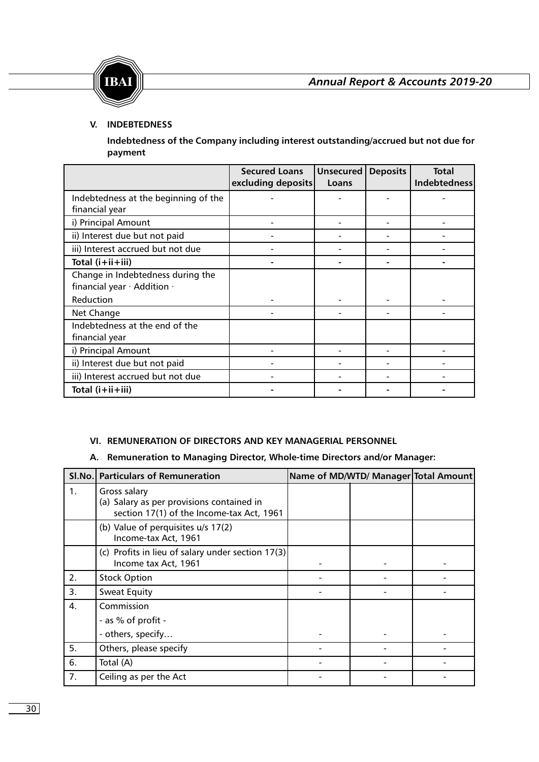### V. INDEBTEDNESS

**Indebtedness of the Company including interest outstanding/accrued but not due for payment**

| | Secured Loans excluding deposits | Unsecured Loans | Deposits | Total Indebtedness |
|---|---|---|---|---|
| Indebtedness at the beginning of the financial year | - | - | - | - |
| i) Principal Amount | - | - | - | - |
| ii) Interest due but not paid | - | - | - | - |
| iii) Interest accrued but not due | - | - | - | - |
| **Total (i+ii+iii)** | **-** | **-** | **-** | **-** |
| Change in Indebtedness during the financial year · Addition · Reduction | - | - | - | - |
| Net Change | - | - | - | - |
| Indebtedness at the end of the financial year | | | | |
| i) Principal Amount | - | - | - | - |
| ii) Interest due but not paid | - | - | - | - |
| iii) Interest accrued but not due | - | - | - | - |
| **Total (i+ii+iii)** | **-** | **-** | **-** | **-** |

### VI. REMUNERATION OF DIRECTORS AND KEY MANAGERIAL PERSONNEL

**A. Remuneration to Managing Director, Whole-time Directors and/or Manager:**

| Sl.No. | Particulars of Remuneration | Name of MD/WTD/ Manager | | Total Amount |
|---|---|---|---|---|
| 1. | Gross salary<br>(a) Salary as per provisions contained in section 17(1) of the Income-tax Act, 1961 | | | |
| | (b) Value of perquisites u/s 17(2) Income-tax Act, 1961 | | | |
| | (c) Profits in lieu of salary under section 17(3) Income tax Act, 1961 | - | - | - |
| 2. | Stock Option | - | - | - |
| 3. | Sweat Equity | - | - | - |
| 4. | Commission<br>- as % of profit -<br>- others, specify… | - | - | - |
| 5. | Others, please specify | - | - | - |
| 6. | Total (A) | - | - | - |
| 7. | Ceiling as per the Act | - | - | - |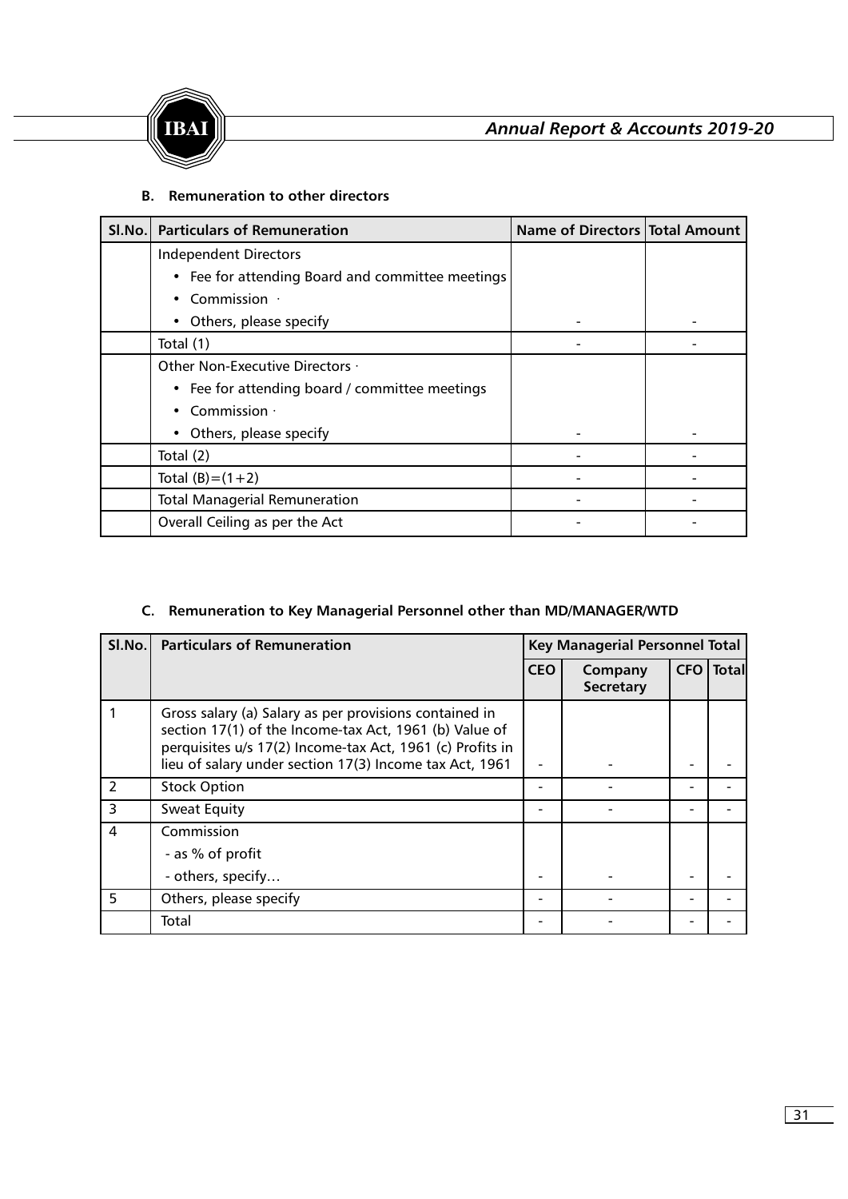### B. Remuneration to other directors

| Sl.No. | Particulars of Remuneration | Name of Directors | Total Amount |
|---|---|---|---|
| | Independent Directors<br>• Fee for attending Board and committee meetings<br>• Commission ·<br>• Others, please specify | - | - |
| | Total (1) | - | - |
| | Other Non-Executive Directors ·<br>• Fee for attending board / committee meetings<br>• Commission ·<br>• Others, please specify | - | - |
| | Total (2) | - | - |
| | Total (B)=(1+2) | - | - |
| | Total Managerial Remuneration | - | - |
| | Overall Ceiling as per the Act | - | - |

### C. Remuneration to Key Managerial Personnel other than MD/MANAGER/WTD

| Sl.No. | Particulars of Remuneration | Key Managerial Personnel Total | | | |
|---|---|---|---|---|---|
| | | CEO | Company Secretary | CFO | Total |
| 1 | Gross salary (a) Salary as per provisions contained in section 17(1) of the Income-tax Act, 1961 (b) Value of perquisites u/s 17(2) Income-tax Act, 1961 (c) Profits in lieu of salary under section 17(3) Income tax Act, 1961 | - | - | - | - |
| 2 | Stock Option | - | - | - | - |
| 3 | Sweat Equity | - | - | - | - |
| 4 | Commission<br>- as % of profit<br>- others, specify… | - | - | - | - |
| 5 | Others, please specify | - | - | - | - |
| | Total | - | - | - | - |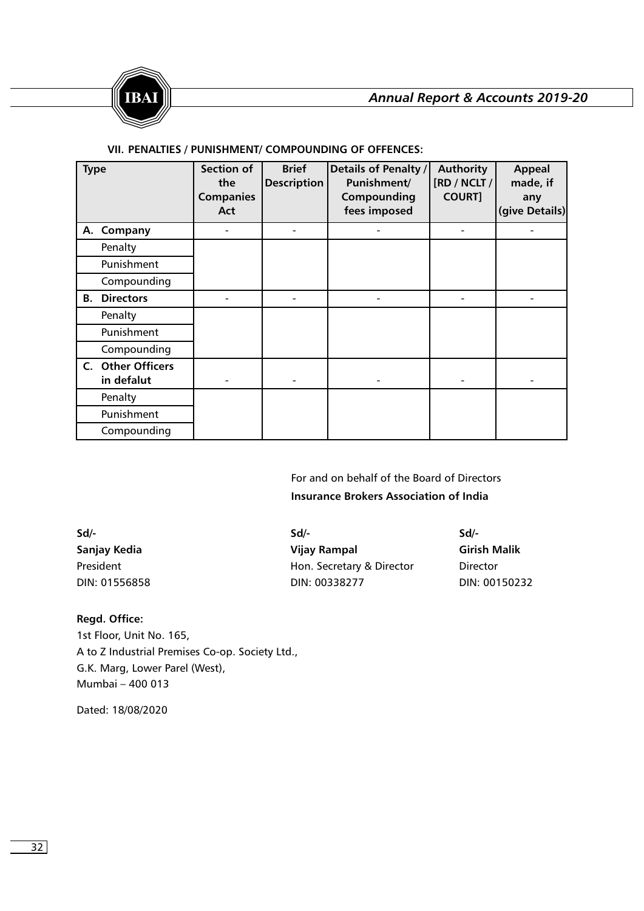### VII. PENALTIES / PUNISHMENT/ COMPOUNDING OF OFFENCES:

| Type | Section of the Companies Act | Brief Description | Details of Penalty / Punishment/ Compounding fees imposed | Authority [RD / NCLT / COURT] | Appeal made, if any (give Details) |
|---|---|---|---|---|---|
| **A. Company** | - | - | - | - | - |
| Penalty | | | | | |
| Punishment | | | | | |
| Compounding | | | | | |
| **B. Directors** | - | - | - | - | - |
| Penalty | | | | | |
| Punishment | | | | | |
| Compounding | | | | | |
| **C. Other Officers in defalut** | - | - | - | - | - |
| Penalty | | | | | |
| Punishment | | | | | |
| Compounding | | | | | |

For and on behalf of the Board of Directors
**Insurance Brokers Association of India**

**Sd/-**
**Sanjay Kedia**
President
DIN: 01556858

**Sd/-**
**Vijay Rampal**
Hon. Secretary & Director
DIN: 00338277

**Sd/-**
**Girish Malik**
Director
DIN: 00150232

**Regd. Office:**
1st Floor, Unit No. 165,
A to Z Industrial Premises Co-op. Society Ltd.,
G.K. Marg, Lower Parel (West),
Mumbai – 400 013

Dated: 18/08/2020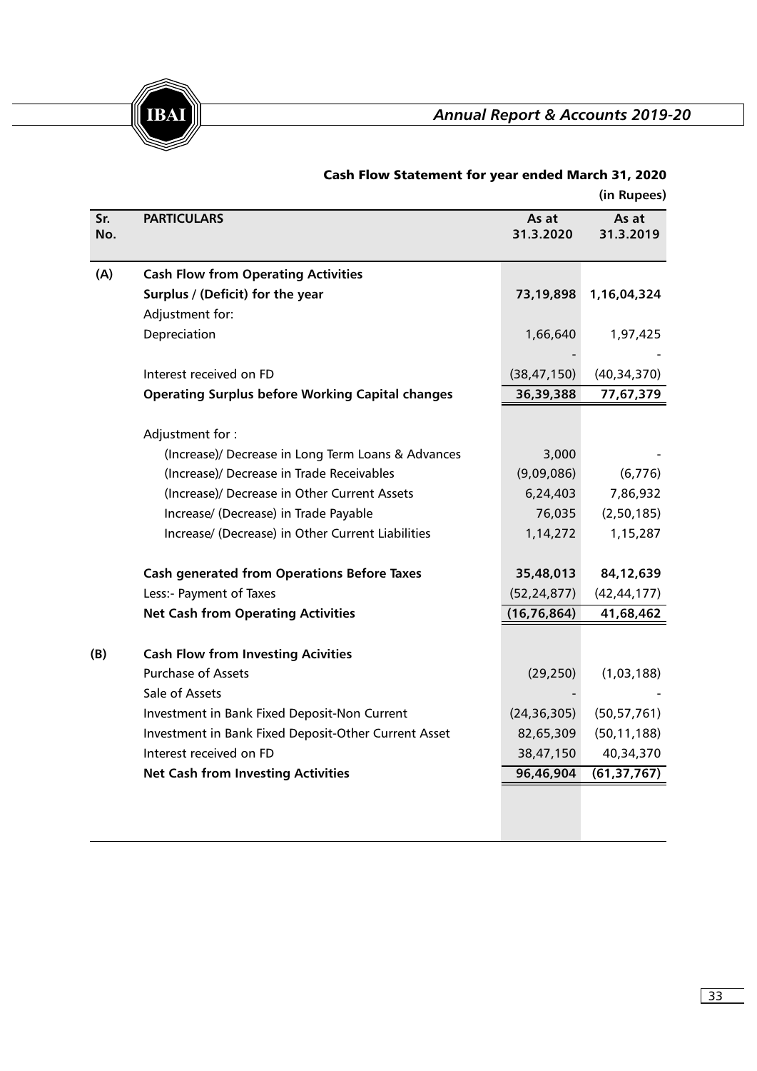## Cash Flow Statement for year ended March 31, 2020

**(in Rupees)**

| Sr. No. | PARTICULARS | As at 31.3.2020 | As at 31.3.2019 |
|---|---|---|---|
| (A) | **Cash Flow from Operating Activities** | | |
| | **Surplus / (Deficit) for the year** | **73,19,898** | **1,16,04,324** |
| | Adjustment for: | | |
| | Depreciation | 1,66,640 | 1,97,425 |
| | | - | - |
| | Interest received on FD | (38,47,150) | (40,34,370) |
| | **Operating Surplus before Working Capital changes** | **36,39,388** | **77,67,379** |
| | Adjustment for : | | |
| | (Increase)/ Decrease in Long Term Loans & Advances | 3,000 | - |
| | (Increase)/ Decrease in Trade Receivables | (9,09,086) | (6,776) |
| | (Increase)/ Decrease in Other Current Assets | 6,24,403 | 7,86,932 |
| | Increase/ (Decrease) in Trade Payable | 76,035 | (2,50,185) |
| | Increase/ (Decrease) in Other Current Liabilities | 1,14,272 | 1,15,287 |
| | **Cash generated from Operations Before Taxes** | **35,48,013** | **84,12,639** |
| | Less:- Payment of Taxes | (52,24,877) | (42,44,177) |
| | **Net Cash from Operating Activities** | **(16,76,864)** | **41,68,462** |
| (B) | **Cash Flow from Investing Acivities** | | |
| | Purchase of Assets | (29,250) | (1,03,188) |
| | Sale of Assets | - | - |
| | Investment in Bank Fixed Deposit-Non Current | (24,36,305) | (50,57,761) |
| | Investment in Bank Fixed Deposit-Other Current Asset | 82,65,309 | (50,11,188) |
| | Interest received on FD | 38,47,150 | 40,34,370 |
| | **Net Cash from Investing Activities** | **96,46,904** | **(61,37,767)** |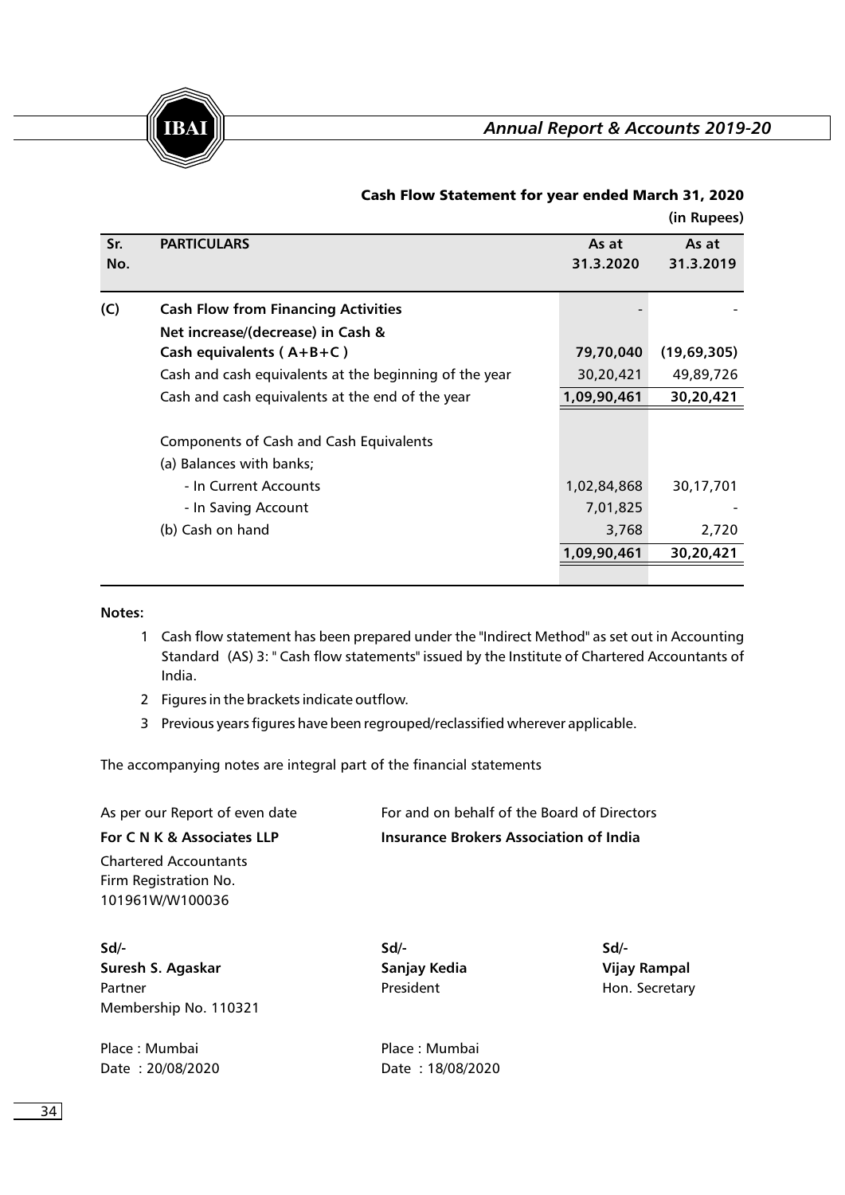## Cash Flow Statement for year ended March 31, 2020

(in Rupees)

| Sr. No. | PARTICULARS | As at 31.3.2020 | As at 31.3.2019 |
|---|---|---|---|
| (C) | **Cash Flow from Financing Activities** | - | - |
| | **Net increase/(decrease) in Cash & Cash equivalents ( A+B+C )** | **79,70,040** | **(19,69,305)** |
| | Cash and cash equivalents at the beginning of the year | 30,20,421 | 49,89,726 |
| | Cash and cash equivalents at the end of the year | **1,09,90,461** | **30,20,421** |
| | | | |
| | Components of Cash and Cash Equivalents | | |
| | (a) Balances with banks; | | |
| | - In Current Accounts | 1,02,84,868 | 30,17,701 |
| | - In Saving Account | 7,01,825 | - |
| | (b) Cash on hand | 3,768 | 2,720 |
| | | **1,09,90,461** | **30,20,421** |

**Notes:**

1. Cash flow statement has been prepared under the "Indirect Method" as set out in Accounting Standard (AS) 3: " Cash flow statements" issued by the Institute of Chartered Accountants of India.
2. Figures in the brackets indicate outflow.
3. Previous years figures have been regrouped/reclassified wherever applicable.

The accompanying notes are integral part of the financial statements

As per our Report of even date

**For C N K & Associates LLP**

Chartered Accountants

Firm Registration No. 101961W/W100036

Sd/-

**Suresh S. Agaskar**

Partner

Membership No. 110321

Place : Mumbai

Date : 20/08/2020

For and on behalf of the Board of Directors

**Insurance Brokers Association of India**

Sd/-

**Sanjay Kedia**

President

Sd/-

**Vijay Rampal**

Hon. Secretary

Place : Mumbai

Date : 18/08/2020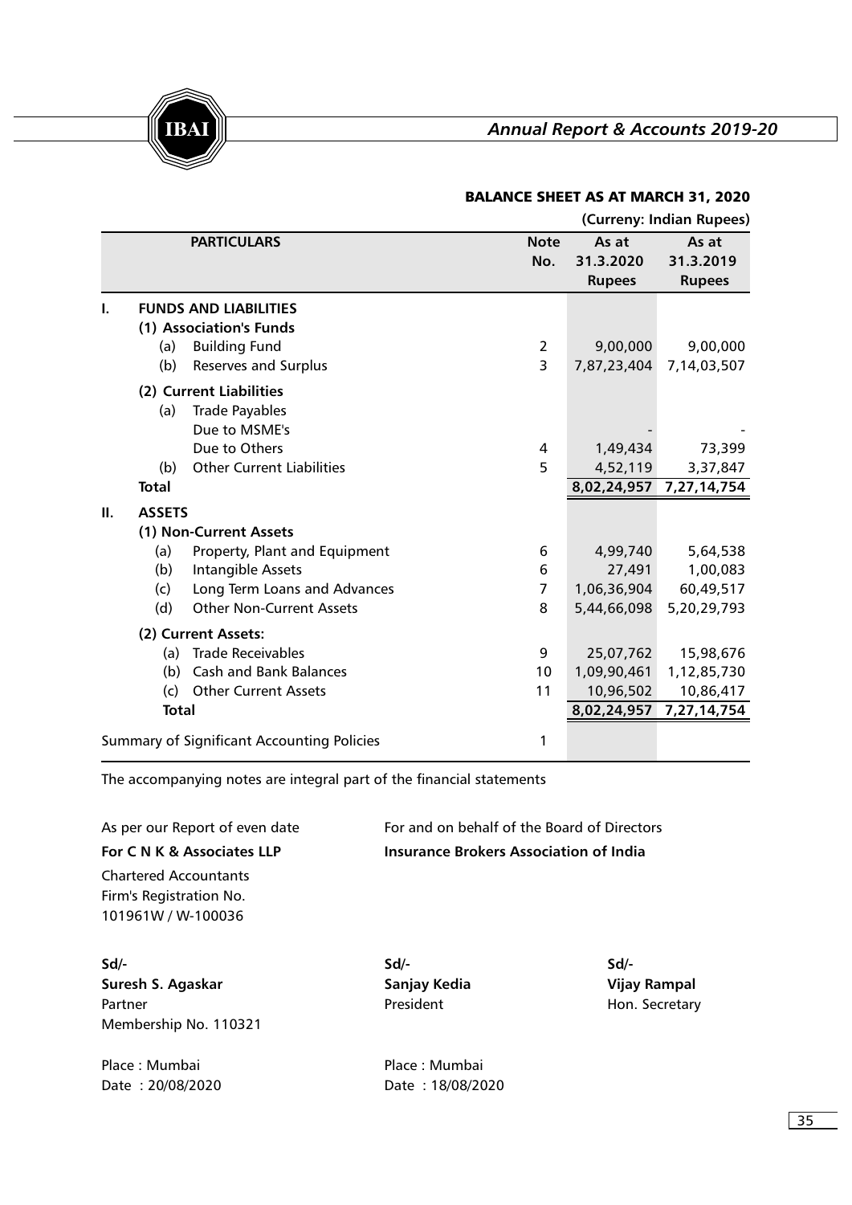## BALANCE SHEET AS AT MARCH 31, 2020

**(Curreny: Indian Rupees)**

| | PARTICULARS | Note No. | As at 31.3.2020 Rupees | As at 31.3.2019 Rupees |
|---|---|---|---|---|
| **I.** | **FUNDS AND LIABILITIES** | | | |
| | **(1) Association's Funds** | | | |
| | (a) Building Fund | 2 | 9,00,000 | 9,00,000 |
| | (b) Reserves and Surplus | 3 | 7,87,23,404 | 7,14,03,507 |
| | **(2) Current Liabilities** | | | |
| | (a) Trade Payables | | | |
| | Due to MSME's | | - | - |
| | Due to Others | 4 | 1,49,434 | 73,399 |
| | (b) Other Current Liabilities | 5 | 4,52,119 | 3,37,847 |
| | **Total** | | 8,02,24,957 | 7,27,14,754 |
| **II.** | **ASSETS** | | | |
| | **(1) Non-Current Assets** | | | |
| | (a) Property, Plant and Equipment | 6 | 4,99,740 | 5,64,538 |
| | (b) Intangible Assets | 6 | 27,491 | 1,00,083 |
| | (c) Long Term Loans and Advances | 7 | 1,06,36,904 | 60,49,517 |
| | (d) Other Non-Current Assets | 8 | 5,44,66,098 | 5,20,29,793 |
| | **(2) Current Assets:** | | | |
| | (a) Trade Receivables | 9 | 25,07,762 | 15,98,676 |
| | (b) Cash and Bank Balances | 10 | 1,09,90,461 | 1,12,85,730 |
| | (c) Other Current Assets | 11 | 10,96,502 | 10,86,417 |
| | **Total** | | 8,02,24,957 | 7,27,14,754 |
| | Summary of Significant Accounting Policies | 1 | | |

The accompanying notes are integral part of the financial statements

As per our Report of even date
**For C N K & Associates LLP**
Chartered Accountants
Firm's Registration No.
101961W / W-100036

Sd/-
**Suresh S. Agaskar**
Partner
Membership No. 110321

Place : Mumbai
Date : 20/08/2020

For and on behalf of the Board of Directors
**Insurance Brokers Association of India**

Sd/-
**Sanjay Kedia**
President

Sd/-
**Vijay Rampal**
Hon. Secretary

Place : Mumbai
Date : 18/08/2020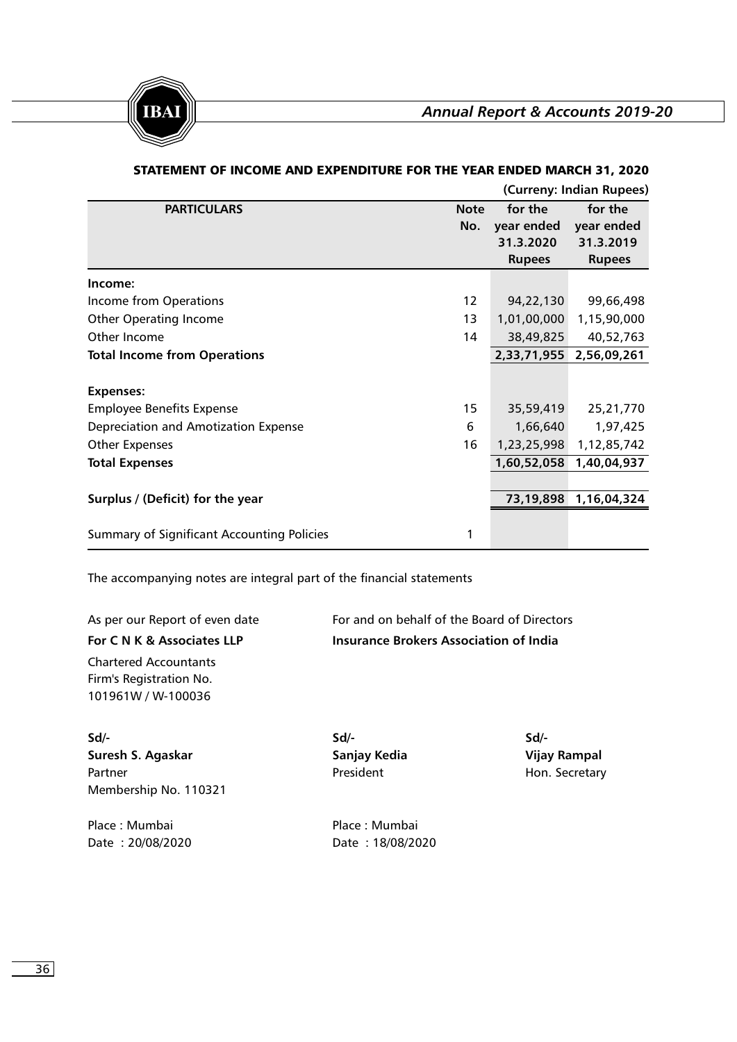## STATEMENT OF INCOME AND EXPENDITURE FOR THE YEAR ENDED MARCH 31, 2020

(Curreny: Indian Rupees)

| PARTICULARS | Note No. | for the year ended 31.3.2020 Rupees | for the year ended 31.3.2019 Rupees |
|---|---|---|---|
| **Income:** | | | |
| Income from Operations | 12 | 94,22,130 | 99,66,498 |
| Other Operating Income | 13 | 1,01,00,000 | 1,15,90,000 |
| Other Income | 14 | 38,49,825 | 40,52,763 |
| **Total Income from Operations** | | 2,33,71,955 | 2,56,09,261 |
| **Expenses:** | | | |
| Employee Benefits Expense | 15 | 35,59,419 | 25,21,770 |
| Depreciation and Amotization Expense | 6 | 1,66,640 | 1,97,425 |
| Other Expenses | 16 | 1,23,25,998 | 1,12,85,742 |
| **Total Expenses** | | 1,60,52,058 | 1,40,04,937 |
| **Surplus / (Deficit) for the year** | | 73,19,898 | 1,16,04,324 |
| Summary of Significant Accounting Policies | 1 | | |

The accompanying notes are integral part of the financial statements

As per our Report of even date
**For C N K & Associates LLP**
Chartered Accountants
Firm's Registration No.
101961W / W-100036

For and on behalf of the Board of Directors
**Insurance Brokers Association of India**

Sd/-
**Suresh S. Agaskar**
Partner
Membership No. 110321

Sd/-
**Sanjay Kedia**
President

Sd/-
**Vijay Rampal**
Hon. Secretary

Place : Mumbai
Date : 20/08/2020

Place : Mumbai
Date : 18/08/2020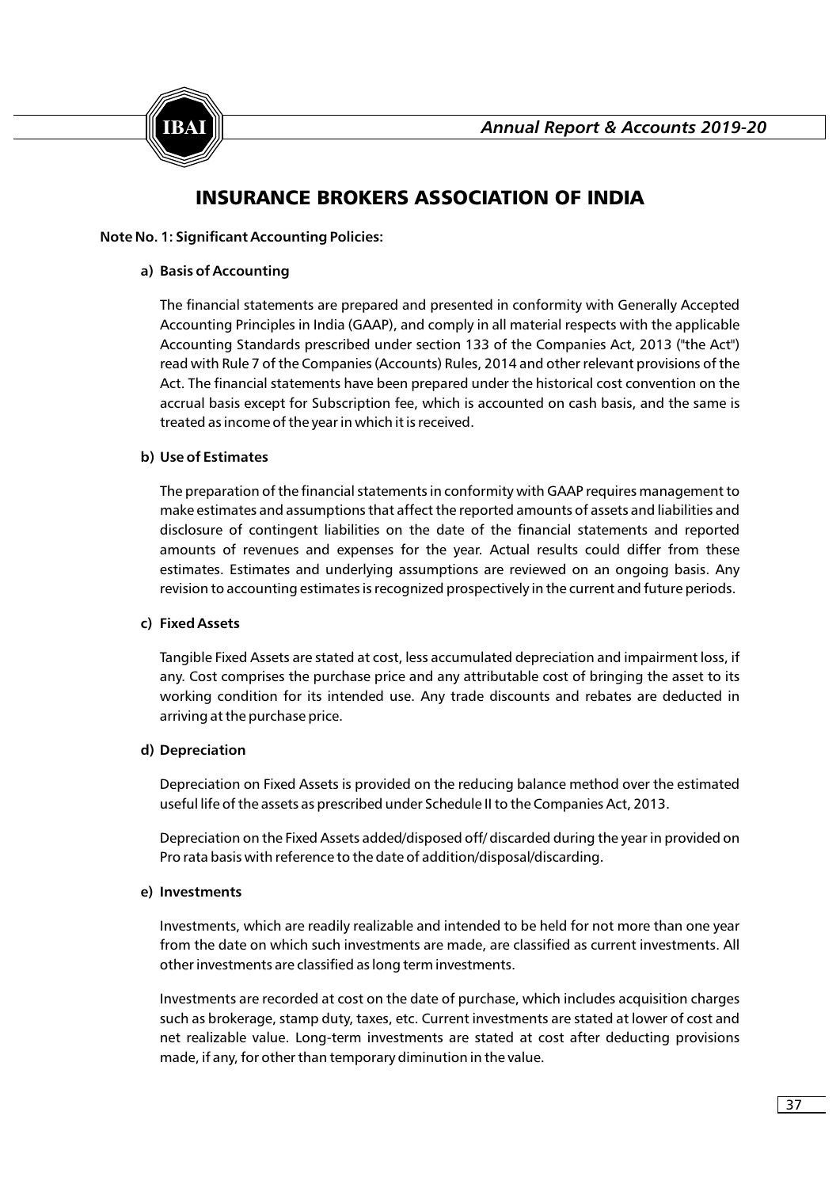# INSURANCE BROKERS ASSOCIATION OF INDIA

**Note No. 1: Significant Accounting Policies:**

**a) Basis of Accounting**

The financial statements are prepared and presented in conformity with Generally Accepted Accounting Principles in India (GAAP), and comply in all material respects with the applicable Accounting Standards prescribed under section 133 of the Companies Act, 2013 ("the Act") read with Rule 7 of the Companies (Accounts) Rules, 2014 and other relevant provisions of the Act. The financial statements have been prepared under the historical cost convention on the accrual basis except for Subscription fee, which is accounted on cash basis, and the same is treated as income of the year in which it is received.

**b) Use of Estimates**

The preparation of the financial statements in conformity with GAAP requires management to make estimates and assumptions that affect the reported amounts of assets and liabilities and disclosure of contingent liabilities on the date of the financial statements and reported amounts of revenues and expenses for the year. Actual results could differ from these estimates. Estimates and underlying assumptions are reviewed on an ongoing basis. Any revision to accounting estimates is recognized prospectively in the current and future periods.

**c) Fixed Assets**

Tangible Fixed Assets are stated at cost, less accumulated depreciation and impairment loss, if any. Cost comprises the purchase price and any attributable cost of bringing the asset to its working condition for its intended use. Any trade discounts and rebates are deducted in arriving at the purchase price.

**d) Depreciation**

Depreciation on Fixed Assets is provided on the reducing balance method over the estimated useful life of the assets as prescribed under Schedule II to the Companies Act, 2013.

Depreciation on the Fixed Assets added/disposed off/ discarded during the year in provided on Pro rata basis with reference to the date of addition/disposal/discarding.

**e) Investments**

Investments, which are readily realizable and intended to be held for not more than one year from the date on which such investments are made, are classified as current investments. All other investments are classified as long term investments.

Investments are recorded at cost on the date of purchase, which includes acquisition charges such as brokerage, stamp duty, taxes, etc. Current investments are stated at lower of cost and net realizable value. Long-term investments are stated at cost after deducting provisions made, if any, for other than temporary diminution in the value.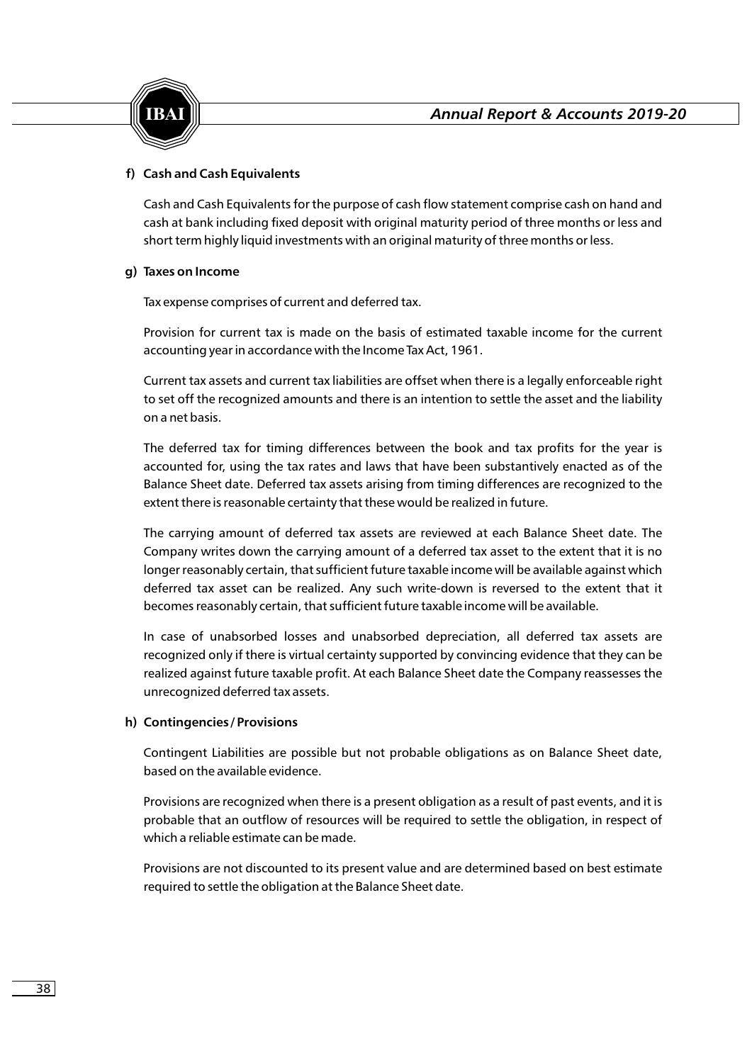**f) Cash and Cash Equivalents**

Cash and Cash Equivalents for the purpose of cash flow statement comprise cash on hand and cash at bank including fixed deposit with original maturity period of three months or less and short term highly liquid investments with an original maturity of three months or less.

**g) Taxes on Income**

Tax expense comprises of current and deferred tax.

Provision for current tax is made on the basis of estimated taxable income for the current accounting year in accordance with the Income Tax Act, 1961.

Current tax assets and current tax liabilities are offset when there is a legally enforceable right to set off the recognized amounts and there is an intention to settle the asset and the liability on a net basis.

The deferred tax for timing differences between the book and tax profits for the year is accounted for, using the tax rates and laws that have been substantively enacted as of the Balance Sheet date. Deferred tax assets arising from timing differences are recognized to the extent there is reasonable certainty that these would be realized in future.

The carrying amount of deferred tax assets are reviewed at each Balance Sheet date. The Company writes down the carrying amount of a deferred tax asset to the extent that it is no longer reasonably certain, that sufficient future taxable income will be available against which deferred tax asset can be realized. Any such write-down is reversed to the extent that it becomes reasonably certain, that sufficient future taxable income will be available.

In case of unabsorbed losses and unabsorbed depreciation, all deferred tax assets are recognized only if there is virtual certainty supported by convincing evidence that they can be realized against future taxable profit. At each Balance Sheet date the Company reassesses the unrecognized deferred tax assets.

**h) Contingencies / Provisions**

Contingent Liabilities are possible but not probable obligations as on Balance Sheet date, based on the available evidence.

Provisions are recognized when there is a present obligation as a result of past events, and it is probable that an outflow of resources will be required to settle the obligation, in respect of which a reliable estimate can be made.

Provisions are not discounted to its present value and are determined based on best estimate required to settle the obligation at the Balance Sheet date.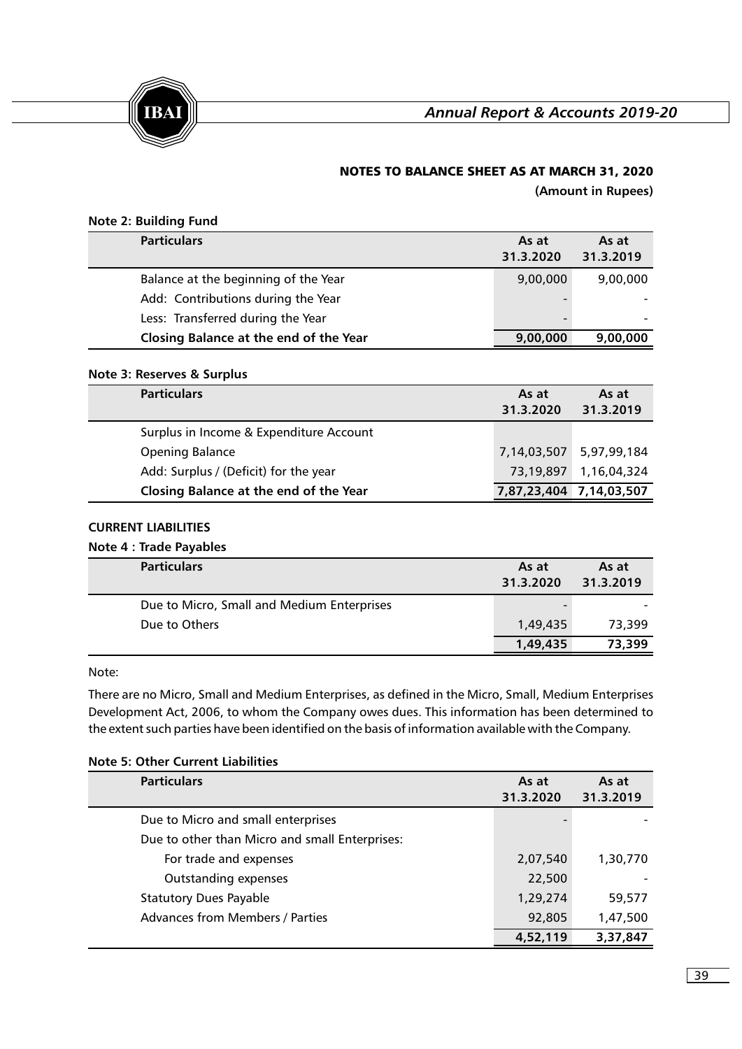## NOTES TO BALANCE SHEET AS AT MARCH 31, 2020

**(Amount in Rupees)**

### Note 2: Building Fund

| Particulars | As at 31.3.2020 | As at 31.3.2019 |
|---|---|---|
| Balance at the beginning of the Year | 9,00,000 | 9,00,000 |
| Add: Contributions during the Year | - | - |
| Less: Transferred during the Year | - | - |
| **Closing Balance at the end of the Year** | **9,00,000** | **9,00,000** |

### Note 3: Reserves & Surplus

| Particulars | As at 31.3.2020 | As at 31.3.2019 |
|---|---|---|
| Surplus in Income & Expenditure Account | | |
| Opening Balance | 7,14,03,507 | 5,97,99,184 |
| Add: Surplus / (Deficit) for the year | 73,19,897 | 1,16,04,324 |
| **Closing Balance at the end of the Year** | **7,87,23,404** | **7,14,03,507** |

### CURRENT LIABILITIES

### Note 4 : Trade Payables

| Particulars | As at 31.3.2020 | As at 31.3.2019 |
|---|---|---|
| Due to Micro, Small and Medium Enterprises | - | - |
| Due to Others | 1,49,435 | 73,399 |
| | **1,49,435** | **73,399** |

Note:

There are no Micro, Small and Medium Enterprises, as defined in the Micro, Small, Medium Enterprises Development Act, 2006, to whom the Company owes dues. This information has been determined to the extent such parties have been identified on the basis of information available with the Company.

### Note 5: Other Current Liabilities

| Particulars | As at 31.3.2020 | As at 31.3.2019 |
|---|---|---|
| Due to Micro and small enterprises | - | - |
| Due to other than Micro and small Enterprises: | | |
| For trade and expenses | 2,07,540 | 1,30,770 |
| Outstanding expenses | 22,500 | - |
| Statutory Dues Payable | 1,29,274 | 59,577 |
| Advances from Members / Parties | 92,805 | 1,47,500 |
| | **4,52,119** | **3,37,847** |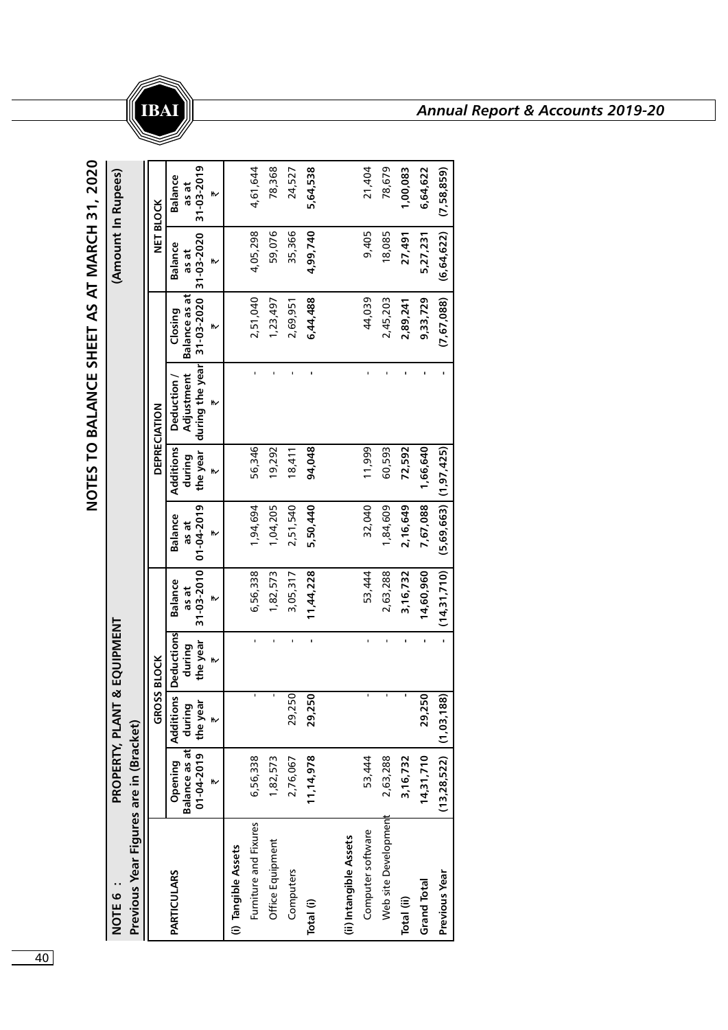## NOTES TO BALANCE SHEET AS AT MARCH 31, 2020

**NOTE 6 : PROPERTY, PLANT & EQUIPMENT**

**Previous Year Figures are in (Bracket)** **(Amount In Rupees)**

| PARTICULARS | GROSS BLOCK | | | | DEPRECIATION | | | | NET BLOCK | |
|---|---|---|---|---|---|---|---|---|---|---|
| | Opening Balance as at 01-04-2019 ₹ | Additions during the year ₹ | Deductions during the year ₹ | Balance as at 31-03-2010 ₹ | Balance as at 01-04-2019 ₹ | Additions during the year ₹ | Deduction / Adjustment during the year ₹ | Closing Balance as at 31-03-2020 ₹ | Balance as at 31-03-2020 ₹ | Balance as at 31-03-2019 ₹ |
| **(i) Tangible Assets** | | | | | | | | | | |
| Furniture and Fixures | 6,56,338 | - | - | 6,56,338 | 1,94,694 | 56,346 | - | 2,51,040 | 4,05,298 | 4,61,644 |
| Office Equipment | 1,82,573 | - | - | 1,82,573 | 1,04,205 | 19,292 | - | 1,23,497 | 59,076 | 78,368 |
| Computers | 2,76,067 | 29,250 | - | 3,05,317 | 2,51,540 | 18,411 | - | 2,69,951 | 35,366 | 24,527 |
| **Total (i)** | **11,14,978** | **29,250** | **-** | **11,44,228** | **5,50,440** | **94,048** | **-** | **6,44,488** | **4,99,740** | **5,64,538** |
| **(ii) Intangible Assets** | | | | | | | | | | |
| Computer software | 53,444 | - | - | 53,444 | 32,040 | 11,999 | - | 44,039 | 9,405 | 21,404 |
| Web site Development | 2,63,288 | - | - | 2,63,288 | 1,84,609 | 60,593 | - | 2,45,203 | 18,085 | 78,679 |
| **Total (ii)** | **3,16,732** | **-** | **-** | **3,16,732** | **2,16,649** | **72,592** | **-** | **2,89,241** | **27,491** | **1,00,083** |
| **Grand Total** | **14,31,710** | **29,250** | **-** | **14,60,960** | **7,67,088** | **1,66,640** | **-** | **9,33,729** | **5,27,231** | **6,64,622** |
| **Previous Year** | **(13,28,522)** | **(1,03,188)** | **-** | **(14,31,710)** | **(5,69,663)** | **(1,97,425)** | **-** | **(7,67,088)** | **(6,64,622)** | **(7,58,859)** |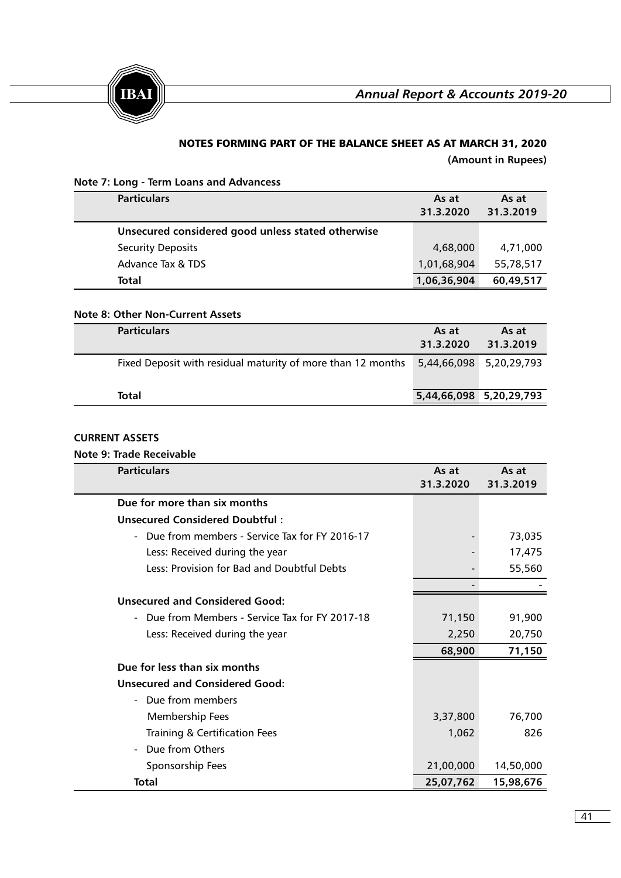## NOTES FORMING PART OF THE BALANCE SHEET AS AT MARCH 31, 2020

**(Amount in Rupees)**

**Note 7: Long - Term Loans and Advancess**

| Particulars | As at 31.3.2020 | As at 31.3.2019 |
|---|---|---|
| **Unsecured considered good unless stated otherwise** | | |
| Security Deposits | 4,68,000 | 4,71,000 |
| Advance Tax & TDS | 1,01,68,904 | 55,78,517 |
| **Total** | **1,06,36,904** | **60,49,517** |

**Note 8: Other Non-Current Assets**

| Particulars | As at 31.3.2020 | As at 31.3.2019 |
|---|---|---|
| Fixed Deposit with residual maturity of more than 12 months | 5,44,66,098 | 5,20,29,793 |
| **Total** | **5,44,66,098** | **5,20,29,793** |

**CURRENT ASSETS**

**Note 9: Trade Receivable**

| Particulars | As at 31.3.2020 | As at 31.3.2019 |
|---|---|---|
| **Due for more than six months** | | |
| **Unsecured Considered Doubtful :** | | |
| - Due from members - Service Tax for FY 2016-17 | - | 73,035 |
| Less: Received during the year | - | 17,475 |
| Less: Provision for Bad and Doubtful Debts | - | 55,560 |
| | - | - |
| **Unsecured and Considered Good:** | | |
| - Due from Members - Service Tax for FY 2017-18 | 71,150 | 91,900 |
| Less: Received during the year | 2,250 | 20,750 |
| | **68,900** | **71,150** |
| **Due for less than six months** | | |
| **Unsecured and Considered Good:** | | |
| - Due from members | | |
| Membership Fees | 3,37,800 | 76,700 |
| Training & Certification Fees | 1,062 | 826 |
| - Due from Others | | |
| Sponsorship Fees | 21,00,000 | 14,50,000 |
| **Total** | **25,07,762** | **15,98,676** |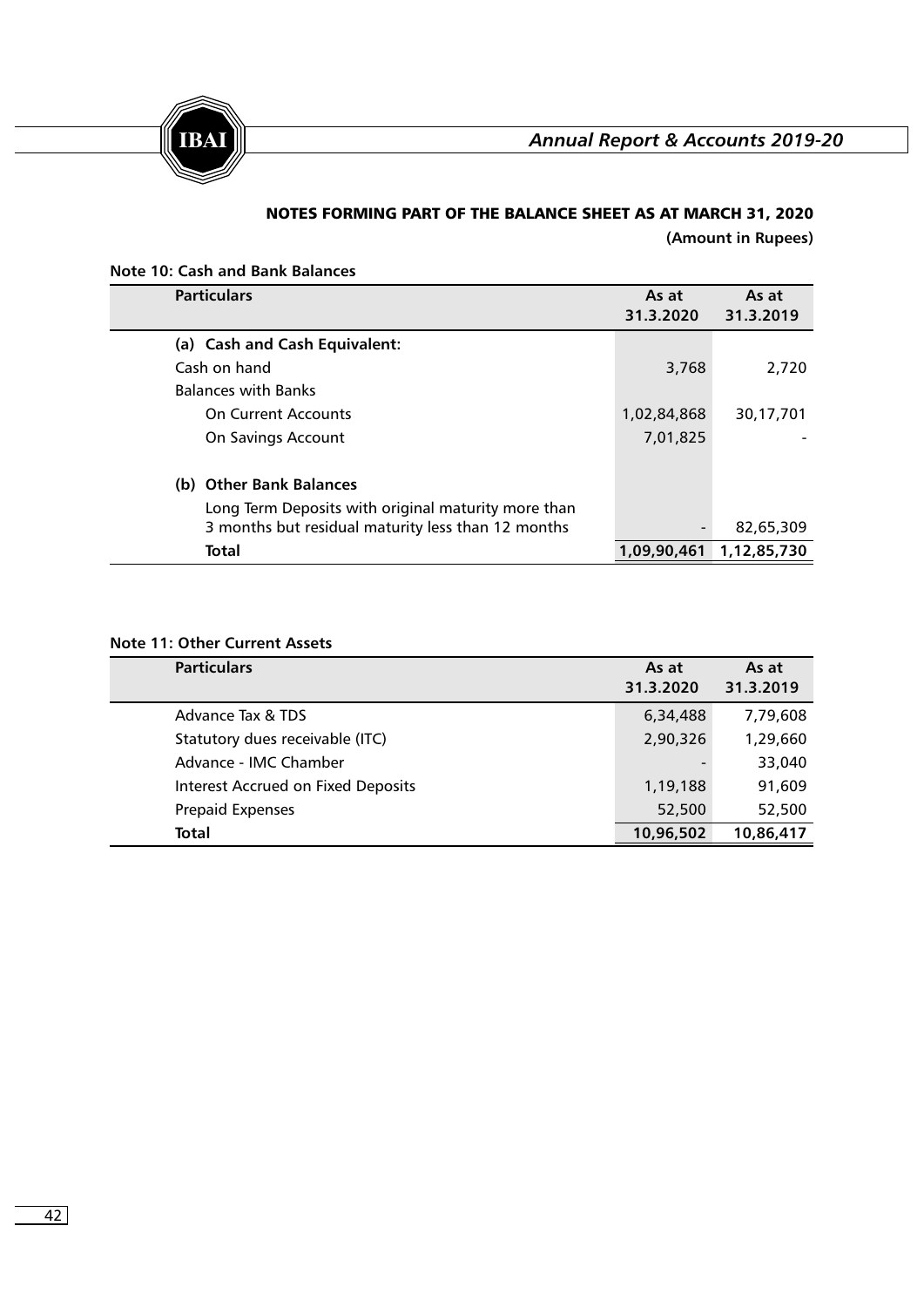## NOTES FORMING PART OF THE BALANCE SHEET AS AT MARCH 31, 2020

**(Amount in Rupees)**

**Note 10: Cash and Bank Balances**

| Particulars | As at 31.3.2020 | As at 31.3.2019 |
|---|---|---|
| **(a) Cash and Cash Equivalent:** | | |
| Cash on hand | 3,768 | 2,720 |
| Balances with Banks | | |
| On Current Accounts | 1,02,84,868 | 30,17,701 |
| On Savings Account | 7,01,825 | - |
| **(b) Other Bank Balances** | | |
| Long Term Deposits with original maturity more than 3 months but residual maturity less than 12 months | - | 82,65,309 |
| **Total** | **1,09,90,461** | **1,12,85,730** |

**Note 11: Other Current Assets**

| Particulars | As at 31.3.2020 | As at 31.3.2019 |
|---|---|---|
| Advance Tax & TDS | 6,34,488 | 7,79,608 |
| Statutory dues receivable (ITC) | 2,90,326 | 1,29,660 |
| Advance - IMC Chamber | - | 33,040 |
| Interest Accrued on Fixed Deposits | 1,19,188 | 91,609 |
| Prepaid Expenses | 52,500 | 52,500 |
| **Total** | **10,96,502** | **10,86,417** |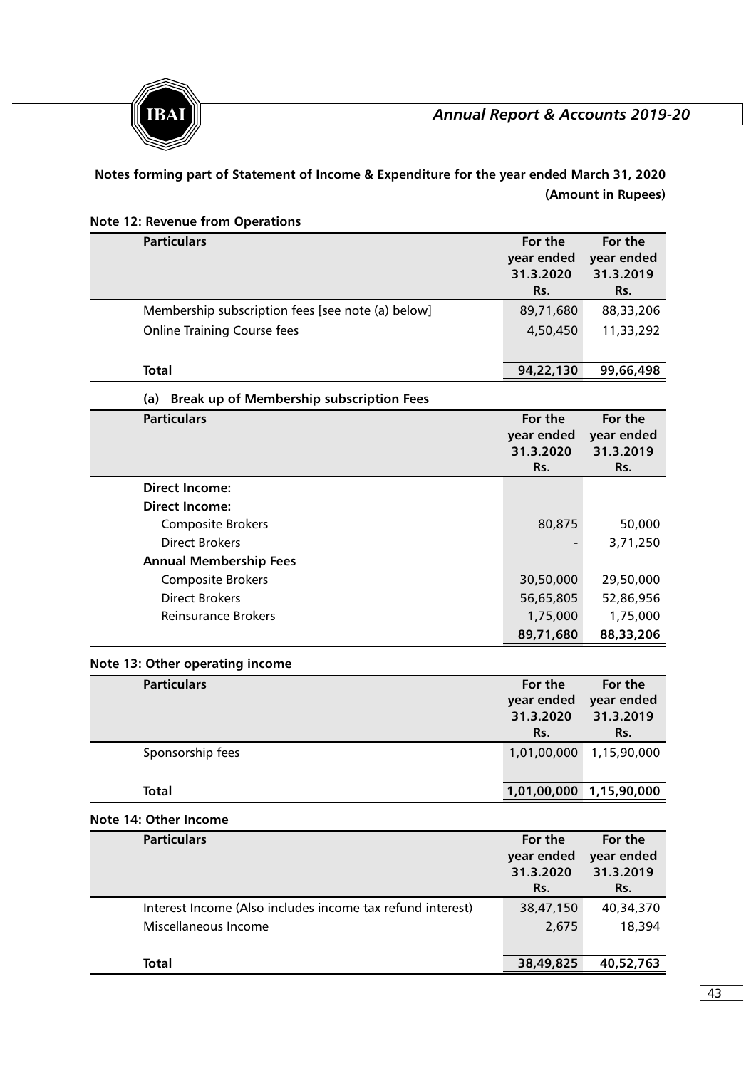**Notes forming part of Statement of Income & Expenditure for the year ended March 31, 2020**

**(Amount in Rupees)**

**Note 12: Revenue from Operations**

| Particulars | For the year ended 31.3.2020 Rs. | For the year ended 31.3.2019 Rs. |
|---|---|---|
| Membership subscription fees [see note (a) below] | 89,71,680 | 88,33,206 |
| Online Training Course fees | 4,50,450 | 11,33,292 |
| **Total** | **94,22,130** | **99,66,498** |

**(a) Break up of Membership subscription Fees**

| Particulars | For the year ended 31.3.2020 Rs. | For the year ended 31.3.2019 Rs. |
|---|---|---|
| **Direct Income:** | | |
| **Direct Income:** | | |
| Composite Brokers | 80,875 | 50,000 |
| Direct Brokers | - | 3,71,250 |
| **Annual Membership Fees** | | |
| Composite Brokers | 30,50,000 | 29,50,000 |
| Direct Brokers | 56,65,805 | 52,86,956 |
| Reinsurance Brokers | 1,75,000 | 1,75,000 |
| | **89,71,680** | **88,33,206** |

**Note 13: Other operating income**

| Particulars | For the year ended 31.3.2020 Rs. | For the year ended 31.3.2019 Rs. |
|---|---|---|
| Sponsorship fees | 1,01,00,000 | 1,15,90,000 |
| **Total** | **1,01,00,000** | **1,15,90,000** |

**Note 14: Other Income**

| Particulars | For the year ended 31.3.2020 Rs. | For the year ended 31.3.2019 Rs. |
|---|---|---|
| Interest Income (Also includes income tax refund interest) | 38,47,150 | 40,34,370 |
| Miscellaneous Income | 2,675 | 18,394 |
| **Total** | **38,49,825** | **40,52,763** |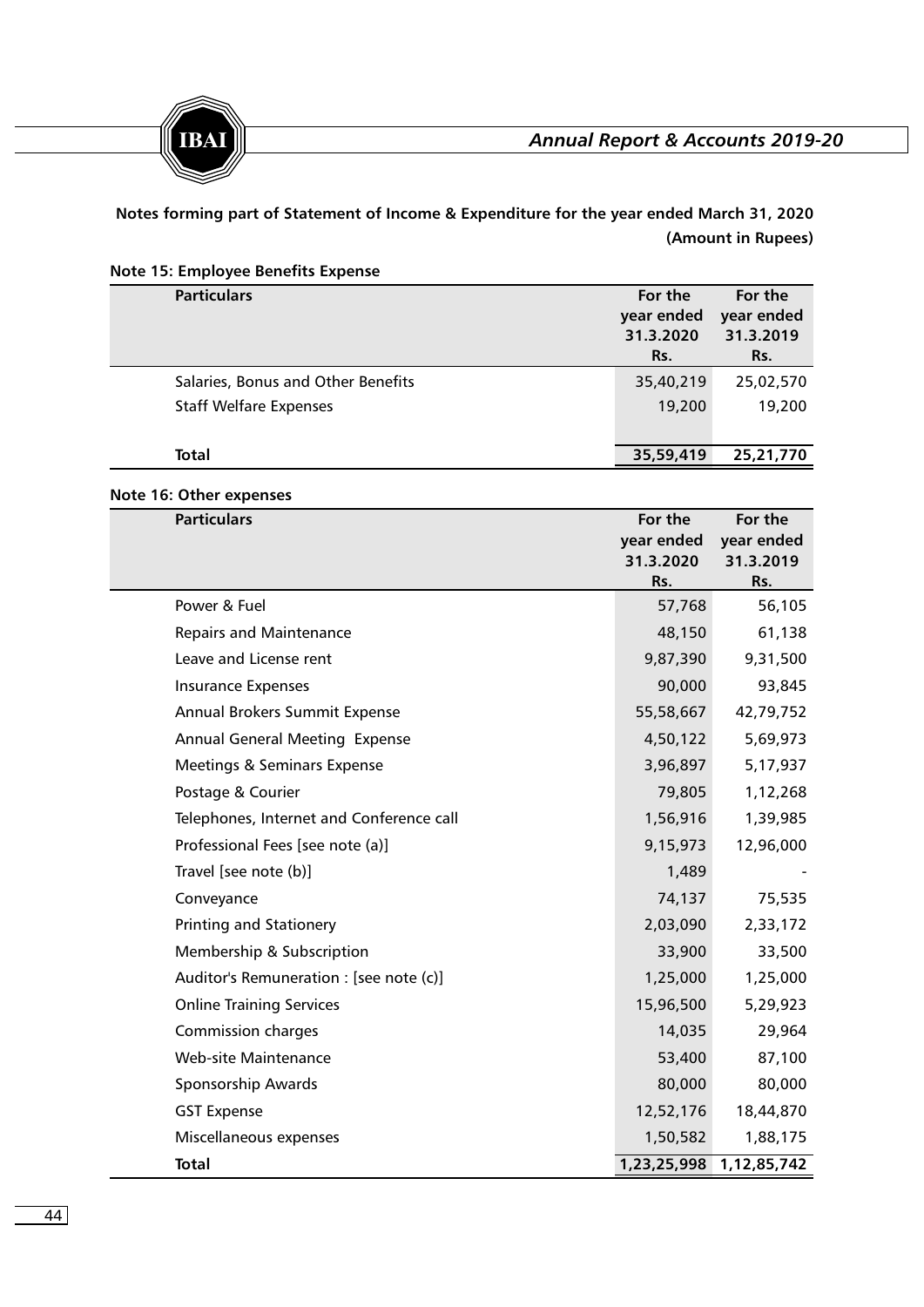**Notes forming part of Statement of Income & Expenditure for the year ended March 31, 2020**

**(Amount in Rupees)**

**Note 15: Employee Benefits Expense**

| Particulars | For the year ended 31.3.2020 Rs. | For the year ended 31.3.2019 Rs. |
|---|---|---|
| Salaries, Bonus and Other Benefits | 35,40,219 | 25,02,570 |
| Staff Welfare Expenses | 19,200 | 19,200 |
| **Total** | **35,59,419** | **25,21,770** |

**Note 16: Other expenses**

| Particulars | For the year ended 31.3.2020 Rs. | For the year ended 31.3.2019 Rs. |
|---|---|---|
| Power & Fuel | 57,768 | 56,105 |
| Repairs and Maintenance | 48,150 | 61,138 |
| Leave and License rent | 9,87,390 | 9,31,500 |
| Insurance Expenses | 90,000 | 93,845 |
| Annual Brokers Summit Expense | 55,58,667 | 42,79,752 |
| Annual General Meeting Expense | 4,50,122 | 5,69,973 |
| Meetings & Seminars Expense | 3,96,897 | 5,17,937 |
| Postage & Courier | 79,805 | 1,12,268 |
| Telephones, Internet and Conference call | 1,56,916 | 1,39,985 |
| Professional Fees [see note (a)] | 9,15,973 | 12,96,000 |
| Travel [see note (b)] | 1,489 | - |
| Conveyance | 74,137 | 75,535 |
| Printing and Stationery | 2,03,090 | 2,33,172 |
| Membership & Subscription | 33,900 | 33,500 |
| Auditor's Remuneration : [see note (c)] | 1,25,000 | 1,25,000 |
| Online Training Services | 15,96,500 | 5,29,923 |
| Commission charges | 14,035 | 29,964 |
| Web-site Maintenance | 53,400 | 87,100 |
| Sponsorship Awards | 80,000 | 80,000 |
| GST Expense | 12,52,176 | 18,44,870 |
| Miscellaneous expenses | 1,50,582 | 1,88,175 |
| **Total** | **1,23,25,998** | **1,12,85,742** |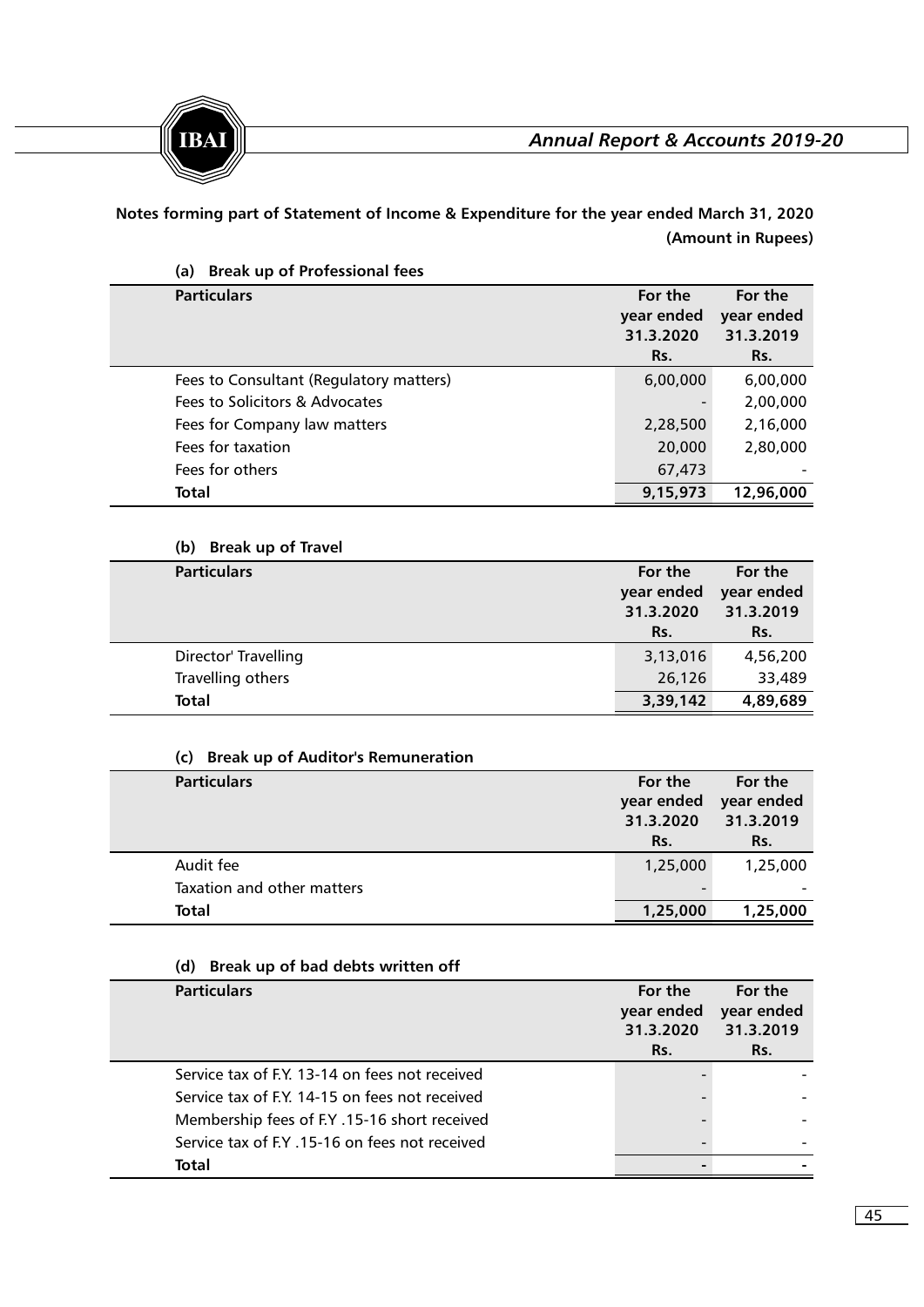**Notes forming part of Statement of Income & Expenditure for the year ended March 31, 2020**

**(Amount in Rupees)**

**(a) Break up of Professional fees**

| Particulars | For the year ended 31.3.2020 Rs. | For the year ended 31.3.2019 Rs. |
|---|---|---|
| Fees to Consultant (Regulatory matters) | 6,00,000 | 6,00,000 |
| Fees to Solicitors & Advocates | - | 2,00,000 |
| Fees for Company law matters | 2,28,500 | 2,16,000 |
| Fees for taxation | 20,000 | 2,80,000 |
| Fees for others | 67,473 | - |
| **Total** | **9,15,973** | **12,96,000** |

**(b) Break up of Travel**

| Particulars | For the year ended 31.3.2020 Rs. | For the year ended 31.3.2019 Rs. |
|---|---|---|
| Director' Travelling | 3,13,016 | 4,56,200 |
| Travelling others | 26,126 | 33,489 |
| **Total** | **3,39,142** | **4,89,689** |

**(c) Break up of Auditor's Remuneration**

| Particulars | For the year ended 31.3.2020 Rs. | For the year ended 31.3.2019 Rs. |
|---|---|---|
| Audit fee | 1,25,000 | 1,25,000 |
| Taxation and other matters | - | - |
| **Total** | **1,25,000** | **1,25,000** |

**(d) Break up of bad debts written off**

| Particulars | For the year ended 31.3.2020 Rs. | For the year ended 31.3.2019 Rs. |
|---|---|---|
| Service tax of F.Y. 13-14 on fees not received | - | - |
| Service tax of F.Y. 14-15 on fees not received | - | - |
| Membership fees of F.Y .15-16 short received | - | - |
| Service tax of F.Y .15-16 on fees not received | - | - |
| **Total** | **-** | **-** |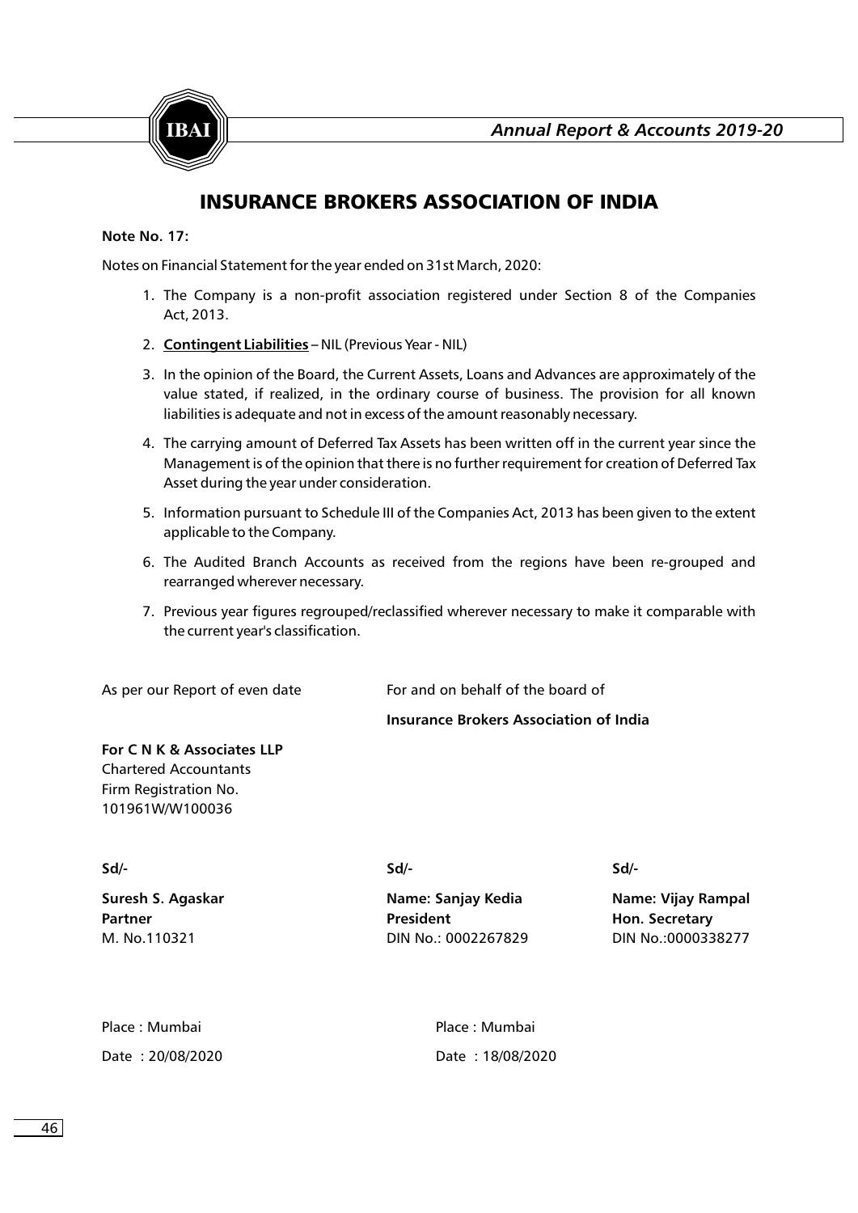# INSURANCE BROKERS ASSOCIATION OF INDIA

**Note No. 17:**

Notes on Financial Statement for the year ended on 31st March, 2020:

1. The Company is a non-profit association registered under Section 8 of the Companies Act, 2013.
2. **Contingent Liabilities** – NIL (Previous Year - NIL)
3. In the opinion of the Board, the Current Assets, Loans and Advances are approximately of the value stated, if realized, in the ordinary course of business. The provision for all known liabilities is adequate and not in excess of the amount reasonably necessary.
4. The carrying amount of Deferred Tax Assets has been written off in the current year since the Management is of the opinion that there is no further requirement for creation of Deferred Tax Asset during the year under consideration.
5. Information pursuant to Schedule III of the Companies Act, 2013 has been given to the extent applicable to the Company.
6. The Audited Branch Accounts as received from the regions have been re-grouped and rearranged wherever necessary.
7. Previous year figures regrouped/reclassified wherever necessary to make it comparable with the current year's classification.

As per our Report of even date

For and on behalf of the board of
**Insurance Brokers Association of India**

**For C N K & Associates LLP**
Chartered Accountants
Firm Registration No.
101961W/W100036

| Sd/- | Sd/- | Sd/- |
|---|---|---|
| **Suresh S. Agaskar** | **Name: Sanjay Kedia** | **Name: Vijay Rampal** |
| **Partner** | **President** | **Hon. Secretary** |
| M. No.110321 | DIN No.: 0002267829 | DIN No.:0000338277 |

Place : Mumbai
Date : 20/08/2020

Place : Mumbai
Date : 18/08/2020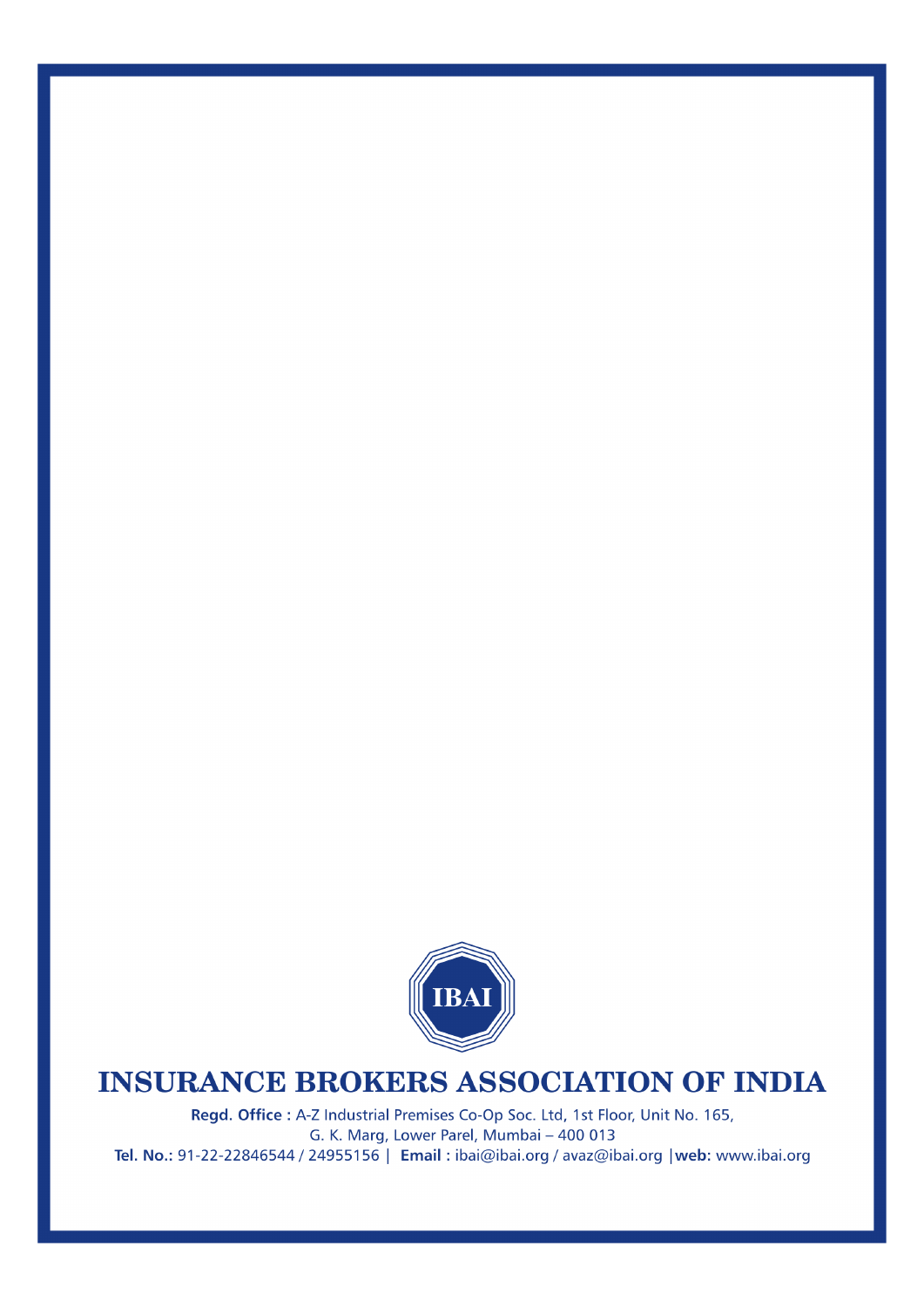IBAI

# INSURANCE BROKERS ASSOCIATION OF INDIA

**Regd. Office :** A-Z Industrial Premises Co-Op Soc. Ltd, 1st Floor, Unit No. 165, G. K. Marg, Lower Parel, Mumbai – 400 013

**Tel. No.:** 91-22-22846544 / 24955156 | **Email :** ibai@ibai.org / avaz@ibai.org | **web:** www.ibai.org